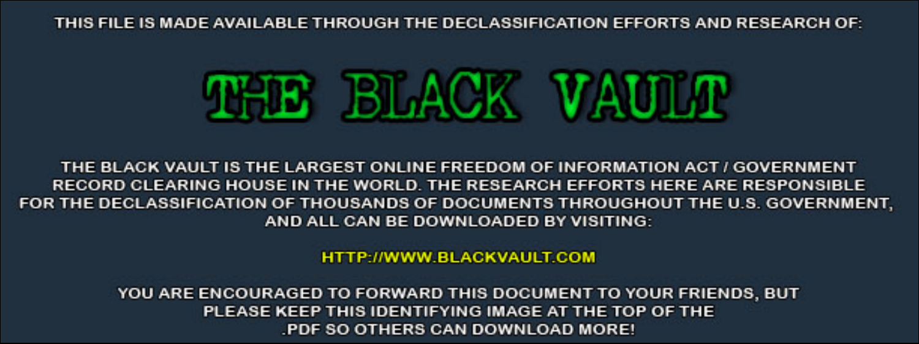THIS FILE IS MADE AVAILABLE THROUGH THE DECLASSIFICATION EFFORTS AND RESEARCH OF:

# THE BLACK VAULT

THE BLACK VAULT IS THE LARGEST ONLINE FREEDOM OF INFORMATION ACT / GOVERNMENT RECORD CLEARING HOUSE IN THE WORLD. THE RESEARCH EFFORTS HERE ARE RESPONSIBLE FOR THE DECLASSIFICATION OF THOUSANDS OF DOCUMENTS THROUGHOUT THE U.S. GOVERNMENT, AND ALL CAN BE DOWNLOADED BY VISITING:

HTTP://WWW.BLACKVAULT.COM

YOU ARE ENCOURAGED TO FORWARD THIS DOCUMENT TO YOUR FRIENDS, BUT PLEASE KEEP THIS IDENTIFYING IMAGE AT THE TOP OF THE .PDF SO OTHERS CAN DOWNLOAD MORE!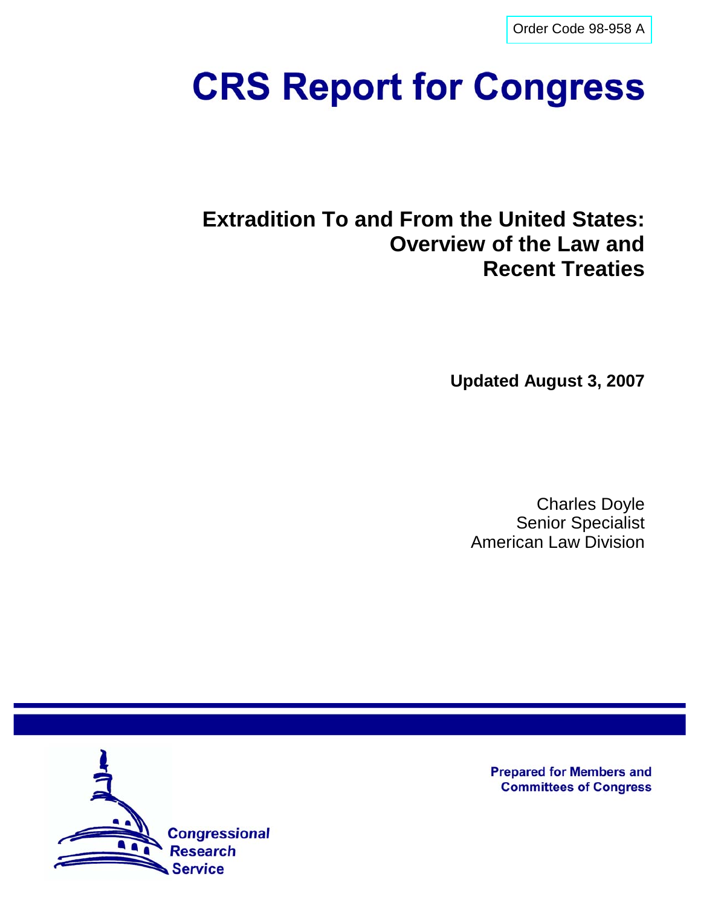Order Code 98-958 A

# CRS Report for Congress

## Extradition To and From the United States: Overview of the Law and Recent Treaties

**Updated August 3, 2007**

Charles Doyle
Senior Specialist
American Law Division

Prepared for Members and Committees of Congress

Congressional Research Service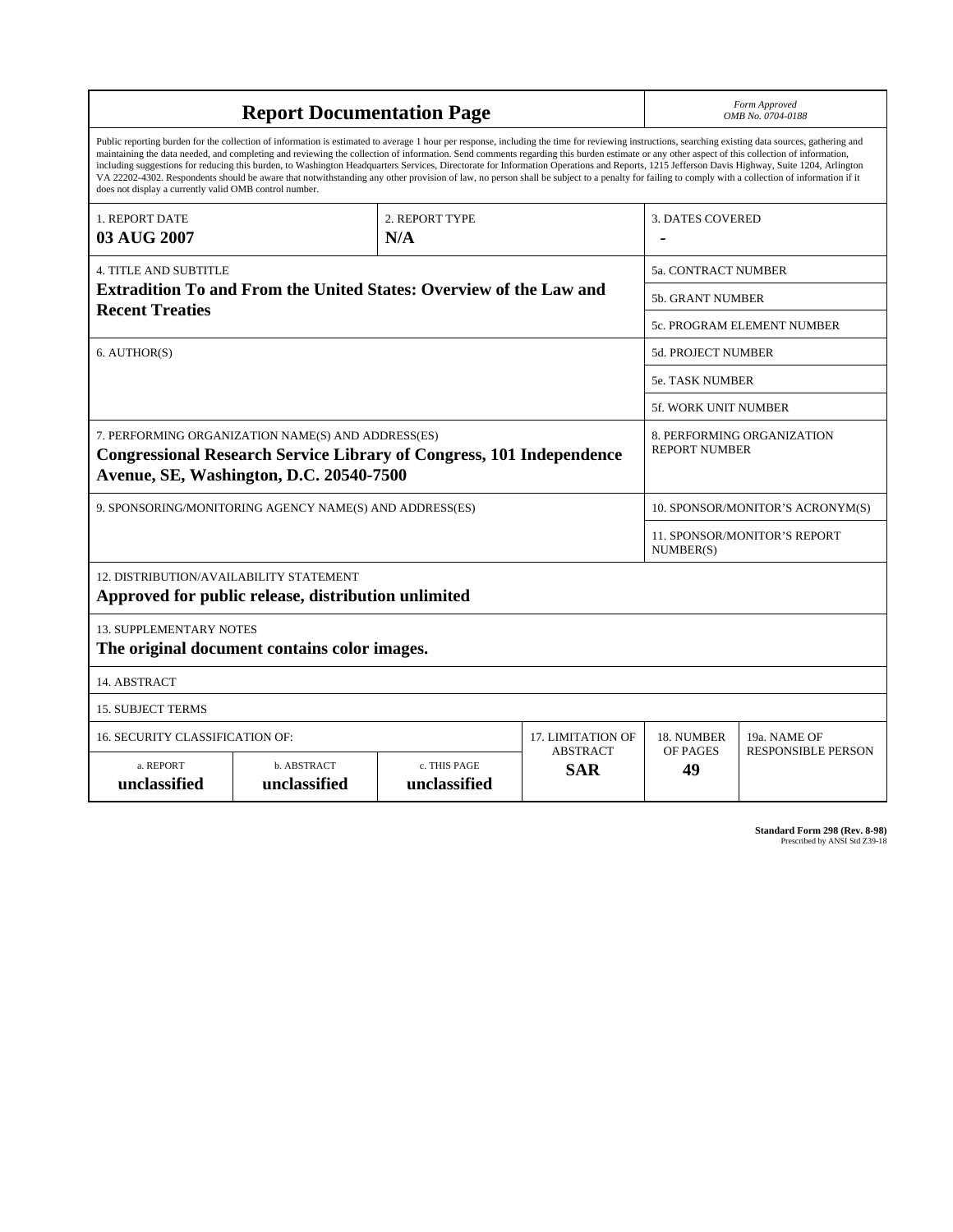| **Report Documentation Page** | | | | | *Form Approved* *OMB No. 0704-0188* |
|---|---|---|---|---|---|
| Public reporting burden for the collection of information is estimated to average 1 hour per response, including the time for reviewing instructions, searching existing data sources, gathering and maintaining the data needed, and completing and reviewing the collection of information. Send comments regarding this burden estimate or any other aspect of this collection of information, including suggestions for reducing this burden, to Washington Headquarters Services, Directorate for Information Operations and Reports, 1215 Jefferson Davis Highway, Suite 1204, Arlington VA 22202-4302. Respondents should be aware that notwithstanding any other provision of law, no person shall be subject to a penalty for failing to comply with a collection of information if it does not display a currently valid OMB control number. | | | | | |
| 1. REPORT DATE **03 AUG 2007** | | 2. REPORT TYPE **N/A** | | 3. DATES COVERED **-** | |
| 4. TITLE AND SUBTITLE **Extradition To and From the United States: Overview of the Law and Recent Treaties** | | | | 5a. CONTRACT NUMBER | |
| | | | | 5b. GRANT NUMBER | |
| | | | | 5c. PROGRAM ELEMENT NUMBER | |
| 6. AUTHOR(S) | | | | 5d. PROJECT NUMBER | |
| | | | | 5e. TASK NUMBER | |
| | | | | 5f. WORK UNIT NUMBER | |
| 7. PERFORMING ORGANIZATION NAME(S) AND ADDRESS(ES) **Congressional Research Service Library of Congress, 101 Independence Avenue, SE, Washington, D.C. 20540-7500** | | | | 8. PERFORMING ORGANIZATION REPORT NUMBER | |
| 9. SPONSORING/MONITORING AGENCY NAME(S) AND ADDRESS(ES) | | | | 10. SPONSOR/MONITOR'S ACRONYM(S) | |
| | | | | 11. SPONSOR/MONITOR'S REPORT NUMBER(S) | |
| 12. DISTRIBUTION/AVAILABILITY STATEMENT **Approved for public release, distribution unlimited** | | | | | |
| 13. SUPPLEMENTARY NOTES **The original document contains color images.** | | | | | |
| 14. ABSTRACT | | | | | |
| 15. SUBJECT TERMS | | | | | |
| 16. SECURITY CLASSIFICATION OF: | | | 17. LIMITATION OF ABSTRACT | 18. NUMBER OF PAGES | 19a. NAME OF RESPONSIBLE PERSON |
| a. REPORT **unclassified** | b. ABSTRACT **unclassified** | c. THIS PAGE **unclassified** | **SAR** | **49** | |

**Standard Form 298 (Rev. 8-98)**
Prescribed by ANSI Std Z39-18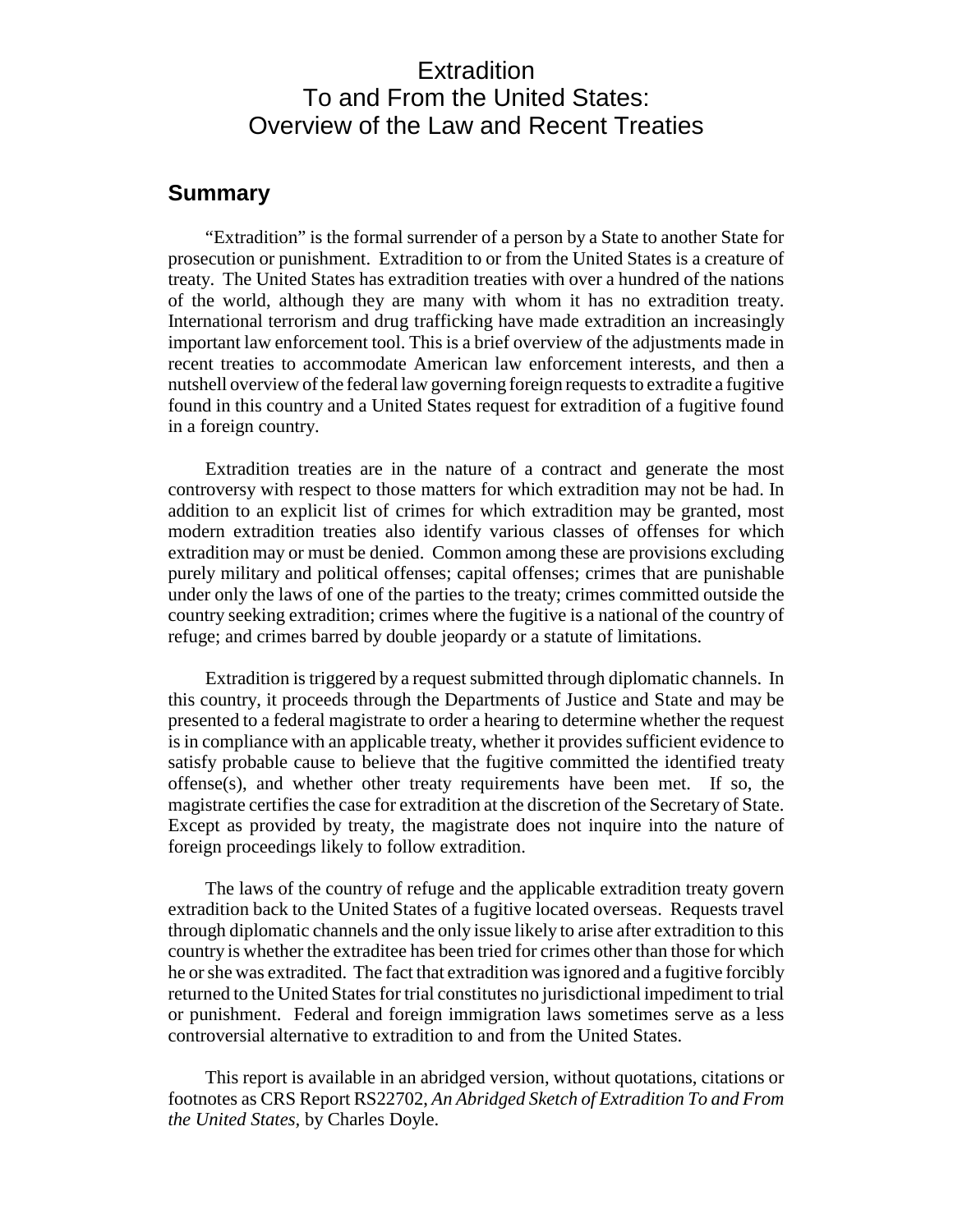# Extradition To and From the United States: Overview of the Law and Recent Treaties

## Summary

"Extradition" is the formal surrender of a person by a State to another State for prosecution or punishment. Extradition to or from the United States is a creature of treaty. The United States has extradition treaties with over a hundred of the nations of the world, although they are many with whom it has no extradition treaty. International terrorism and drug trafficking have made extradition an increasingly important law enforcement tool. This is a brief overview of the adjustments made in recent treaties to accommodate American law enforcement interests, and then a nutshell overview of the federal law governing foreign requests to extradite a fugitive found in this country and a United States request for extradition of a fugitive found in a foreign country.

Extradition treaties are in the nature of a contract and generate the most controversy with respect to those matters for which extradition may not be had. In addition to an explicit list of crimes for which extradition may be granted, most modern extradition treaties also identify various classes of offenses for which extradition may or must be denied. Common among these are provisions excluding purely military and political offenses; capital offenses; crimes that are punishable under only the laws of one of the parties to the treaty; crimes committed outside the country seeking extradition; crimes where the fugitive is a national of the country of refuge; and crimes barred by double jeopardy or a statute of limitations.

Extradition is triggered by a request submitted through diplomatic channels. In this country, it proceeds through the Departments of Justice and State and may be presented to a federal magistrate to order a hearing to determine whether the request is in compliance with an applicable treaty, whether it provides sufficient evidence to satisfy probable cause to believe that the fugitive committed the identified treaty offense(s), and whether other treaty requirements have been met. If so, the magistrate certifies the case for extradition at the discretion of the Secretary of State. Except as provided by treaty, the magistrate does not inquire into the nature of foreign proceedings likely to follow extradition.

The laws of the country of refuge and the applicable extradition treaty govern extradition back to the United States of a fugitive located overseas. Requests travel through diplomatic channels and the only issue likely to arise after extradition to this country is whether the extraditee has been tried for crimes other than those for which he or she was extradited. The fact that extradition was ignored and a fugitive forcibly returned to the United States for trial constitutes no jurisdictional impediment to trial or punishment. Federal and foreign immigration laws sometimes serve as a less controversial alternative to extradition to and from the United States.

This report is available in an abridged version, without quotations, citations or footnotes as CRS Report RS22702, *An Abridged Sketch of Extradition To and From the United States*, by Charles Doyle.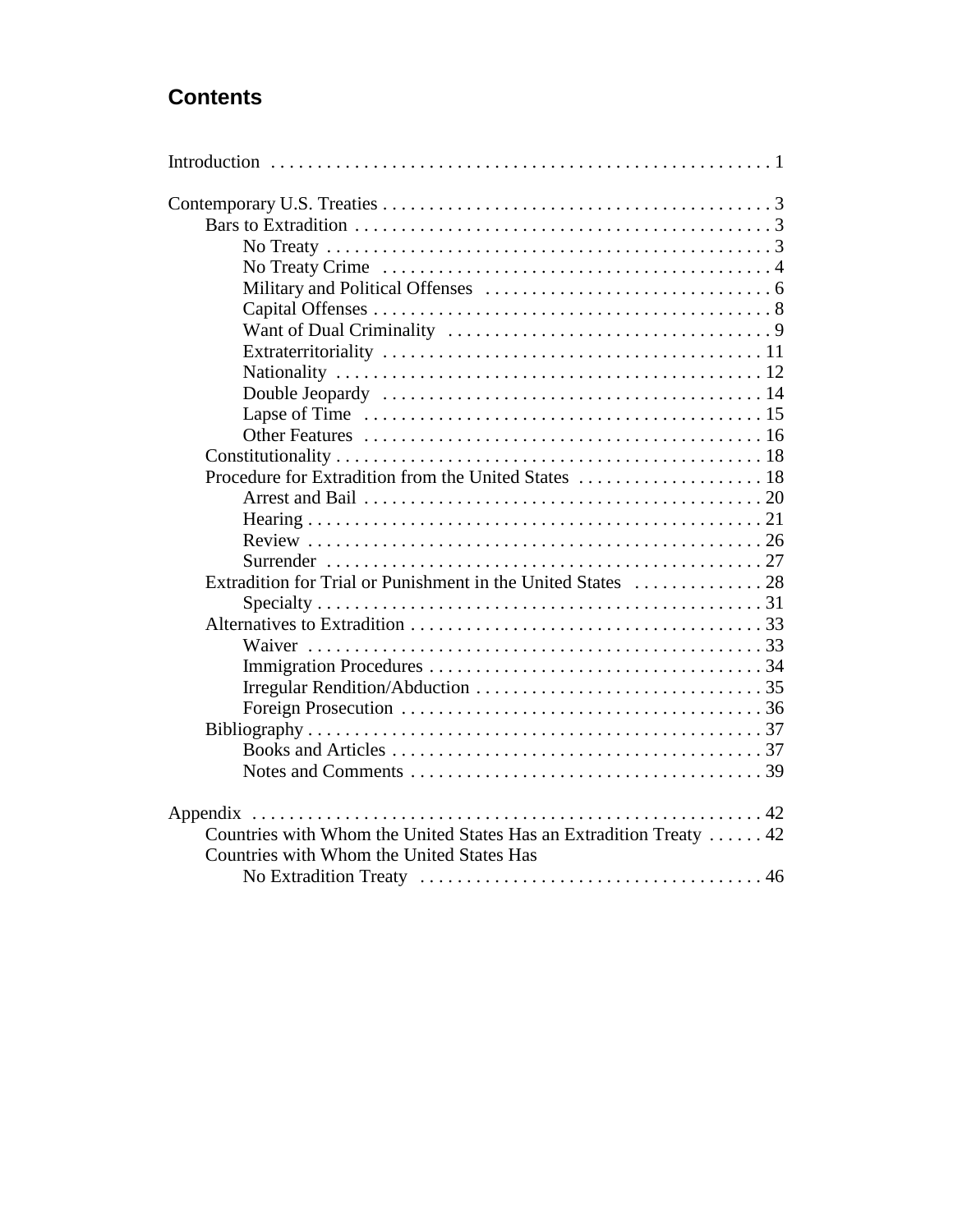## Contents

Introduction . . . . . . . . . . . . . . . . . . . . . . . . . . . . . . . . . . . . . . . . . . . . . . . . . . . . . 1

Contemporary U.S. Treaties . . . . . . . . . . . . . . . . . . . . . . . . . . . . . . . . . . . . . . . . . . 3
- Bars to Extradition . . . . . . . . . . . . . . . . . . . . . . . . . . . . . . . . . . . . . . . . . . . . . 3
  - No Treaty . . . . . . . . . . . . . . . . . . . . . . . . . . . . . . . . . . . . . . . . . . . . . . . . 3
  - No Treaty Crime . . . . . . . . . . . . . . . . . . . . . . . . . . . . . . . . . . . . . . . . . . 4
  - Military and Political Offenses . . . . . . . . . . . . . . . . . . . . . . . . . . . . . . . 6
  - Capital Offenses . . . . . . . . . . . . . . . . . . . . . . . . . . . . . . . . . . . . . . . . . . . 8
  - Want of Dual Criminality . . . . . . . . . . . . . . . . . . . . . . . . . . . . . . . . . . . 9
  - Extraterritoriality . . . . . . . . . . . . . . . . . . . . . . . . . . . . . . . . . . . . . . . . . 11
  - Nationality . . . . . . . . . . . . . . . . . . . . . . . . . . . . . . . . . . . . . . . . . . . . . . 12
  - Double Jeopardy . . . . . . . . . . . . . . . . . . . . . . . . . . . . . . . . . . . . . . . . . 14
  - Lapse of Time . . . . . . . . . . . . . . . . . . . . . . . . . . . . . . . . . . . . . . . . . . . 15
  - Other Features . . . . . . . . . . . . . . . . . . . . . . . . . . . . . . . . . . . . . . . . . . 16
- Constitutionality . . . . . . . . . . . . . . . . . . . . . . . . . . . . . . . . . . . . . . . . . . . . . . 18
- Procedure for Extradition from the United States . . . . . . . . . . . . . . . . . . . . 18
  - Arrest and Bail . . . . . . . . . . . . . . . . . . . . . . . . . . . . . . . . . . . . . . . . . . . 20
  - Hearing . . . . . . . . . . . . . . . . . . . . . . . . . . . . . . . . . . . . . . . . . . . . . . . . . 21
  - Review . . . . . . . . . . . . . . . . . . . . . . . . . . . . . . . . . . . . . . . . . . . . . . . . . 26
  - Surrender . . . . . . . . . . . . . . . . . . . . . . . . . . . . . . . . . . . . . . . . . . . . . . . 27
- Extradition for Trial or Punishment in the United States . . . . . . . . . . . . . . 28
  - Specialty . . . . . . . . . . . . . . . . . . . . . . . . . . . . . . . . . . . . . . . . . . . . . . . . 31
- Alternatives to Extradition . . . . . . . . . . . . . . . . . . . . . . . . . . . . . . . . . . . . . . 33
  - Waiver . . . . . . . . . . . . . . . . . . . . . . . . . . . . . . . . . . . . . . . . . . . . . . . . . 33
  - Immigration Procedures . . . . . . . . . . . . . . . . . . . . . . . . . . . . . . . . . . . . 34
  - Irregular Rendition/Abduction . . . . . . . . . . . . . . . . . . . . . . . . . . . . . . . 35
  - Foreign Prosecution . . . . . . . . . . . . . . . . . . . . . . . . . . . . . . . . . . . . . . . 36
- Bibliography . . . . . . . . . . . . . . . . . . . . . . . . . . . . . . . . . . . . . . . . . . . . . . . . . 37
  - Books and Articles . . . . . . . . . . . . . . . . . . . . . . . . . . . . . . . . . . . . . . . . 37
  - Notes and Comments . . . . . . . . . . . . . . . . . . . . . . . . . . . . . . . . . . . . . . 39

Appendix . . . . . . . . . . . . . . . . . . . . . . . . . . . . . . . . . . . . . . . . . . . . . . . . . . . . . . . 42
- Countries with Whom the United States Has an Extradition Treaty . . . . . . 42
- Countries with Whom the United States Has
  No Extradition Treaty . . . . . . . . . . . . . . . . . . . . . . . . . . . . . . . . . . . . . 46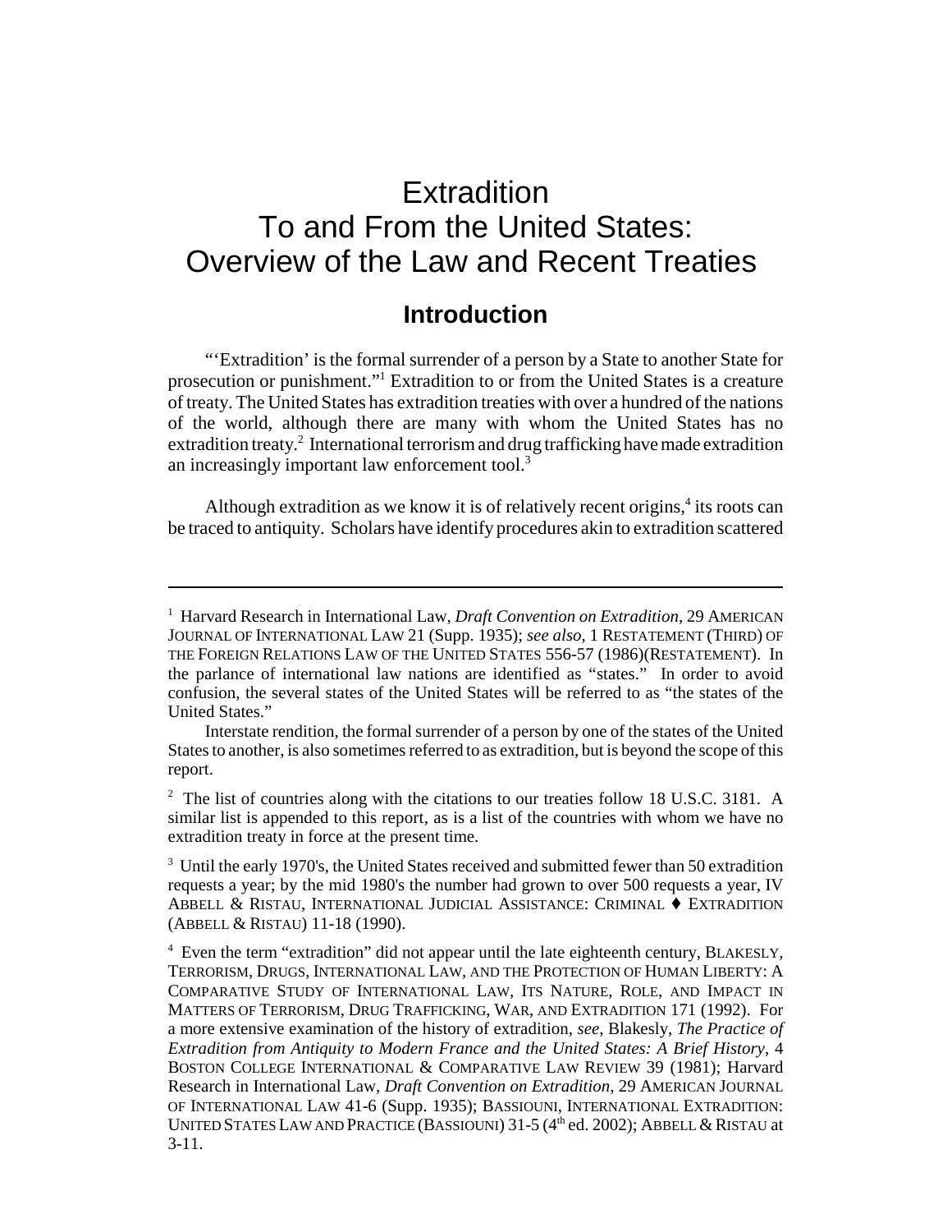# Extradition To and From the United States: Overview of the Law and Recent Treaties

## Introduction

"'Extradition' is the formal surrender of a person by a State to another State for prosecution or punishment."[1] Extradition to or from the United States is a creature of treaty. The United States has extradition treaties with over a hundred of the nations of the world, although there are many with whom the United States has no extradition treaty.[2] International terrorism and drug trafficking have made extradition an increasingly important law enforcement tool.[3]

Although extradition as we know it is of relatively recent origins,[4] its roots can be traced to antiquity. Scholars have identify procedures akin to extradition scattered

---

[1] Harvard Research in International Law, *Draft Convention on Extradition*, 29 AMERICAN JOURNAL OF INTERNATIONAL LAW 21 (Supp. 1935); *see also*, 1 RESTATEMENT (THIRD) OF THE FOREIGN RELATIONS LAW OF THE UNITED STATES 556-57 (1986)(RESTATEMENT). In the parlance of international law nations are identified as "states." In order to avoid confusion, the several states of the United States will be referred to as "the states of the United States."

Interstate rendition, the formal surrender of a person by one of the states of the United States to another, is also sometimes referred to as extradition, but is beyond the scope of this report.

[2] The list of countries along with the citations to our treaties follow 18 U.S.C. 3181. A similar list is appended to this report, as is a list of the countries with whom we have no extradition treaty in force at the present time.

[3] Until the early 1970's, the United States received and submitted fewer than 50 extradition requests a year; by the mid 1980's the number had grown to over 500 requests a year, IV ABBELL & RISTAU, INTERNATIONAL JUDICIAL ASSISTANCE: CRIMINAL ♦ EXTRADITION (ABBELL & RISTAU) 11-18 (1990).

[4] Even the term "extradition" did not appear until the late eighteenth century, BLAKESLY, TERRORISM, DRUGS, INTERNATIONAL LAW, AND THE PROTECTION OF HUMAN LIBERTY: A COMPARATIVE STUDY OF INTERNATIONAL LAW, ITS NATURE, ROLE, AND IMPACT IN MATTERS OF TERRORISM, DRUG TRAFFICKING, WAR, AND EXTRADITION 171 (1992). For a more extensive examination of the history of extradition, *see*, Blakesly, *The Practice of Extradition from Antiquity to Modern France and the United States: A Brief History*, 4 BOSTON COLLEGE INTERNATIONAL & COMPARATIVE LAW REVIEW 39 (1981); Harvard Research in International Law, *Draft Convention on Extradition*, 29 AMERICAN JOURNAL OF INTERNATIONAL LAW 41-6 (Supp. 1935); BASSIOUNI, INTERNATIONAL EXTRADITION: UNITED STATES LAW AND PRACTICE (BASSIOUNI) 31-5 (4th ed. 2002); ABBELL & RISTAU at 3-11.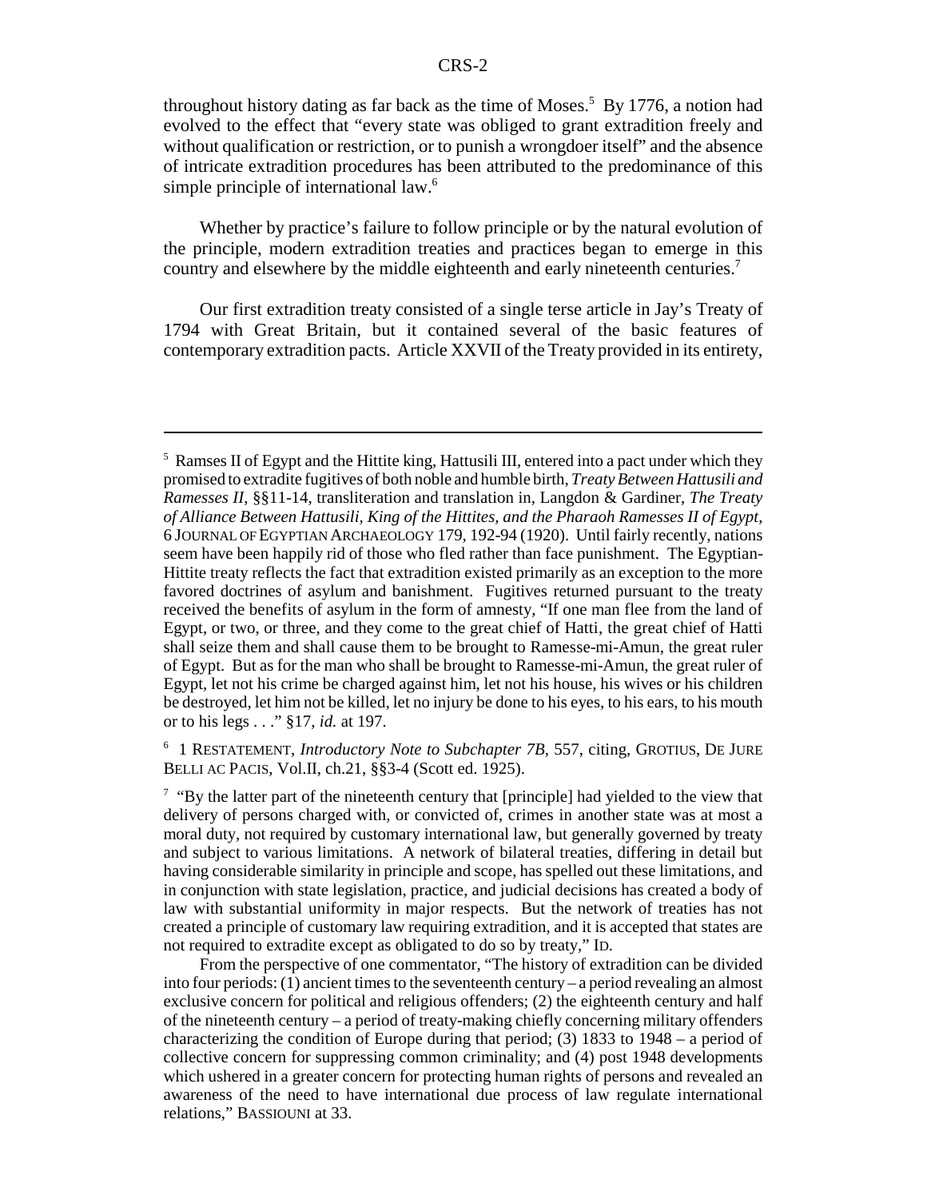throughout history dating as far back as the time of Moses.[5] By 1776, a notion had evolved to the effect that "every state was obliged to grant extradition freely and without qualification or restriction, or to punish a wrongdoer itself" and the absence of intricate extradition procedures has been attributed to the predominance of this simple principle of international law.[6]

Whether by practice's failure to follow principle or by the natural evolution of the principle, modern extradition treaties and practices began to emerge in this country and elsewhere by the middle eighteenth and early nineteenth centuries.[7]

Our first extradition treaty consisted of a single terse article in Jay's Treaty of 1794 with Great Britain, but it contained several of the basic features of contemporary extradition pacts. Article XXVII of the Treaty provided in its entirety,

---

[5] Ramses II of Egypt and the Hittite king, Hattusili III, entered into a pact under which they promised to extradite fugitives of both noble and humble birth, *Treaty Between Hattusili and Ramesses II*, §§11-14, transliteration and translation in, Langdon & Gardiner, *The Treaty of Alliance Between Hattusili, King of the Hittites, and the Pharaoh Ramesses II of Egypt*, 6 JOURNAL OF EGYPTIAN ARCHAEOLOGY 179, 192-94 (1920). Until fairly recently, nations seem have been happily rid of those who fled rather than face punishment. The Egyptian-Hittite treaty reflects the fact that extradition existed primarily as an exception to the more favored doctrines of asylum and banishment. Fugitives returned pursuant to the treaty received the benefits of asylum in the form of amnesty, "If one man flee from the land of Egypt, or two, or three, and they come to the great chief of Hatti, the great chief of Hatti shall seize them and shall cause them to be brought to Ramesse-mi-Amun, the great ruler of Egypt. But as for the man who shall be brought to Ramesse-mi-Amun, the great ruler of Egypt, let not his crime be charged against him, let not his house, his wives or his children be destroyed, let him not be killed, let no injury be done to his eyes, to his ears, to his mouth or to his legs . . ." §17, *id.* at 197.

[6] 1 RESTATEMENT, *Introductory Note to Subchapter 7B*, 557, citing, GROTIUS, DE JURE BELLI AC PACIS, Vol.II, ch.21, §§3-4 (Scott ed. 1925).

[7] "By the latter part of the nineteenth century that [principle] had yielded to the view that delivery of persons charged with, or convicted of, crimes in another state was at most a moral duty, not required by customary international law, but generally governed by treaty and subject to various limitations. A network of bilateral treaties, differing in detail but having considerable similarity in principle and scope, has spelled out these limitations, and in conjunction with state legislation, practice, and judicial decisions has created a body of law with substantial uniformity in major respects. But the network of treaties has not created a principle of customary law requiring extradition, and it is accepted that states are not required to extradite except as obligated to do so by treaty," ID.

From the perspective of one commentator, "The history of extradition can be divided into four periods: (1) ancient times to the seventeenth century – a period revealing an almost exclusive concern for political and religious offenders; (2) the eighteenth century and half of the nineteenth century – a period of treaty-making chiefly concerning military offenders characterizing the condition of Europe during that period; (3) 1833 to 1948 – a period of collective concern for suppressing common criminality; and (4) post 1948 developments which ushered in a greater concern for protecting human rights of persons and revealed an awareness of the need to have international due process of law regulate international relations," BASSIOUNI at 33.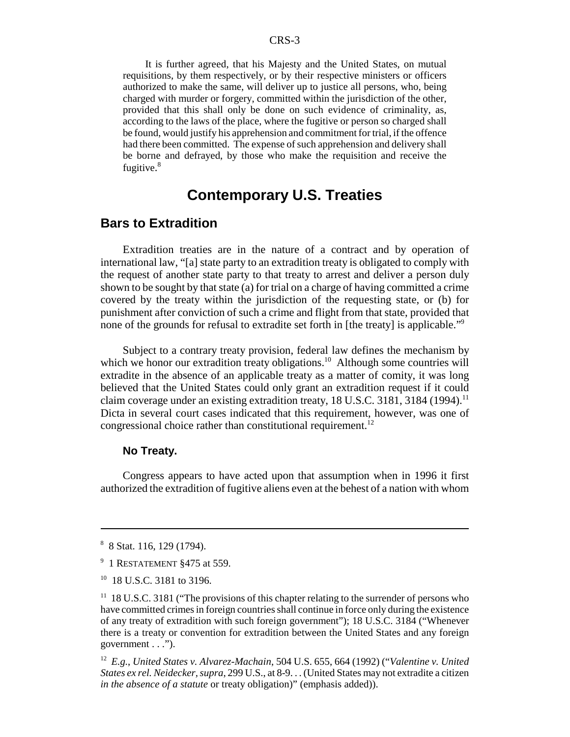It is further agreed, that his Majesty and the United States, on mutual requisitions, by them respectively, or by their respective ministers or officers authorized to make the same, will deliver up to justice all persons, who, being charged with murder or forgery, committed within the jurisdiction of the other, provided that this shall only be done on such evidence of criminality, as, according to the laws of the place, where the fugitive or person so charged shall be found, would justify his apprehension and commitment for trial, if the offence had there been committed. The expense of such apprehension and delivery shall be borne and defrayed, by those who make the requisition and receive the fugitive.[8]

# Contemporary U.S. Treaties

## Bars to Extradition

Extradition treaties are in the nature of a contract and by operation of international law, "[a] state party to an extradition treaty is obligated to comply with the request of another state party to that treaty to arrest and deliver a person duly shown to be sought by that state (a) for trial on a charge of having committed a crime covered by the treaty within the jurisdiction of the requesting state, or (b) for punishment after conviction of such a crime and flight from that state, provided that none of the grounds for refusal to extradite set forth in [the treaty] is applicable."[9]

Subject to a contrary treaty provision, federal law defines the mechanism by which we honor our extradition treaty obligations.[10] Although some countries will extradite in the absence of an applicable treaty as a matter of comity, it was long believed that the United States could only grant an extradition request if it could claim coverage under an existing extradition treaty, 18 U.S.C. 3181, 3184 (1994).[11] Dicta in several court cases indicated that this requirement, however, was one of congressional choice rather than constitutional requirement.[12]

### No Treaty.

Congress appears to have acted upon that assumption when in 1996 it first authorized the extradition of fugitive aliens even at the behest of a nation with whom

---

[8] 8 Stat. 116, 129 (1794).

[9] 1 RESTATEMENT §475 at 559.

[10] 18 U.S.C. 3181 to 3196.

[11] 18 U.S.C. 3181 ("The provisions of this chapter relating to the surrender of persons who have committed crimes in foreign countries shall continue in force only during the existence of any treaty of extradition with such foreign government"); 18 U.S.C. 3184 ("Whenever there is a treaty or convention for extradition between the United States and any foreign government . . .").

[12] *E.g.*, *United States v. Alvarez-Machain*, 504 U.S. 655, 664 (1992) ("*Valentine v. United States ex rel. Neidecker, supra*, 299 U.S., at 8-9. . . (United States may not extradite a citizen *in the absence of a statute* or treaty obligation)" (emphasis added)).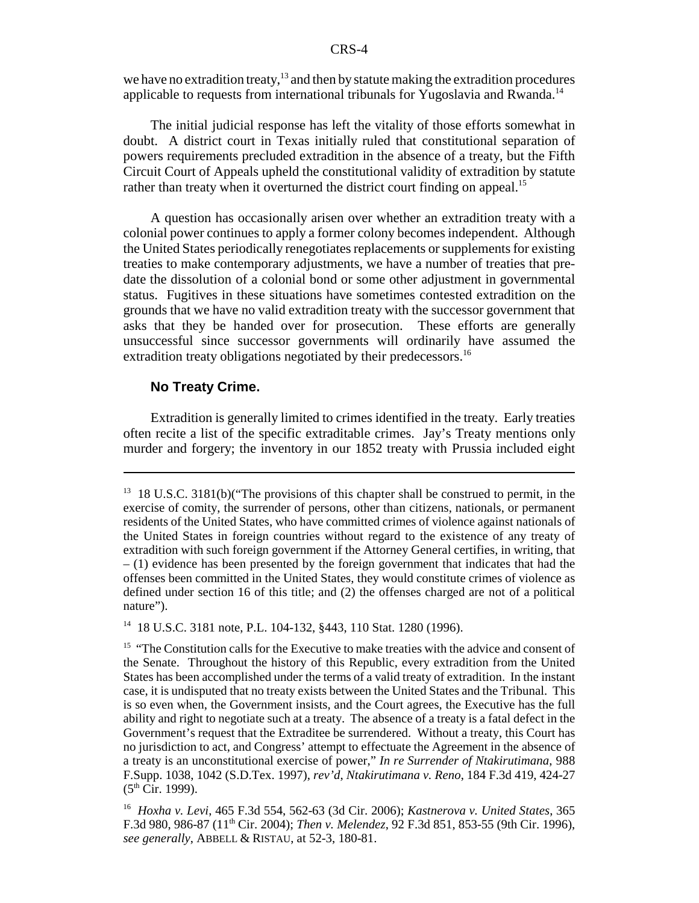we have no extradition treaty,[13] and then by statute making the extradition procedures applicable to requests from international tribunals for Yugoslavia and Rwanda.[14]

The initial judicial response has left the vitality of those efforts somewhat in doubt. A district court in Texas initially ruled that constitutional separation of powers requirements precluded extradition in the absence of a treaty, but the Fifth Circuit Court of Appeals upheld the constitutional validity of extradition by statute rather than treaty when it overturned the district court finding on appeal.[15]

A question has occasionally arisen over whether an extradition treaty with a colonial power continues to apply a former colony becomes independent. Although the United States periodically renegotiates replacements or supplements for existing treaties to make contemporary adjustments, we have a number of treaties that pre-date the dissolution of a colonial bond or some other adjustment in governmental status. Fugitives in these situations have sometimes contested extradition on the grounds that we have no valid extradition treaty with the successor government that asks that they be handed over for prosecution. These efforts are generally unsuccessful since successor governments will ordinarily have assumed the extradition treaty obligations negotiated by their predecessors.[16]

**No Treaty Crime.**

Extradition is generally limited to crimes identified in the treaty. Early treaties often recite a list of the specific extraditable crimes. Jay's Treaty mentions only murder and forgery; the inventory in our 1852 treaty with Prussia included eight

---

[13] 18 U.S.C. 3181(b)("The provisions of this chapter shall be construed to permit, in the exercise of comity, the surrender of persons, other than citizens, nationals, or permanent residents of the United States, who have committed crimes of violence against nationals of the United States in foreign countries without regard to the existence of any treaty of extradition with such foreign government if the Attorney General certifies, in writing, that – (1) evidence has been presented by the foreign government that indicates that had the offenses been committed in the United States, they would constitute crimes of violence as defined under section 16 of this title; and (2) the offenses charged are not of a political nature").

[14] 18 U.S.C. 3181 note, P.L. 104-132, §443, 110 Stat. 1280 (1996).

[15] "The Constitution calls for the Executive to make treaties with the advice and consent of the Senate. Throughout the history of this Republic, every extradition from the United States has been accomplished under the terms of a valid treaty of extradition. In the instant case, it is undisputed that no treaty exists between the United States and the Tribunal. This is so even when, the Government insists, and the Court agrees, the Executive has the full ability and right to negotiate such at a treaty. The absence of a treaty is a fatal defect in the Government's request that the Extraditee be surrendered. Without a treaty, this Court has no jurisdiction to act, and Congress' attempt to effectuate the Agreement in the absence of a treaty is an unconstitutional exercise of power," *In re Surrender of Ntakirutimana*, 988 F.Supp. 1038, 1042 (S.D.Tex. 1997), *rev'd*, *Ntakirutimana v. Reno*, 184 F.3d 419, 424-27 (5th Cir. 1999).

[16] *Hoxha v. Levi*, 465 F.3d 554, 562-63 (3d Cir. 2006); *Kastnerova v. United States*, 365 F.3d 980, 986-87 (11th Cir. 2004); *Then v. Melendez*, 92 F.3d 851, 853-55 (9th Cir. 1996), *see generally*, ABBELL & RISTAU, at 52-3, 180-81.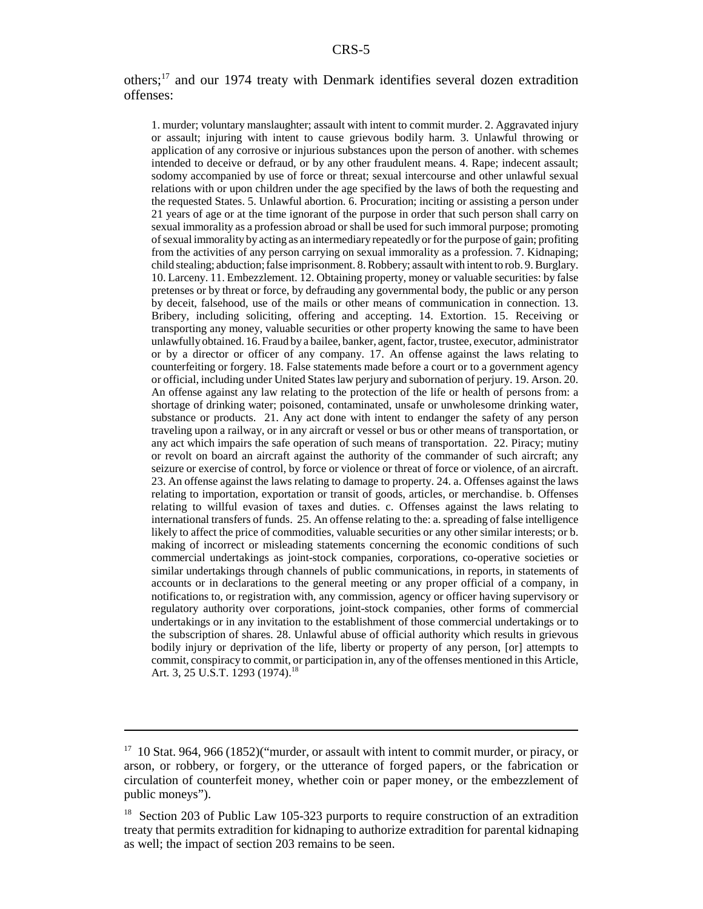others;[17] and our 1974 treaty with Denmark identifies several dozen extradition offenses:

> 1. murder; voluntary manslaughter; assault with intent to commit murder. 2. Aggravated injury or assault; injuring with intent to cause grievous bodily harm. 3. Unlawful throwing or application of any corrosive or injurious substances upon the person of another. with schemes intended to deceive or defraud, or by any other fraudulent means. 4. Rape; indecent assault; sodomy accompanied by use of force or threat; sexual intercourse and other unlawful sexual relations with or upon children under the age specified by the laws of both the requesting and the requested States. 5. Unlawful abortion. 6. Procuration; inciting or assisting a person under 21 years of age or at the time ignorant of the purpose in order that such person shall carry on sexual immorality as a profession abroad or shall be used for such immoral purpose; promoting of sexual immorality by acting as an intermediary repeatedly or for the purpose of gain; profiting from the activities of any person carrying on sexual immorality as a profession. 7. Kidnaping; child stealing; abduction; false imprisonment. 8. Robbery; assault with intent to rob. 9. Burglary. 10. Larceny. 11. Embezzlement. 12. Obtaining property, money or valuable securities: by false pretenses or by threat or force, by defrauding any governmental body, the public or any person by deceit, falsehood, use of the mails or other means of communication in connection. 13. Bribery, including soliciting, offering and accepting. 14. Extortion. 15. Receiving or transporting any money, valuable securities or other property knowing the same to have been unlawfully obtained. 16. Fraud by a bailee, banker, agent, factor, trustee, executor, administrator or by a director or officer of any company. 17. An offense against the laws relating to counterfeiting or forgery. 18. False statements made before a court or to a government agency or official, including under United States law perjury and subornation of perjury. 19. Arson. 20. An offense against any law relating to the protection of the life or health of persons from: a shortage of drinking water; poisoned, contaminated, unsafe or unwholesome drinking water, substance or products. 21. Any act done with intent to endanger the safety of any person traveling upon a railway, or in any aircraft or vessel or bus or other means of transportation, or any act which impairs the safe operation of such means of transportation. 22. Piracy; mutiny or revolt on board an aircraft against the authority of the commander of such aircraft; any seizure or exercise of control, by force or violence or threat of force or violence, of an aircraft. 23. An offense against the laws relating to damage to property. 24. a. Offenses against the laws relating to importation, exportation or transit of goods, articles, or merchandise. b. Offenses relating to willful evasion of taxes and duties. c. Offenses against the laws relating to international transfers of funds. 25. An offense relating to the: a. spreading of false intelligence likely to affect the price of commodities, valuable securities or any other similar interests; or b. making of incorrect or misleading statements concerning the economic conditions of such commercial undertakings as joint-stock companies, corporations, co-operative societies or similar undertakings through channels of public communications, in reports, in statements of accounts or in declarations to the general meeting or any proper official of a company, in notifications to, or registration with, any commission, agency or officer having supervisory or regulatory authority over corporations, joint-stock companies, other forms of commercial undertakings or in any invitation to the establishment of those commercial undertakings or to the subscription of shares. 28. Unlawful abuse of official authority which results in grievous bodily injury or deprivation of the life, liberty or property of any person, [or] attempts to commit, conspiracy to commit, or participation in, any of the offenses mentioned in this Article, Art. 3, 25 U.S.T. 1293 (1974).[18]

---

[17] 10 Stat. 964, 966 (1852)("murder, or assault with intent to commit murder, or piracy, or arson, or robbery, or forgery, or the utterance of forged papers, or the fabrication or circulation of counterfeit money, whether coin or paper money, or the embezzlement of public moneys").

[18] Section 203 of Public Law 105-323 purports to require construction of an extradition treaty that permits extradition for kidnaping to authorize extradition for parental kidnaping as well; the impact of section 203 remains to be seen.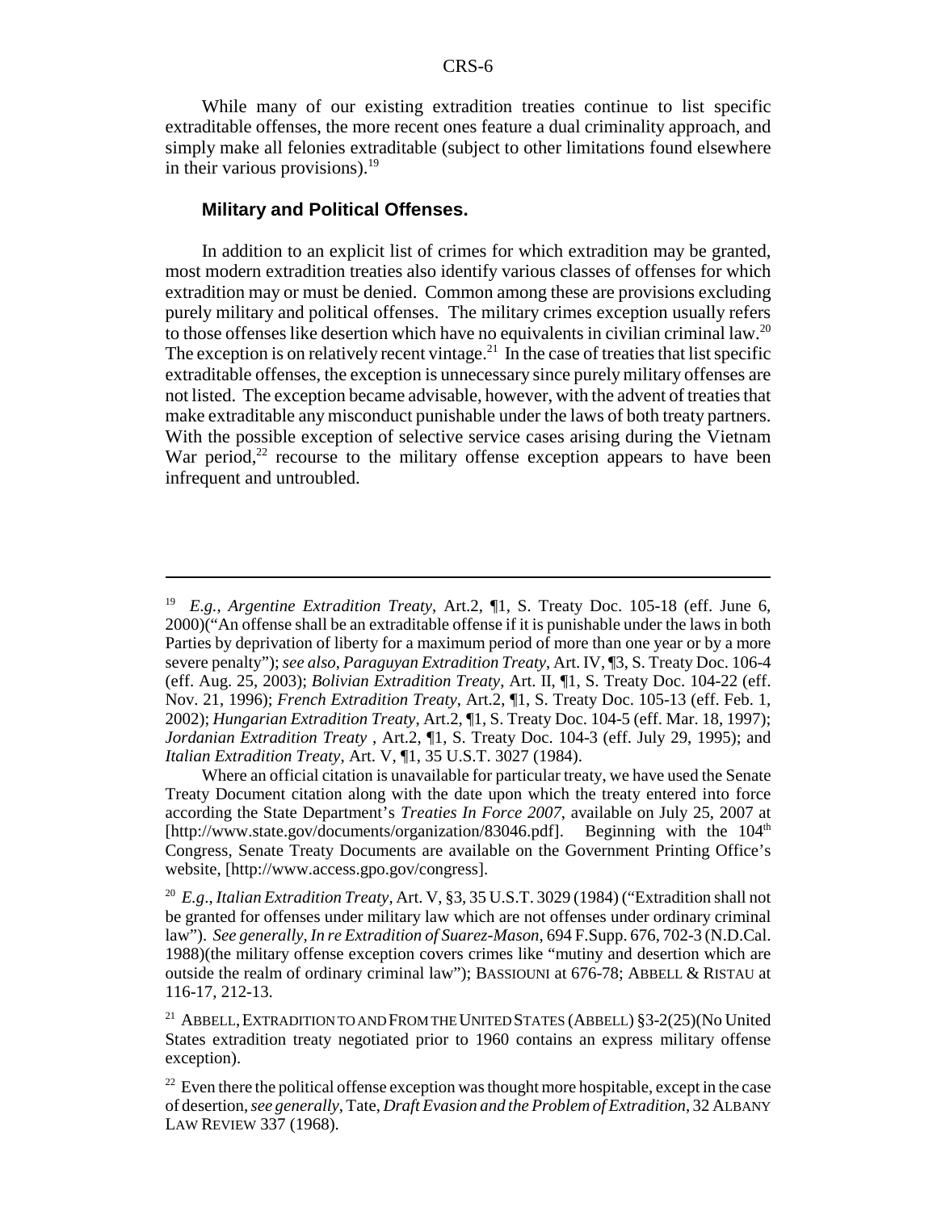While many of our existing extradition treaties continue to list specific extraditable offenses, the more recent ones feature a dual criminality approach, and simply make all felonies extraditable (subject to other limitations found elsewhere in their various provisions).[19]

### Military and Political Offenses.

In addition to an explicit list of crimes for which extradition may be granted, most modern extradition treaties also identify various classes of offenses for which extradition may or must be denied. Common among these are provisions excluding purely military and political offenses. The military crimes exception usually refers to those offenses like desertion which have no equivalents in civilian criminal law.[20] The exception is on relatively recent vintage.[21] In the case of treaties that list specific extraditable offenses, the exception is unnecessary since purely military offenses are not listed. The exception became advisable, however, with the advent of treaties that make extraditable any misconduct punishable under the laws of both treaty partners. With the possible exception of selective service cases arising during the Vietnam War period,[22] recourse to the military offense exception appears to have been infrequent and untroubled.

---

[19] *E.g., Argentine Extradition Treaty*, Art.2, ¶1, S. Treaty Doc. 105-18 (eff. June 6, 2000)("An offense shall be an extraditable offense if it is punishable under the laws in both Parties by deprivation of liberty for a maximum period of more than one year or by a more severe penalty"); *see also*, *Paraguyan Extradition Treaty*, Art. IV, ¶3, S. Treaty Doc. 106-4 (eff. Aug. 25, 2003); *Bolivian Extradition Treaty*, Art. II, ¶1, S. Treaty Doc. 104-22 (eff. Nov. 21, 1996); *French Extradition Treaty*, Art.2, ¶1, S. Treaty Doc. 105-13 (eff. Feb. 1, 2002); *Hungarian Extradition Treaty*, Art.2, ¶1, S. Treaty Doc. 104-5 (eff. Mar. 18, 1997); *Jordanian Extradition Treaty* , Art.2, ¶1, S. Treaty Doc. 104-3 (eff. July 29, 1995); and *Italian Extradition Treaty*, Art. V, ¶1, 35 U.S.T. 3027 (1984).

Where an official citation is unavailable for particular treaty, we have used the Senate Treaty Document citation along with the date upon which the treaty entered into force according the State Department's *Treaties In Force 2007*, available on July 25, 2007 at [http://www.state.gov/documents/organization/83046.pdf]. Beginning with the 104th Congress, Senate Treaty Documents are available on the Government Printing Office's website, [http://www.access.gpo.gov/congress].

[20] *E.g., Italian Extradition Treaty*, Art. V, §3, 35 U.S.T. 3029 (1984) ("Extradition shall not be granted for offenses under military law which are not offenses under ordinary criminal law"). *See generally, In re Extradition of Suarez-Mason*, 694 F.Supp. 676, 702-3 (N.D.Cal. 1988)(the military offense exception covers crimes like "mutiny and desertion which are outside the realm of ordinary criminal law"); BASSIOUNI at 676-78; ABBELL & RISTAU at 116-17, 212-13.

[21] ABBELL, EXTRADITION TO AND FROM THE UNITED STATES (ABBELL) §3-2(25)(No United States extradition treaty negotiated prior to 1960 contains an express military offense exception).

[22] Even there the political offense exception was thought more hospitable, except in the case of desertion, *see generally*, Tate, *Draft Evasion and the Problem of Extradition*, 32 ALBANY LAW REVIEW 337 (1968).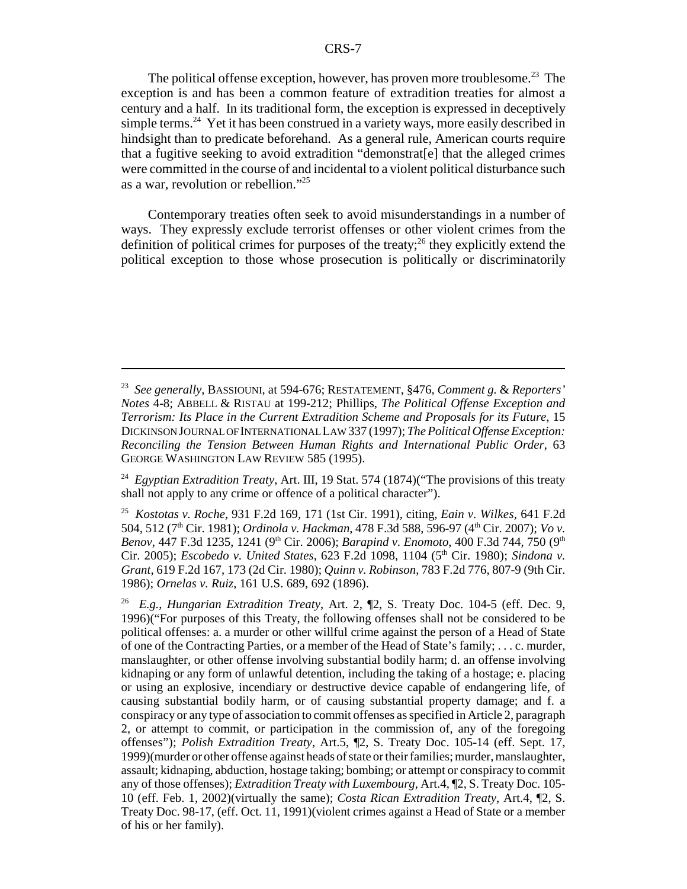The political offense exception, however, has proven more troublesome.[23] The exception is and has been a common feature of extradition treaties for almost a century and a half. In its traditional form, the exception is expressed in deceptively simple terms.[24] Yet it has been construed in a variety ways, more easily described in hindsight than to predicate beforehand. As a general rule, American courts require that a fugitive seeking to avoid extradition "demonstrat[e] that the alleged crimes were committed in the course of and incidental to a violent political disturbance such as a war, revolution or rebellion."[25]

Contemporary treaties often seek to avoid misunderstandings in a number of ways. They expressly exclude terrorist offenses or other violent crimes from the definition of political crimes for purposes of the treaty;[26] they explicitly extend the political exception to those whose prosecution is politically or discriminatorily

---

[23] *See generally*, BASSIOUNI, at 594-676; RESTATEMENT, §476, *Comment g.* & *Reporters' Notes* 4-8; ABBELL & RISTAU at 199-212; Phillips, *The Political Offense Exception and Terrorism: Its Place in the Current Extradition Scheme and Proposals for its Future*, 15 DICKINSON JOURNAL OF INTERNATIONAL LAW 337 (1997); *The Political Offense Exception: Reconciling the Tension Between Human Rights and International Public Order*, 63 GEORGE WASHINGTON LAW REVIEW 585 (1995).

[24] *Egyptian Extradition Treaty*, Art. III, 19 Stat. 574 (1874)("The provisions of this treaty shall not apply to any crime or offence of a political character").

[25] *Kostotas v. Roche*, 931 F.2d 169, 171 (1st Cir. 1991), citing, *Eain v. Wilkes*, 641 F.2d 504, 512 (7th Cir. 1981); *Ordinola v. Hackman*, 478 F.3d 588, 596-97 (4th Cir. 2007); *Vo v. Benov*, 447 F.3d 1235, 1241 (9th Cir. 2006); *Barapind v. Enomoto*, 400 F.3d 744, 750 (9th Cir. 2005); *Escobedo v. United States*, 623 F.2d 1098, 1104 (5th Cir. 1980); *Sindona v. Grant*, 619 F.2d 167, 173 (2d Cir. 1980); *Quinn v. Robinson*, 783 F.2d 776, 807-9 (9th Cir. 1986); *Ornelas v. Ruiz*, 161 U.S. 689, 692 (1896).

[26] *E.g.*, *Hungarian Extradition Treaty*, Art. 2, ¶2, S. Treaty Doc. 104-5 (eff. Dec. 9, 1996)("For purposes of this Treaty, the following offenses shall not be considered to be political offenses: a. a murder or other willful crime against the person of a Head of State of one of the Contracting Parties, or a member of the Head of State's family; . . . c. murder, manslaughter, or other offense involving substantial bodily harm; d. an offense involving kidnaping or any form of unlawful detention, including the taking of a hostage; e. placing or using an explosive, incendiary or destructive device capable of endangering life, of causing substantial bodily harm, or of causing substantial property damage; and f. a conspiracy or any type of association to commit offenses as specified in Article 2, paragraph 2, or attempt to commit, or participation in the commission of, any of the foregoing offenses"); *Polish Extradition Treaty*, Art.5, ¶2, S. Treaty Doc. 105-14 (eff. Sept. 17, 1999)(murder or other offense against heads of state or their families; murder, manslaughter, assault; kidnaping, abduction, hostage taking; bombing; or attempt or conspiracy to commit any of those offenses); *Extradition Treaty with Luxembourg*, Art.4, ¶2, S. Treaty Doc. 105-10 (eff. Feb. 1, 2002)(virtually the same); *Costa Rican Extradition Treaty*, Art.4, ¶2, S. Treaty Doc. 98-17, (eff. Oct. 11, 1991)(violent crimes against a Head of State or a member of his or her family).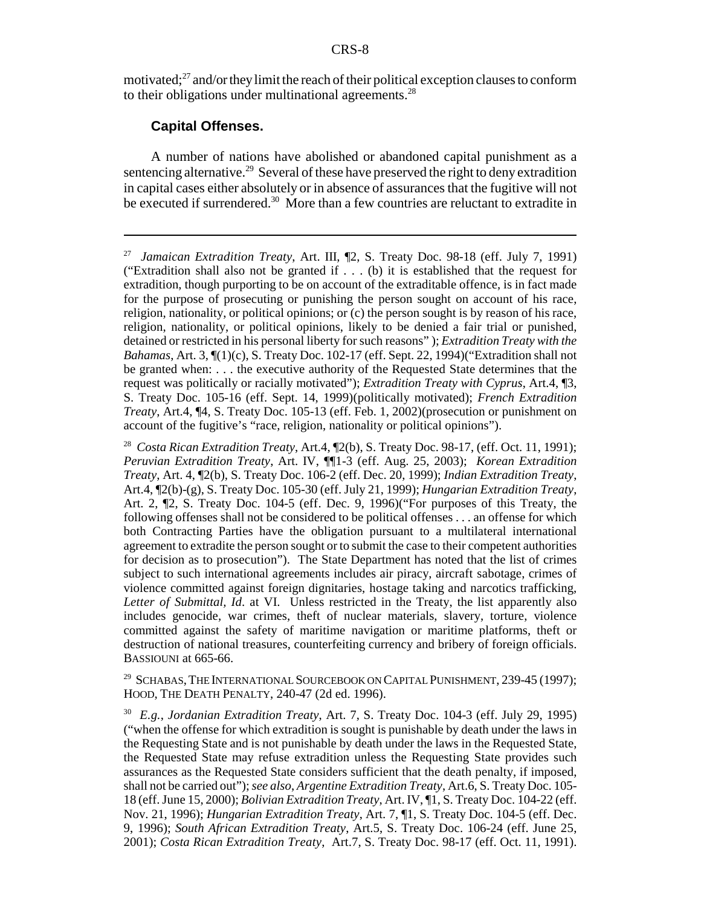motivated;[27] and/or they limit the reach of their political exception clauses to conform to their obligations under multinational agreements.[28]

### Capital Offenses.

A number of nations have abolished or abandoned capital punishment as a sentencing alternative.[29] Several of these have preserved the right to deny extradition in capital cases either absolutely or in absence of assurances that the fugitive will not be executed if surrendered.[30] More than a few countries are reluctant to extradite in

---

[27] *Jamaican Extradition Treaty*, Art. III, ¶2, S. Treaty Doc. 98-18 (eff. July 7, 1991) ("Extradition shall also not be granted if . . . (b) it is established that the request for extradition, though purporting to be on account of the extraditable offence, is in fact made for the purpose of prosecuting or punishing the person sought on account of his race, religion, nationality, or political opinions; or (c) the person sought is by reason of his race, religion, nationality, or political opinions, likely to be denied a fair trial or punished, detained or restricted in his personal liberty for such reasons" ); *Extradition Treaty with the Bahamas*, Art. 3, ¶(1)(c), S. Treaty Doc. 102-17 (eff. Sept. 22, 1994)("Extradition shall not be granted when: . . . the executive authority of the Requested State determines that the request was politically or racially motivated"); *Extradition Treaty with Cyprus*, Art.4, ¶3, S. Treaty Doc. 105-16 (eff. Sept. 14, 1999)(politically motivated); *French Extradition Treaty*, Art.4, ¶4, S. Treaty Doc. 105-13 (eff. Feb. 1, 2002)(prosecution or punishment on account of the fugitive's "race, religion, nationality or political opinions").

[28] *Costa Rican Extradition Treaty*, Art.4, ¶2(b), S. Treaty Doc. 98-17, (eff. Oct. 11, 1991); *Peruvian Extradition Treaty*, Art. IV, ¶¶1-3 (eff. Aug. 25, 2003); *Korean Extradition Treaty*, Art. 4, ¶2(b), S. Treaty Doc. 106-2 (eff. Dec. 20, 1999); *Indian Extradition Treaty*, Art.4, ¶2(b)-(g), S. Treaty Doc. 105-30 (eff. July 21, 1999); *Hungarian Extradition Treaty*, Art. 2, ¶2, S. Treaty Doc. 104-5 (eff. Dec. 9, 1996)("For purposes of this Treaty, the following offenses shall not be considered to be political offenses . . . an offense for which both Contracting Parties have the obligation pursuant to a multilateral international agreement to extradite the person sought or to submit the case to their competent authorities for decision as to prosecution"). The State Department has noted that the list of crimes subject to such international agreements includes air piracy, aircraft sabotage, crimes of violence committed against foreign dignitaries, hostage taking and narcotics trafficking, *Letter of Submittal, Id*. at VI. Unless restricted in the Treaty, the list apparently also includes genocide, war crimes, theft of nuclear materials, slavery, torture, violence committed against the safety of maritime navigation or maritime platforms, theft or destruction of national treasures, counterfeiting currency and bribery of foreign officials. BASSIOUNI at 665-66.

[29] SCHABAS, THE INTERNATIONAL SOURCEBOOK ON CAPITAL PUNISHMENT, 239-45 (1997); HOOD, THE DEATH PENALTY, 240-47 (2d ed. 1996).

[30] *E.g., Jordanian Extradition Treaty*, Art. 7, S. Treaty Doc. 104-3 (eff. July 29, 1995) ("when the offense for which extradition is sought is punishable by death under the laws in the Requesting State and is not punishable by death under the laws in the Requested State, the Requested State may refuse extradition unless the Requesting State provides such assurances as the Requested State considers sufficient that the death penalty, if imposed, shall not be carried out"); *see also*, *Argentine Extradition Treaty*, Art.6, S. Treaty Doc. 105-18 (eff. June 15, 2000); *Bolivian Extradition Treaty*, Art. IV, ¶1, S. Treaty Doc. 104-22 (eff. Nov. 21, 1996); *Hungarian Extradition Treaty*, Art. 7, ¶1, S. Treaty Doc. 104-5 (eff. Dec. 9, 1996); *South African Extradition Treaty*, Art.5, S. Treaty Doc. 106-24 (eff. June 25, 2001); *Costa Rican Extradition Treaty*, Art.7, S. Treaty Doc. 98-17 (eff. Oct. 11, 1991).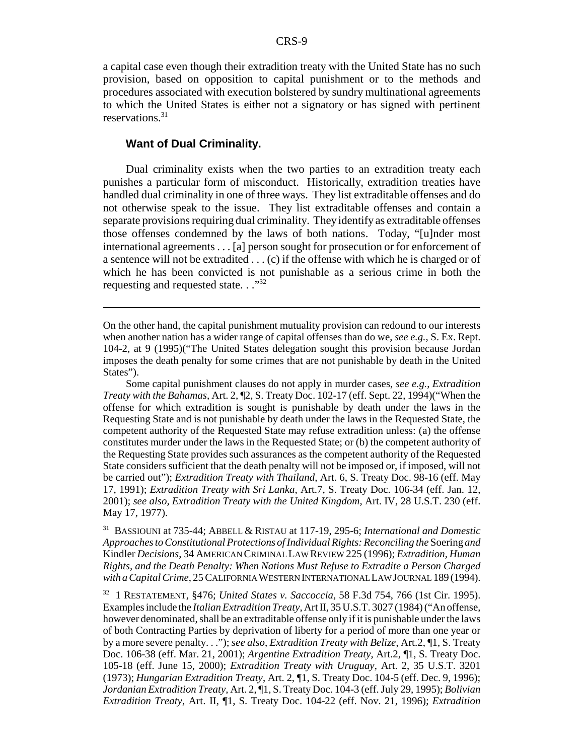a capital case even though their extradition treaty with the United State has no such provision, based on opposition to capital punishment or to the methods and procedures associated with execution bolstered by sundry multinational agreements to which the United States is either not a signatory or has signed with pertinent reservations.[31]

### Want of Dual Criminality.

Dual criminality exists when the two parties to an extradition treaty each punishes a particular form of misconduct. Historically, extradition treaties have handled dual criminality in one of three ways. They list extraditable offenses and do not otherwise speak to the issue. They list extraditable offenses and contain a separate provisions requiring dual criminality. They identify as extraditable offenses those offenses condemned by the laws of both nations. Today, "[u]nder most international agreements . . . [a] person sought for prosecution or for enforcement of a sentence will not be extradited . . . (c) if the offense with which he is charged or of which he has been convicted is not punishable as a serious crime in both the requesting and requested state. . ."[32]

---

On the other hand, the capital punishment mutuality provision can redound to our interests when another nation has a wider range of capital offenses than do we, *see e.g.*, S. Ex. Rept. 104-2, at 9 (1995)("The United States delegation sought this provision because Jordan imposes the death penalty for some crimes that are not punishable by death in the United States").

Some capital punishment clauses do not apply in murder cases, *see e.g., Extradition Treaty with the Bahamas*, Art. 2, ¶2, S. Treaty Doc. 102-17 (eff. Sept. 22, 1994)("When the offense for which extradition is sought is punishable by death under the laws in the Requesting State and is not punishable by death under the laws in the Requested State, the competent authority of the Requested State may refuse extradition unless: (a) the offense constitutes murder under the laws in the Requested State; or (b) the competent authority of the Requesting State provides such assurances as the competent authority of the Requested State considers sufficient that the death penalty will not be imposed or, if imposed, will not be carried out"); *Extradition Treaty with Thailand*, Art. 6, S. Treaty Doc. 98-16 (eff. May 17, 1991); *Extradition Treaty with Sri Lanka*, Art.7, S. Treaty Doc. 106-34 (eff. Jan. 12, 2001); *see also, Extradition Treaty with the United Kingdom*, Art. IV, 28 U.S.T. 230 (eff. May 17, 1977).

[31] BASSIOUNI at 735-44; ABBELL & RISTAU at 117-19, 295-6; *International and Domestic Approaches to Constitutional Protections of Individual Rights: Reconciling the* Soering *and* Kindler *Decisions*, 34 AMERICAN CRIMINAL LAW REVIEW 225 (1996); *Extradition, Human Rights, and the Death Penalty: When Nations Must Refuse to Extradite a Person Charged with a Capital Crime*, 25 CALIFORNIA WESTERN INTERNATIONAL LAW JOURNAL 189 (1994).

[32] 1 RESTATEMENT, §476; *United States v. Saccoccia*, 58 F.3d 754, 766 (1st Cir. 1995). Examples include the *Italian Extradition Treaty*, Art II, 35 U.S.T. 3027 (1984) ("An offense, however denominated, shall be an extraditable offense only if it is punishable under the laws of both Contracting Parties by deprivation of liberty for a period of more than one year or by a more severe penalty. . ."); *see also, Extradition Treaty with Belize*, Art.2, ¶1, S. Treaty Doc. 106-38 (eff. Mar. 21, 2001); *Argentine Extradition Treaty*, Art.2, ¶1, S. Treaty Doc. 105-18 (eff. June 15, 2000); *Extradition Treaty with Uruguay*, Art. 2, 35 U.S.T. 3201 (1973); *Hungarian Extradition Treaty*, Art. 2, ¶1, S. Treaty Doc. 104-5 (eff. Dec. 9, 1996); *Jordanian Extradition Treaty*, Art. 2, ¶1, S. Treaty Doc. 104-3 (eff. July 29, 1995); *Bolivian Extradition Treaty*, Art. II, ¶1, S. Treaty Doc. 104-22 (eff. Nov. 21, 1996); *Extradition*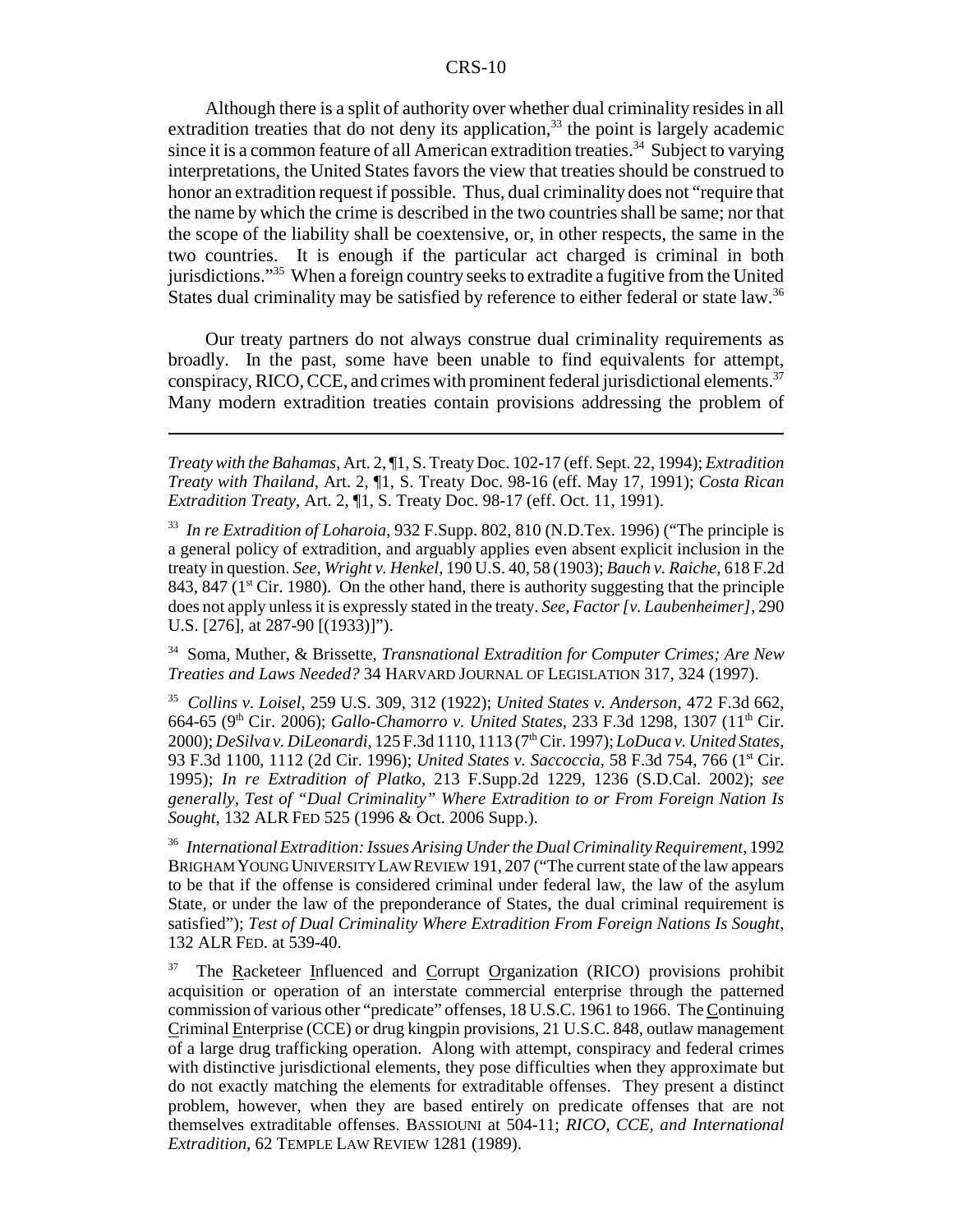Although there is a split of authority over whether dual criminality resides in all extradition treaties that do not deny its application,[33] the point is largely academic since it is a common feature of all American extradition treaties.[34] Subject to varying interpretations, the United States favors the view that treaties should be construed to honor an extradition request if possible. Thus, dual criminality does not "require that the name by which the crime is described in the two countries shall be same; nor that the scope of the liability shall be coextensive, or, in other respects, the same in the two countries. It is enough if the particular act charged is criminal in both jurisdictions."[35] When a foreign country seeks to extradite a fugitive from the United States dual criminality may be satisfied by reference to either federal or state law.[36]

Our treaty partners do not always construe dual criminality requirements as broadly. In the past, some have been unable to find equivalents for attempt, conspiracy, RICO, CCE, and crimes with prominent federal jurisdictional elements.[37] Many modern extradition treaties contain provisions addressing the problem of

---

*Treaty with the Bahamas*, Art. 2, ¶1, S. Treaty Doc. 102-17 (eff. Sept. 22, 1994); *Extradition Treaty with Thailand*, Art. 2, ¶1, S. Treaty Doc. 98-16 (eff. May 17, 1991); *Costa Rican Extradition Treaty*, Art. 2, ¶1, S. Treaty Doc. 98-17 (eff. Oct. 11, 1991).

[33] *In re Extradition of Loharoia*, 932 F.Supp. 802, 810 (N.D.Tex. 1996) ("The principle is a general policy of extradition, and arguably applies even absent explicit inclusion in the treaty in question. *See*, *Wright v. Henkel*, 190 U.S. 40, 58 (1903); *Bauch v. Raiche*, 618 F.2d 843, 847 (1st Cir. 1980). On the other hand, there is authority suggesting that the principle does not apply unless it is expressly stated in the treaty. *See, Factor [v. Laubenheimer]*, 290 U.S. [276], at 287-90 [(1933)]").

[34] Soma, Muther, & Brissette, *Transnational Extradition for Computer Crimes; Are New Treaties and Laws Needed?* 34 HARVARD JOURNAL OF LEGISLATION 317, 324 (1997).

[35] *Collins v. Loisel*, 259 U.S. 309, 312 (1922); *United States v. Anderson*, 472 F.3d 662, 664-65 (9th Cir. 2006); *Gallo-Chamorro v. United States*, 233 F.3d 1298, 1307 (11th Cir. 2000); *DeSilva v. DiLeonardi*, 125 F.3d 1110, 1113 (7th Cir. 1997); *LoDuca v. United States*, 93 F.3d 1100, 1112 (2d Cir. 1996); *United States v. Saccoccia*, 58 F.3d 754, 766 (1st Cir. 1995); *In re Extradition of Platko*, 213 F.Supp.2d 1229, 1236 (S.D.Cal. 2002); *see generally*, *Test of "Dual Criminality" Where Extradition to or From Foreign Nation Is Sought*, 132 ALR FED 525 (1996 & Oct. 2006 Supp.).

[36] *International Extradition: Issues Arising Under the Dual Criminality Requirement*, 1992 BRIGHAM YOUNG UNIVERSITY LAW REVIEW 191, 207 ("The current state of the law appears to be that if the offense is considered criminal under federal law, the law of the asylum State, or under the law of the preponderance of States, the dual criminal requirement is satisfied"); *Test of Dual Criminality Where Extradition From Foreign Nations Is Sought*, 132 ALR FED. at 539-40.

[37] The Racketeer Influenced and Corrupt Organization (RICO) provisions prohibit acquisition or operation of an interstate commercial enterprise through the patterned commission of various other "predicate" offenses, 18 U.S.C. 1961 to 1966. The Continuing Criminal Enterprise (CCE) or drug kingpin provisions, 21 U.S.C. 848, outlaw management of a large drug trafficking operation. Along with attempt, conspiracy and federal crimes with distinctive jurisdictional elements, they pose difficulties when they approximate but do not exactly matching the elements for extraditable offenses. They present a distinct problem, however, when they are based entirely on predicate offenses that are not themselves extraditable offenses. BASSIOUNI at 504-11; *RICO, CCE, and International Extradition*, 62 TEMPLE LAW REVIEW 1281 (1989).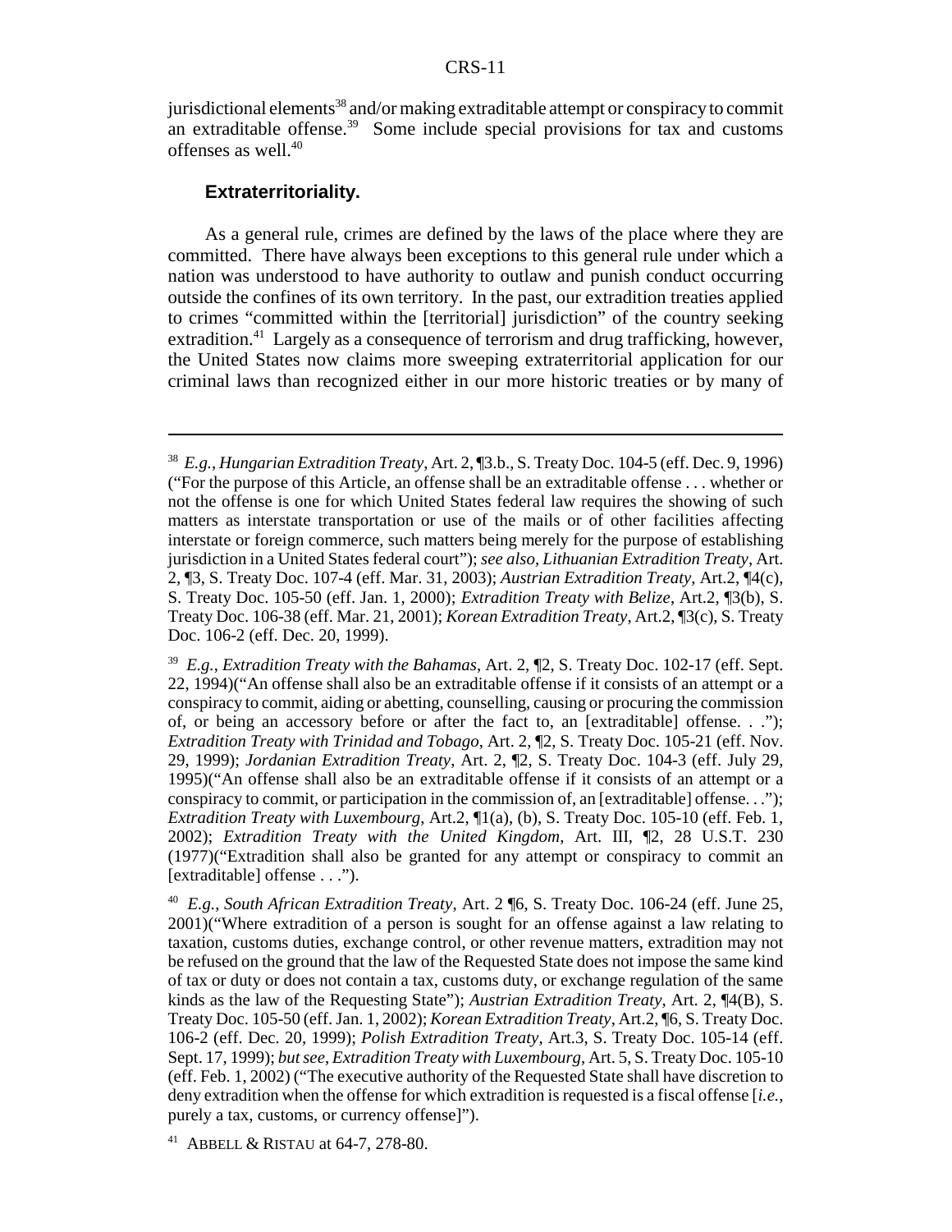jurisdictional elements[38] and/or making extraditable attempt or conspiracy to commit an extraditable offense.[39] Some include special provisions for tax and customs offenses as well.[40]

### **Extraterritoriality.**

As a general rule, crimes are defined by the laws of the place where they are committed. There have always been exceptions to this general rule under which a nation was understood to have authority to outlaw and punish conduct occurring outside the confines of its own territory. In the past, our extradition treaties applied to crimes "committed within the [territorial] jurisdiction" of the country seeking extradition.[41] Largely as a consequence of terrorism and drug trafficking, however, the United States now claims more sweeping extraterritorial application for our criminal laws than recognized either in our more historic treaties or by many of

---

[38] *E.g.*, *Hungarian Extradition Treaty*, Art. 2, ¶3.b., S. Treaty Doc. 104-5 (eff. Dec. 9, 1996) ("For the purpose of this Article, an offense shall be an extraditable offense . . . whether or not the offense is one for which United States federal law requires the showing of such matters as interstate transportation or use of the mails or of other facilities affecting interstate or foreign commerce, such matters being merely for the purpose of establishing jurisdiction in a United States federal court"); *see also*, *Lithuanian Extradition Treaty*, Art. 2, ¶3, S. Treaty Doc. 107-4 (eff. Mar. 31, 2003); *Austrian Extradition Treaty*, Art.2, ¶4(c), S. Treaty Doc. 105-50 (eff. Jan. 1, 2000); *Extradition Treaty with Belize*, Art.2, ¶3(b), S. Treaty Doc. 106-38 (eff. Mar. 21, 2001); *Korean Extradition Treaty*, Art.2, ¶3(c), S. Treaty Doc. 106-2 (eff. Dec. 20, 1999).

[39] *E.g.*, *Extradition Treaty with the Bahamas*, Art. 2, ¶2, S. Treaty Doc. 102-17 (eff. Sept. 22, 1994)("An offense shall also be an extraditable offense if it consists of an attempt or a conspiracy to commit, aiding or abetting, counselling, causing or procuring the commission of, or being an accessory before or after the fact to, an [extraditable] offense. . ."); *Extradition Treaty with Trinidad and Tobago*, Art. 2, ¶2, S. Treaty Doc. 105-21 (eff. Nov. 29, 1999); *Jordanian Extradition Treaty*, Art. 2, ¶2, S. Treaty Doc. 104-3 (eff. July 29, 1995)("An offense shall also be an extraditable offense if it consists of an attempt or a conspiracy to commit, or participation in the commission of, an [extraditable] offense. . ."); *Extradition Treaty with Luxembourg*, Art.2, ¶1(a), (b), S. Treaty Doc. 105-10 (eff. Feb. 1, 2002); *Extradition Treaty with the United Kingdom*, Art. III, ¶2, 28 U.S.T. 230 (1977)("Extradition shall also be granted for any attempt or conspiracy to commit an [extraditable] offense . . .").

[40] *E.g.*, *South African Extradition Treaty*, Art. 2 ¶6, S. Treaty Doc. 106-24 (eff. June 25, 2001)("Where extradition of a person is sought for an offense against a law relating to taxation, customs duties, exchange control, or other revenue matters, extradition may not be refused on the ground that the law of the Requested State does not impose the same kind of tax or duty or does not contain a tax, customs duty, or exchange regulation of the same kinds as the law of the Requesting State"); *Austrian Extradition Treaty*, Art. 2, ¶4(B), S. Treaty Doc. 105-50 (eff. Jan. 1, 2002); *Korean Extradition Treaty*, Art.2, ¶6, S. Treaty Doc. 106-2 (eff. Dec. 20, 1999); *Polish Extradition Treaty*, Art.3, S. Treaty Doc. 105-14 (eff. Sept. 17, 1999); *but see*, *Extradition Treaty with Luxembourg*, Art. 5, S. Treaty Doc. 105-10 (eff. Feb. 1, 2002) ("The executive authority of the Requested State shall have discretion to deny extradition when the offense for which extradition is requested is a fiscal offense [*i.e.*, purely a tax, customs, or currency offense]").

[41] ABBELL & RISTAU at 64-7, 278-80.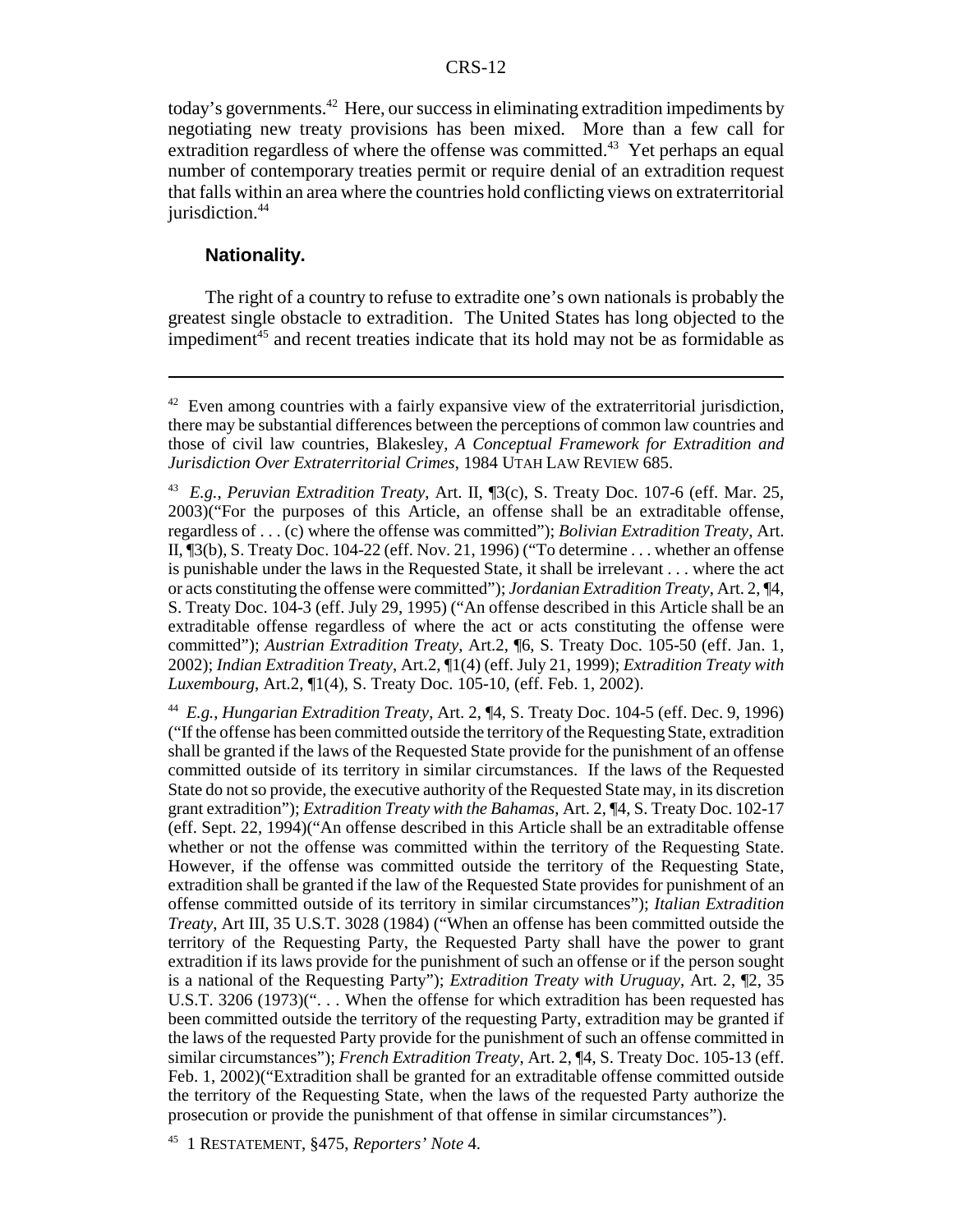today's governments.[42] Here, our success in eliminating extradition impediments by negotiating new treaty provisions has been mixed. More than a few call for extradition regardless of where the offense was committed.[43] Yet perhaps an equal number of contemporary treaties permit or require denial of an extradition request that falls within an area where the countries hold conflicting views on extraterritorial jurisdiction.[44]

#### Nationality.

The right of a country to refuse to extradite one's own nationals is probably the greatest single obstacle to extradition. The United States has long objected to the impediment[45] and recent treaties indicate that its hold may not be as formidable as

---

[42] Even among countries with a fairly expansive view of the extraterritorial jurisdiction, there may be substantial differences between the perceptions of common law countries and those of civil law countries, Blakesley, *A Conceptual Framework for Extradition and Jurisdiction Over Extraterritorial Crimes*, 1984 UTAH LAW REVIEW 685.

[43] *E.g.*, *Peruvian Extradition Treaty*, Art. II, ¶3(c), S. Treaty Doc. 107-6 (eff. Mar. 25, 2003)("For the purposes of this Article, an offense shall be an extraditable offense, regardless of . . . (c) where the offense was committed"); *Bolivian Extradition Treaty*, Art. II, ¶3(b), S. Treaty Doc. 104-22 (eff. Nov. 21, 1996) ("To determine . . . whether an offense is punishable under the laws in the Requested State, it shall be irrelevant . . . where the act or acts constituting the offense were committed"); *Jordanian Extradition Treaty*, Art. 2, ¶4, S. Treaty Doc. 104-3 (eff. July 29, 1995) ("An offense described in this Article shall be an extraditable offense regardless of where the act or acts constituting the offense were committed"); *Austrian Extradition Treaty*, Art.2, ¶6, S. Treaty Doc. 105-50 (eff. Jan. 1, 2002); *Indian Extradition Treaty*, Art.2, ¶1(4) (eff. July 21, 1999); *Extradition Treaty with Luxembourg*, Art.2, ¶1(4), S. Treaty Doc. 105-10, (eff. Feb. 1, 2002).

[44] *E.g.*, *Hungarian Extradition Treaty*, Art. 2, ¶4, S. Treaty Doc. 104-5 (eff. Dec. 9, 1996) ("If the offense has been committed outside the territory of the Requesting State, extradition shall be granted if the laws of the Requested State provide for the punishment of an offense committed outside of its territory in similar circumstances. If the laws of the Requested State do not so provide, the executive authority of the Requested State may, in its discretion grant extradition"); *Extradition Treaty with the Bahamas*, Art. 2, ¶4, S. Treaty Doc. 102-17 (eff. Sept. 22, 1994)("An offense described in this Article shall be an extraditable offense whether or not the offense was committed within the territory of the Requesting State. However, if the offense was committed outside the territory of the Requesting State, extradition shall be granted if the law of the Requested State provides for punishment of an offense committed outside of its territory in similar circumstances"); *Italian Extradition Treaty*, Art III, 35 U.S.T. 3028 (1984) ("When an offense has been committed outside the territory of the Requesting Party, the Requested Party shall have the power to grant extradition if its laws provide for the punishment of such an offense or if the person sought is a national of the Requesting Party"); *Extradition Treaty with Uruguay*, Art. 2, ¶2, 35 U.S.T. 3206 (1973)(". . . When the offense for which extradition has been requested has been committed outside the territory of the requesting Party, extradition may be granted if the laws of the requested Party provide for the punishment of such an offense committed in similar circumstances"); *French Extradition Treaty*, Art. 2, ¶4, S. Treaty Doc. 105-13 (eff. Feb. 1, 2002)("Extradition shall be granted for an extraditable offense committed outside the territory of the Requesting State, when the laws of the requested Party authorize the prosecution or provide the punishment of that offense in similar circumstances").

[45] 1 RESTATEMENT, §475, *Reporters' Note* 4.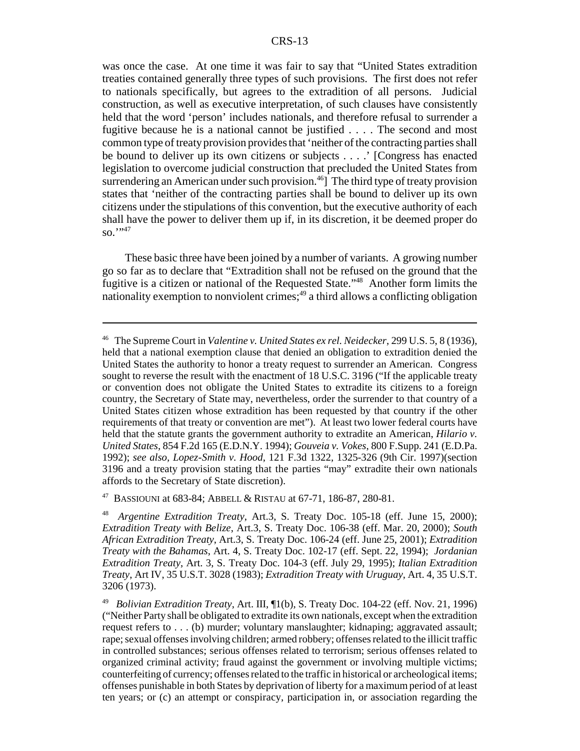was once the case. At one time it was fair to say that "United States extradition treaties contained generally three types of such provisions. The first does not refer to nationals specifically, but agrees to the extradition of all persons. Judicial construction, as well as executive interpretation, of such clauses have consistently held that the word 'person' includes nationals, and therefore refusal to surrender a fugitive because he is a national cannot be justified . . . . The second and most common type of treaty provision provides that 'neither of the contracting parties shall be bound to deliver up its own citizens or subjects . . . .' [Congress has enacted legislation to overcome judicial construction that precluded the United States from surrendering an American under such provision.[46]] The third type of treaty provision states that 'neither of the contracting parties shall be bound to deliver up its own citizens under the stipulations of this convention, but the executive authority of each shall have the power to deliver them up if, in its discretion, it be deemed proper do so.'"[47]

These basic three have been joined by a number of variants. A growing number go so far as to declare that "Extradition shall not be refused on the ground that the fugitive is a citizen or national of the Requested State."[48] Another form limits the nationality exemption to nonviolent crimes;[49] a third allows a conflicting obligation

---

[46] The Supreme Court in *Valentine v. United States ex rel. Neidecker*, 299 U.S. 5, 8 (1936), held that a national exemption clause that denied an obligation to extradition denied the United States the authority to honor a treaty request to surrender an American. Congress sought to reverse the result with the enactment of 18 U.S.C. 3196 ("If the applicable treaty or convention does not obligate the United States to extradite its citizens to a foreign country, the Secretary of State may, nevertheless, order the surrender to that country of a United States citizen whose extradition has been requested by that country if the other requirements of that treaty or convention are met"). At least two lower federal courts have held that the statute grants the government authority to extradite an American, *Hilario v. United States*, 854 F.2d 165 (E.D.N.Y. 1994); *Gouveia v. Vokes*, 800 F.Supp. 241 (E.D.Pa. 1992); *see also, Lopez-Smith v. Hood*, 121 F.3d 1322, 1325-326 (9th Cir. 1997)(section 3196 and a treaty provision stating that the parties "may" extradite their own nationals affords to the Secretary of State discretion).

[47] BASSIOUNI at 683-84; ABBELL & RISTAU at 67-71, 186-87, 280-81.

[48] *Argentine Extradition Treaty*, Art.3, S. Treaty Doc. 105-18 (eff. June 15, 2000); *Extradition Treaty with Belize*, Art.3, S. Treaty Doc. 106-38 (eff. Mar. 20, 2000); *South African Extradition Treaty*, Art.3, S. Treaty Doc. 106-24 (eff. June 25, 2001); *Extradition Treaty with the Bahamas*, Art. 4, S. Treaty Doc. 102-17 (eff. Sept. 22, 1994); *Jordanian Extradition Treaty*, Art. 3, S. Treaty Doc. 104-3 (eff. July 29, 1995); *Italian Extradition Treaty*, Art IV, 35 U.S.T. 3028 (1983); *Extradition Treaty with Uruguay*, Art. 4, 35 U.S.T. 3206 (1973).

[49] *Bolivian Extradition Treaty*, Art. III, ¶1(b), S. Treaty Doc. 104-22 (eff. Nov. 21, 1996) ("Neither Party shall be obligated to extradite its own nationals, except when the extradition request refers to . . . (b) murder; voluntary manslaughter; kidnaping; aggravated assault; rape; sexual offenses involving children; armed robbery; offenses related to the illicit traffic in controlled substances; serious offenses related to terrorism; serious offenses related to organized criminal activity; fraud against the government or involving multiple victims; counterfeiting of currency; offenses related to the traffic in historical or archeological items; offenses punishable in both States by deprivation of liberty for a maximum period of at least ten years; or (c) an attempt or conspiracy, participation in, or association regarding the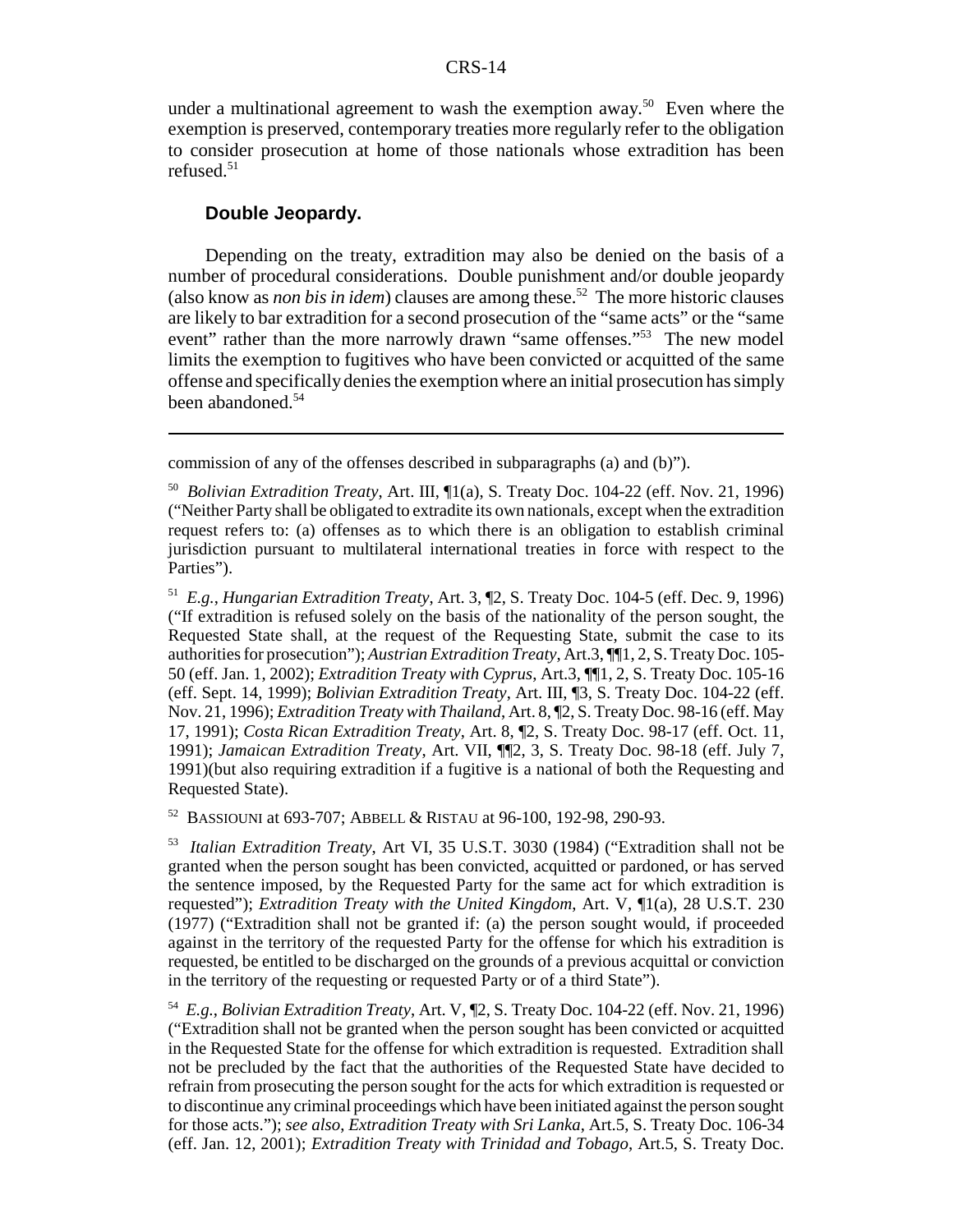under a multinational agreement to wash the exemption away.[50] Even where the exemption is preserved, contemporary treaties more regularly refer to the obligation to consider prosecution at home of those nationals whose extradition has been refused.[51]

### Double Jeopardy.

Depending on the treaty, extradition may also be denied on the basis of a number of procedural considerations. Double punishment and/or double jeopardy (also know as *non bis in idem*) clauses are among these.[52] The more historic clauses are likely to bar extradition for a second prosecution of the "same acts" or the "same event" rather than the more narrowly drawn "same offenses."[53] The new model limits the exemption to fugitives who have been convicted or acquitted of the same offense and specifically denies the exemption where an initial prosecution has simply been abandoned.[54]

---

commission of any of the offenses described in subparagraphs (a) and (b)").

[50] *Bolivian Extradition Treaty*, Art. III, ¶1(a), S. Treaty Doc. 104-22 (eff. Nov. 21, 1996) ("Neither Party shall be obligated to extradite its own nationals, except when the extradition request refers to: (a) offenses as to which there is an obligation to establish criminal jurisdiction pursuant to multilateral international treaties in force with respect to the Parties").

[51] *E.g.*, *Hungarian Extradition Treaty*, Art. 3, ¶2, S. Treaty Doc. 104-5 (eff. Dec. 9, 1996) ("If extradition is refused solely on the basis of the nationality of the person sought, the Requested State shall, at the request of the Requesting State, submit the case to its authorities for prosecution"); *Austrian Extradition Treaty*, Art.3, ¶¶1, 2, S. Treaty Doc. 105-50 (eff. Jan. 1, 2002); *Extradition Treaty with Cyprus*, Art.3, ¶¶1, 2, S. Treaty Doc. 105-16 (eff. Sept. 14, 1999); *Bolivian Extradition Treaty*, Art. III, ¶3, S. Treaty Doc. 104-22 (eff. Nov. 21, 1996); *Extradition Treaty with Thailand*, Art. 8, ¶2, S. Treaty Doc. 98-16 (eff. May 17, 1991); *Costa Rican Extradition Treaty*, Art. 8, ¶2, S. Treaty Doc. 98-17 (eff. Oct. 11, 1991); *Jamaican Extradition Treaty*, Art. VII, ¶¶2, 3, S. Treaty Doc. 98-18 (eff. July 7, 1991)(but also requiring extradition if a fugitive is a national of both the Requesting and Requested State).

[52] BASSIOUNI at 693-707; ABBELL & RISTAU at 96-100, 192-98, 290-93.

[53] *Italian Extradition Treaty*, Art VI, 35 U.S.T. 3030 (1984) ("Extradition shall not be granted when the person sought has been convicted, acquitted or pardoned, or has served the sentence imposed, by the Requested Party for the same act for which extradition is requested"); *Extradition Treaty with the United Kingdom*, Art. V, ¶1(a), 28 U.S.T. 230 (1977) ("Extradition shall not be granted if: (a) the person sought would, if proceeded against in the territory of the requested Party for the offense for which his extradition is requested, be entitled to be discharged on the grounds of a previous acquittal or conviction in the territory of the requesting or requested Party or of a third State").

[54] *E.g.*, *Bolivian Extradition Treaty*, Art. V, ¶2, S. Treaty Doc. 104-22 (eff. Nov. 21, 1996) ("Extradition shall not be granted when the person sought has been convicted or acquitted in the Requested State for the offense for which extradition is requested. Extradition shall not be precluded by the fact that the authorities of the Requested State have decided to refrain from prosecuting the person sought for the acts for which extradition is requested or to discontinue any criminal proceedings which have been initiated against the person sought for those acts."); *see also*, *Extradition Treaty with Sri Lanka*, Art.5, S. Treaty Doc. 106-34 (eff. Jan. 12, 2001); *Extradition Treaty with Trinidad and Tobago*, Art.5, S. Treaty Doc.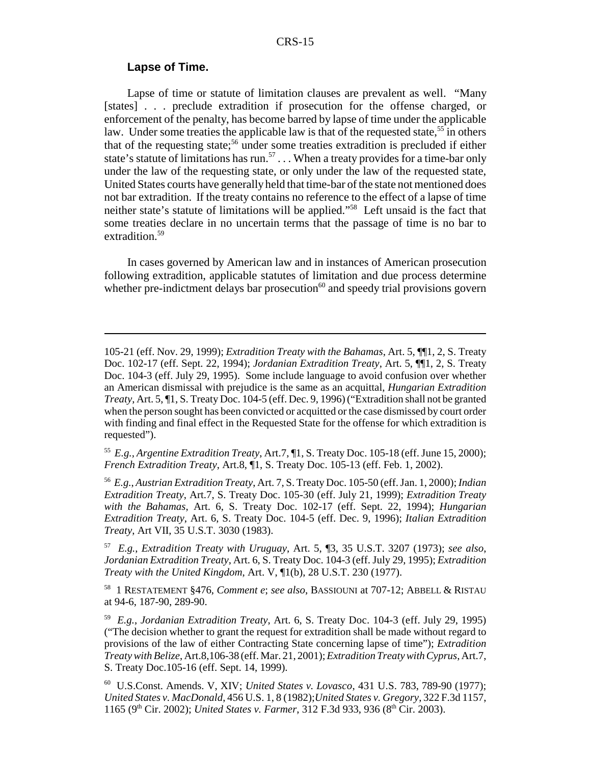### Lapse of Time.

Lapse of time or statute of limitation clauses are prevalent as well. "Many [states] . . . preclude extradition if prosecution for the offense charged, or enforcement of the penalty, has become barred by lapse of time under the applicable law. Under some treaties the applicable law is that of the requested state,[55] in others that of the requesting state;[56] under some treaties extradition is precluded if either state's statute of limitations has run.[57] . . . When a treaty provides for a time-bar only under the law of the requesting state, or only under the law of the requested state, United States courts have generally held that time-bar of the state not mentioned does not bar extradition. If the treaty contains no reference to the effect of a lapse of time neither state's statute of limitations will be applied."[58] Left unsaid is the fact that some treaties declare in no uncertain terms that the passage of time is no bar to extradition.[59]

In cases governed by American law and in instances of American prosecution following extradition, applicable statutes of limitation and due process determine whether pre-indictment delays bar prosecution[60] and speedy trial provisions govern

---

105-21 (eff. Nov. 29, 1999); *Extradition Treaty with the Bahamas*, Art. 5, ¶¶1, 2, S. Treaty Doc. 102-17 (eff. Sept. 22, 1994); *Jordanian Extradition Treaty*, Art. 5, ¶¶1, 2, S. Treaty Doc. 104-3 (eff. July 29, 1995). Some include language to avoid confusion over whether an American dismissal with prejudice is the same as an acquittal, *Hungarian Extradition Treaty*, Art. 5, ¶1, S. Treaty Doc. 104-5 (eff. Dec. 9, 1996) ("Extradition shall not be granted when the person sought has been convicted or acquitted or the case dismissed by court order with finding and final effect in the Requested State for the offense for which extradition is requested").

[55] *E.g., Argentine Extradition Treaty*, Art.7, ¶1, S. Treaty Doc. 105-18 (eff. June 15, 2000); *French Extradition Treaty*, Art.8, ¶1, S. Treaty Doc. 105-13 (eff. Feb. 1, 2002).

[56] *E.g., Austrian Extradition Treaty*, Art. 7, S. Treaty Doc. 105-50 (eff. Jan. 1, 2000); *Indian Extradition Treaty*, Art.7, S. Treaty Doc. 105-30 (eff. July 21, 1999); *Extradition Treaty with the Bahamas*, Art. 6, S. Treaty Doc. 102-17 (eff. Sept. 22, 1994); *Hungarian Extradition Treaty*, Art. 6, S. Treaty Doc. 104-5 (eff. Dec. 9, 1996); *Italian Extradition Treaty*, Art VII, 35 U.S.T. 3030 (1983).

[57] *E.g., Extradition Treaty with Uruguay*, Art. 5, ¶3, 35 U.S.T. 3207 (1973); *see also, Jordanian Extradition Treaty*, Art. 6, S. Treaty Doc. 104-3 (eff. July 29, 1995); *Extradition Treaty with the United Kingdom*, Art. V, ¶1(b), 28 U.S.T. 230 (1977).

[58] 1 RESTATEMENT §476, *Comment e*; *see also*, BASSIOUNI at 707-12; ABBELL & RISTAU at 94-6, 187-90, 289-90.

[59] *E.g., Jordanian Extradition Treaty*, Art. 6, S. Treaty Doc. 104-3 (eff. July 29, 1995) ("The decision whether to grant the request for extradition shall be made without regard to provisions of the law of either Contracting State concerning lapse of time"); *Extradition Treaty with Belize*, Art.8,106-38 (eff. Mar. 21, 2001); *Extradition Treaty with Cyprus*, Art.7, S. Treaty Doc.105-16 (eff. Sept. 14, 1999).

[60] U.S.Const. Amends. V, XIV; *United States v. Lovasco*, 431 U.S. 783, 789-90 (1977); *United States v. MacDonald*, 456 U.S. 1, 8 (1982); *United States v. Gregory*, 322 F.3d 1157, 1165 (9th Cir. 2002); *United States v. Farmer*, 312 F.3d 933, 936 (8th Cir. 2003).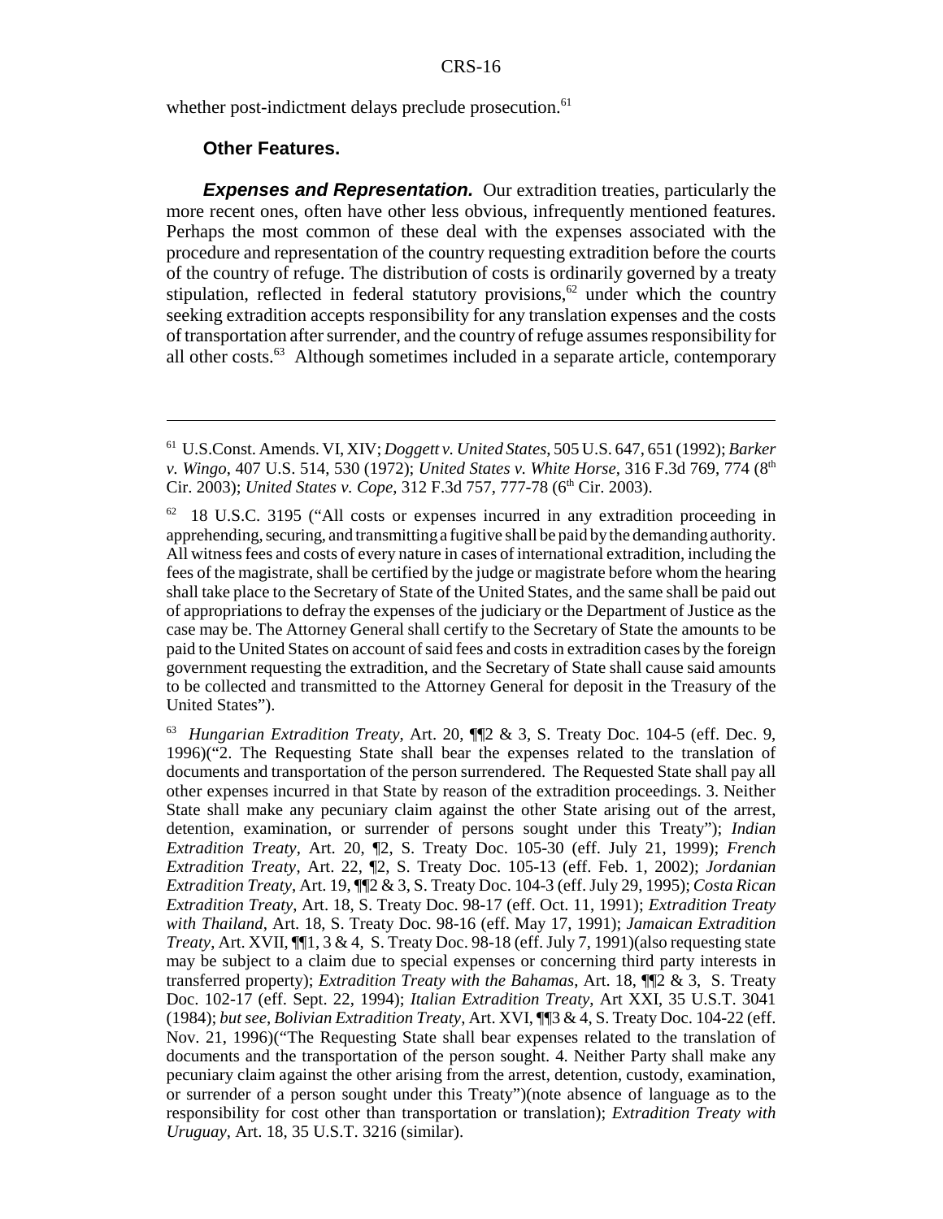whether post-indictment delays preclude prosecution.[61]

### Other Features.

***Expenses and Representation.*** Our extradition treaties, particularly the more recent ones, often have other less obvious, infrequently mentioned features. Perhaps the most common of these deal with the expenses associated with the procedure and representation of the country requesting extradition before the courts of the country of refuge. The distribution of costs is ordinarily governed by a treaty stipulation, reflected in federal statutory provisions,[62] under which the country seeking extradition accepts responsibility for any translation expenses and the costs of transportation after surrender, and the country of refuge assumes responsibility for all other costs.[63] Although sometimes included in a separate article, contemporary

---

[61] U.S.Const. Amends. VI, XIV; *Doggett v. United States*, 505 U.S. 647, 651 (1992); *Barker v. Wingo*, 407 U.S. 514, 530 (1972); *United States v. White Horse*, 316 F.3d 769, 774 (8th Cir. 2003); *United States v. Cope*, 312 F.3d 757, 777-78 (6th Cir. 2003).

[62] 18 U.S.C. 3195 ("All costs or expenses incurred in any extradition proceeding in apprehending, securing, and transmitting a fugitive shall be paid by the demanding authority. All witness fees and costs of every nature in cases of international extradition, including the fees of the magistrate, shall be certified by the judge or magistrate before whom the hearing shall take place to the Secretary of State of the United States, and the same shall be paid out of appropriations to defray the expenses of the judiciary or the Department of Justice as the case may be. The Attorney General shall certify to the Secretary of State the amounts to be paid to the United States on account of said fees and costs in extradition cases by the foreign government requesting the extradition, and the Secretary of State shall cause said amounts to be collected and transmitted to the Attorney General for deposit in the Treasury of the United States").

[63] *Hungarian Extradition Treaty*, Art. 20, ¶¶2 & 3, S. Treaty Doc. 104-5 (eff. Dec. 9, 1996)("2. The Requesting State shall bear the expenses related to the translation of documents and transportation of the person surrendered. The Requested State shall pay all other expenses incurred in that State by reason of the extradition proceedings. 3. Neither State shall make any pecuniary claim against the other State arising out of the arrest, detention, examination, or surrender of persons sought under this Treaty"); *Indian Extradition Treaty*, Art. 20, ¶2, S. Treaty Doc. 105-30 (eff. July 21, 1999); *French Extradition Treaty*, Art. 22, ¶2, S. Treaty Doc. 105-13 (eff. Feb. 1, 2002); *Jordanian Extradition Treaty*, Art. 19, ¶¶2 & 3, S. Treaty Doc. 104-3 (eff. July 29, 1995); *Costa Rican Extradition Treaty*, Art. 18, S. Treaty Doc. 98-17 (eff. Oct. 11, 1991); *Extradition Treaty with Thailand*, Art. 18, S. Treaty Doc. 98-16 (eff. May 17, 1991); *Jamaican Extradition Treaty*, Art. XVII, ¶¶1, 3 & 4, S. Treaty Doc. 98-18 (eff. July 7, 1991)(also requesting state may be subject to a claim due to special expenses or concerning third party interests in transferred property); *Extradition Treaty with the Bahamas*, Art. 18, ¶¶2 & 3, S. Treaty Doc. 102-17 (eff. Sept. 22, 1994); *Italian Extradition Treaty*, Art XXI, 35 U.S.T. 3041 (1984); *but see*, *Bolivian Extradition Treaty*, Art. XVI, ¶¶3 & 4, S. Treaty Doc. 104-22 (eff. Nov. 21, 1996)("The Requesting State shall bear expenses related to the translation of documents and the transportation of the person sought. 4. Neither Party shall make any pecuniary claim against the other arising from the arrest, detention, custody, examination, or surrender of a person sought under this Treaty")(note absence of language as to the responsibility for cost other than transportation or translation); *Extradition Treaty with Uruguay*, Art. 18, 35 U.S.T. 3216 (similar).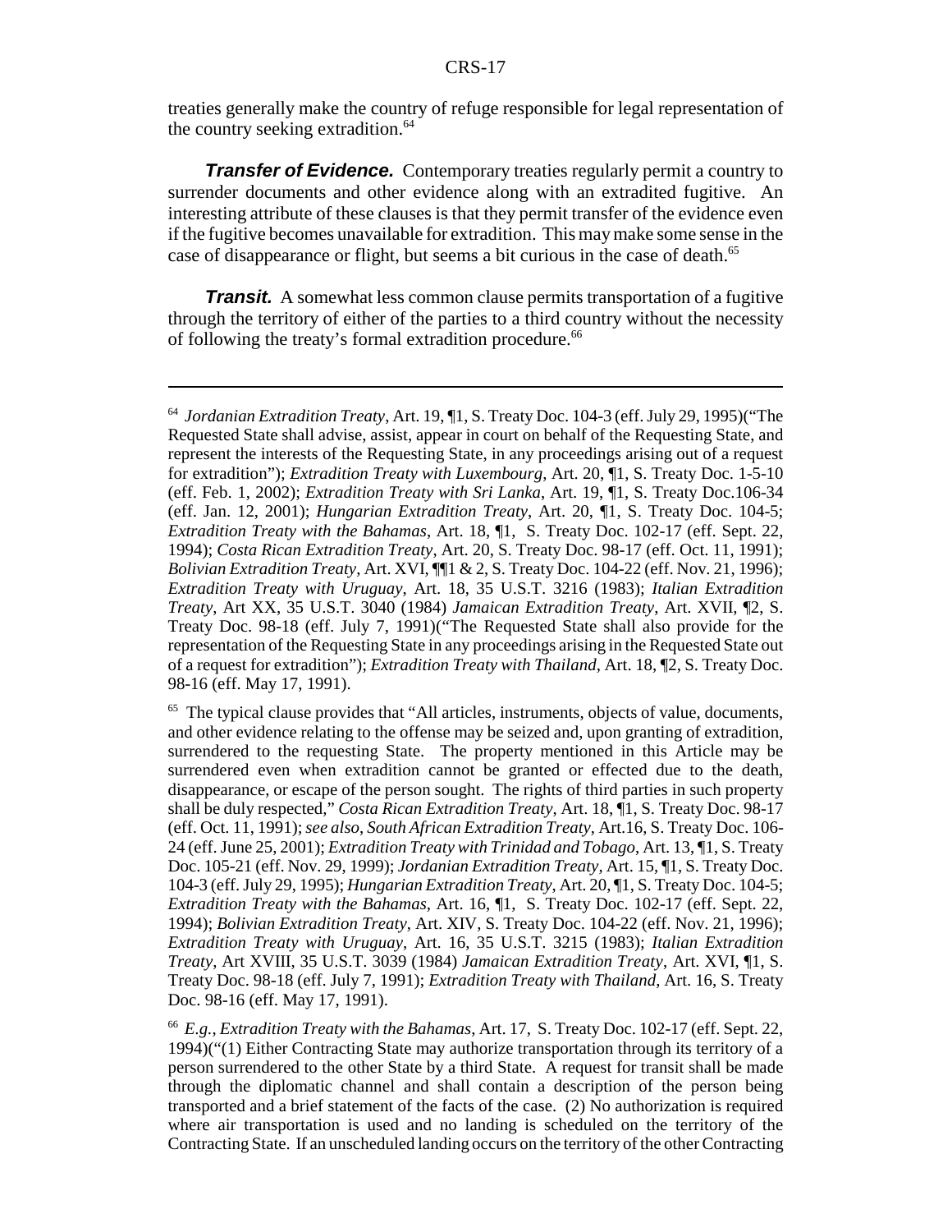treaties generally make the country of refuge responsible for legal representation of the country seeking extradition.[64]

***Transfer of Evidence.*** Contemporary treaties regularly permit a country to surrender documents and other evidence along with an extradited fugitive. An interesting attribute of these clauses is that they permit transfer of the evidence even if the fugitive becomes unavailable for extradition. This may make some sense in the case of disappearance or flight, but seems a bit curious in the case of death.[65]

***Transit.*** A somewhat less common clause permits transportation of a fugitive through the territory of either of the parties to a third country without the necessity of following the treaty's formal extradition procedure.[66]

---

[64] *Jordanian Extradition Treaty*, Art. 19, ¶1, S. Treaty Doc. 104-3 (eff. July 29, 1995)("The Requested State shall advise, assist, appear in court on behalf of the Requesting State, and represent the interests of the Requesting State, in any proceedings arising out of a request for extradition"); *Extradition Treaty with Luxembourg*, Art. 20, ¶1, S. Treaty Doc. 1-5-10 (eff. Feb. 1, 2002); *Extradition Treaty with Sri Lanka*, Art. 19, ¶1, S. Treaty Doc.106-34 (eff. Jan. 12, 2001); *Hungarian Extradition Treaty*, Art. 20, ¶1, S. Treaty Doc. 104-5; *Extradition Treaty with the Bahamas*, Art. 18, ¶1, S. Treaty Doc. 102-17 (eff. Sept. 22, 1994); *Costa Rican Extradition Treaty*, Art. 20, S. Treaty Doc. 98-17 (eff. Oct. 11, 1991); *Bolivian Extradition Treaty*, Art. XVI, ¶¶1 & 2, S. Treaty Doc. 104-22 (eff. Nov. 21, 1996); *Extradition Treaty with Uruguay*, Art. 18, 35 U.S.T. 3216 (1983); *Italian Extradition Treaty*, Art XX, 35 U.S.T. 3040 (1984) *Jamaican Extradition Treaty*, Art. XVII, ¶2, S. Treaty Doc. 98-18 (eff. July 7, 1991)("The Requested State shall also provide for the representation of the Requesting State in any proceedings arising in the Requested State out of a request for extradition"); *Extradition Treaty with Thailand*, Art. 18, ¶2, S. Treaty Doc. 98-16 (eff. May 17, 1991).

[65] The typical clause provides that "All articles, instruments, objects of value, documents, and other evidence relating to the offense may be seized and, upon granting of extradition, surrendered to the requesting State. The property mentioned in this Article may be surrendered even when extradition cannot be granted or effected due to the death, disappearance, or escape of the person sought. The rights of third parties in such property shall be duly respected," *Costa Rican Extradition Treaty*, Art. 18, ¶1, S. Treaty Doc. 98-17 (eff. Oct. 11, 1991); *see also*, *South African Extradition Treaty*, Art.16, S. Treaty Doc. 106-24 (eff. June 25, 2001); *Extradition Treaty with Trinidad and Tobago*, Art. 13, ¶1, S. Treaty Doc. 105-21 (eff. Nov. 29, 1999); *Jordanian Extradition Treaty*, Art. 15, ¶1, S. Treaty Doc. 104-3 (eff. July 29, 1995); *Hungarian Extradition Treaty*, Art. 20, ¶1, S. Treaty Doc. 104-5; *Extradition Treaty with the Bahamas*, Art. 16, ¶1, S. Treaty Doc. 102-17 (eff. Sept. 22, 1994); *Bolivian Extradition Treaty*, Art. XIV, S. Treaty Doc. 104-22 (eff. Nov. 21, 1996); *Extradition Treaty with Uruguay*, Art. 16, 35 U.S.T. 3215 (1983); *Italian Extradition Treaty*, Art XVIII, 35 U.S.T. 3039 (1984) *Jamaican Extradition Treaty*, Art. XVI, ¶1, S. Treaty Doc. 98-18 (eff. July 7, 1991); *Extradition Treaty with Thailand*, Art. 16, S. Treaty Doc. 98-16 (eff. May 17, 1991).

[66] *E.g.*, *Extradition Treaty with the Bahamas*, Art. 17, S. Treaty Doc. 102-17 (eff. Sept. 22, 1994)("(1) Either Contracting State may authorize transportation through its territory of a person surrendered to the other State by a third State. A request for transit shall be made through the diplomatic channel and shall contain a description of the person being transported and a brief statement of the facts of the case. (2) No authorization is required where air transportation is used and no landing is scheduled on the territory of the Contracting State. If an unscheduled landing occurs on the territory of the other Contracting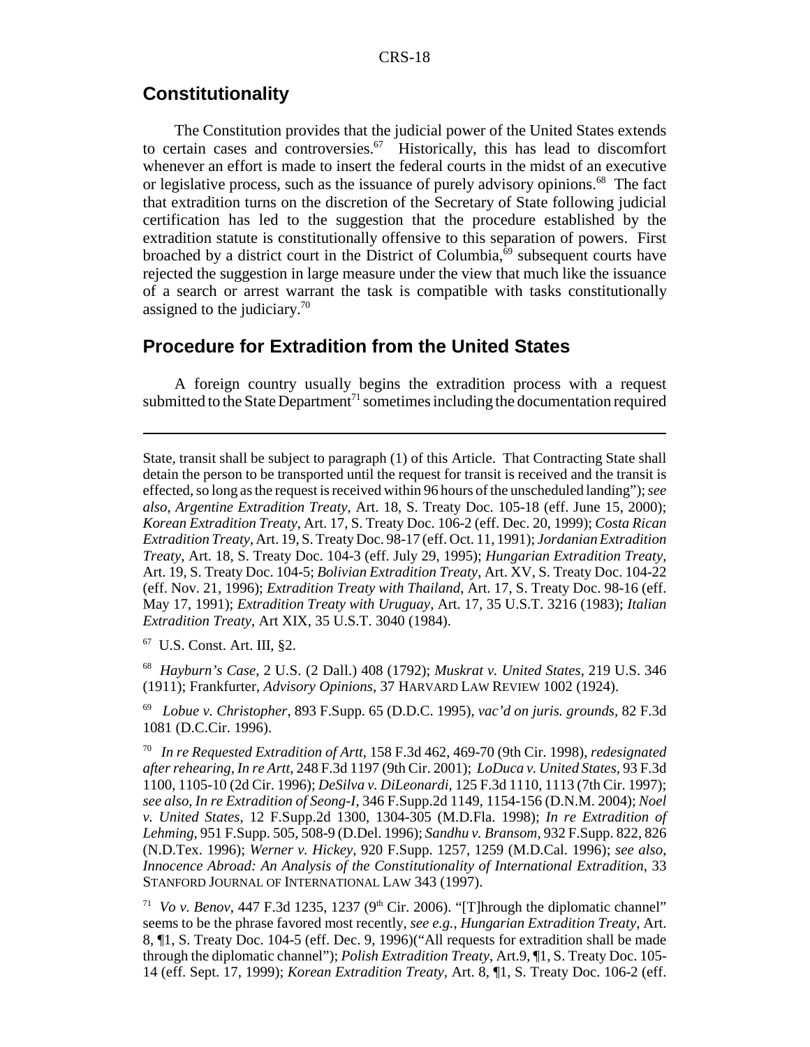## Constitutionality

The Constitution provides that the judicial power of the United States extends to certain cases and controversies.[67] Historically, this has lead to discomfort whenever an effort is made to insert the federal courts in the midst of an executive or legislative process, such as the issuance of purely advisory opinions.[68] The fact that extradition turns on the discretion of the Secretary of State following judicial certification has led to the suggestion that the procedure established by the extradition statute is constitutionally offensive to this separation of powers. First broached by a district court in the District of Columbia,[69] subsequent courts have rejected the suggestion in large measure under the view that much like the issuance of a search or arrest warrant the task is compatible with tasks constitutionally assigned to the judiciary.[70]

## Procedure for Extradition from the United States

A foreign country usually begins the extradition process with a request submitted to the State Department[71] sometimes including the documentation required

---

State, transit shall be subject to paragraph (1) of this Article. That Contracting State shall detain the person to be transported until the request for transit is received and the transit is effected, so long as the request is received within 96 hours of the unscheduled landing"); *see also*, *Argentine Extradition Treaty*, Art. 18, S. Treaty Doc. 105-18 (eff. June 15, 2000); *Korean Extradition Treaty*, Art. 17, S. Treaty Doc. 106-2 (eff. Dec. 20, 1999); *Costa Rican Extradition Treaty*, Art. 19, S. Treaty Doc. 98-17 (eff. Oct. 11, 1991); *Jordanian Extradition Treaty*, Art. 18, S. Treaty Doc. 104-3 (eff. July 29, 1995); *Hungarian Extradition Treaty*, Art. 19, S. Treaty Doc. 104-5; *Bolivian Extradition Treaty*, Art. XV, S. Treaty Doc. 104-22 (eff. Nov. 21, 1996); *Extradition Treaty with Thailand*, Art. 17, S. Treaty Doc. 98-16 (eff. May 17, 1991); *Extradition Treaty with Uruguay*, Art. 17, 35 U.S.T. 3216 (1983); *Italian Extradition Treaty*, Art XIX, 35 U.S.T. 3040 (1984).

[67] U.S. Const. Art. III, §2.

[68] *Hayburn's Case*, 2 U.S. (2 Dall.) 408 (1792); *Muskrat v. United States*, 219 U.S. 346 (1911); Frankfurter, *Advisory Opinions*, 37 HARVARD LAW REVIEW 1002 (1924).

[69] *Lobue v. Christopher*, 893 F.Supp. 65 (D.D.C. 1995), *vac'd on juris. grounds*, 82 F.3d 1081 (D.C.Cir. 1996).

[70] *In re Requested Extradition of Artt*, 158 F.3d 462, 469-70 (9th Cir. 1998), *redesignated after rehearing*, *In re Artt*, 248 F.3d 1197 (9th Cir. 2001); *LoDuca v. United States*, 93 F.3d 1100, 1105-10 (2d Cir. 1996); *DeSilva v. DiLeonardi*, 125 F.3d 1110, 1113 (7th Cir. 1997); *see also*, *In re Extradition of Seong-I*, 346 F.Supp.2d 1149, 1154-156 (D.N.M. 2004); *Noel v. United States*, 12 F.Supp.2d 1300, 1304-305 (M.D.Fla. 1998); *In re Extradition of Lehming*, 951 F.Supp. 505, 508-9 (D.Del. 1996); *Sandhu v. Bransom*, 932 F.Supp. 822, 826 (N.D.Tex. 1996); *Werner v. Hickey*, 920 F.Supp. 1257, 1259 (M.D.Cal. 1996); *see also*, *Innocence Abroad: An Analysis of the Constitutionality of International Extradition*, 33 STANFORD JOURNAL OF INTERNATIONAL LAW 343 (1997).

[71] *Vo v. Benov*, 447 F.3d 1235, 1237 (9th Cir. 2006). "[T]hrough the diplomatic channel" seems to be the phrase favored most recently, *see e.g.*, *Hungarian Extradition Treaty*, Art. 8, ¶1, S. Treaty Doc. 104-5 (eff. Dec. 9, 1996)("All requests for extradition shall be made through the diplomatic channel"); *Polish Extradition Treaty*, Art.9, ¶1, S. Treaty Doc. 105-14 (eff. Sept. 17, 1999); *Korean Extradition Treaty*, Art. 8, ¶1, S. Treaty Doc. 106-2 (eff.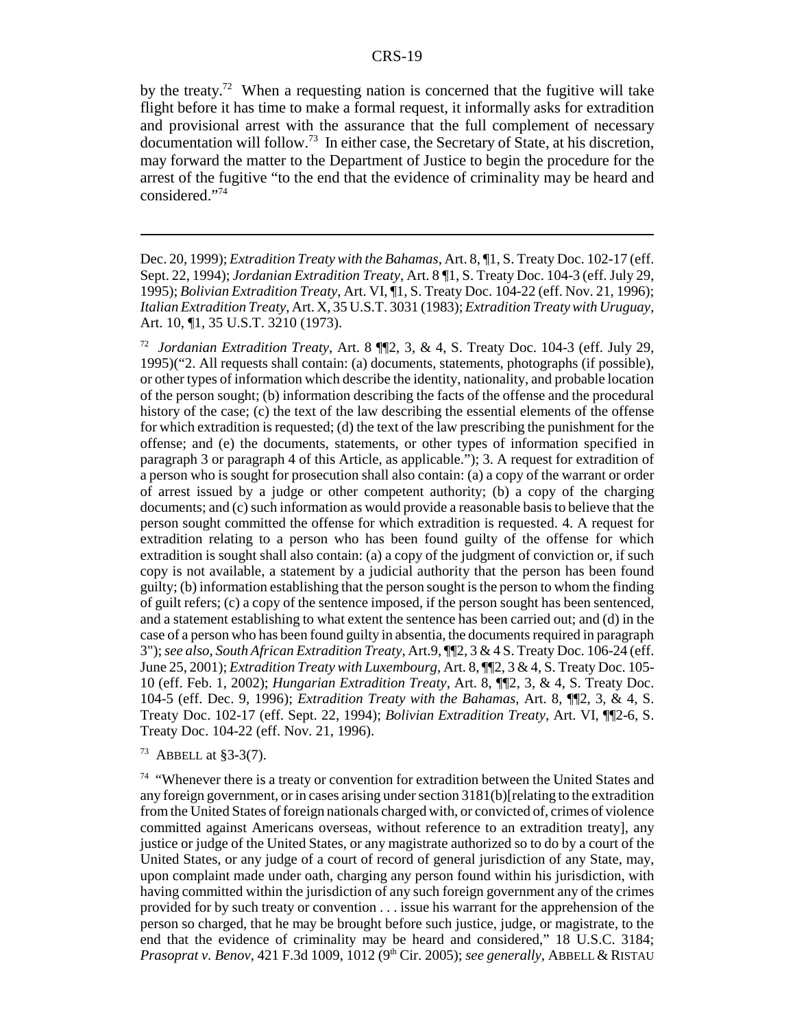by the treaty.[72] When a requesting nation is concerned that the fugitive will take flight before it has time to make a formal request, it informally asks for extradition and provisional arrest with the assurance that the full complement of necessary documentation will follow.[73] In either case, the Secretary of State, at his discretion, may forward the matter to the Department of Justice to begin the procedure for the arrest of the fugitive "to the end that the evidence of criminality may be heard and considered."[74]

---

Dec. 20, 1999); *Extradition Treaty with the Bahamas*, Art. 8, ¶1, S. Treaty Doc. 102-17 (eff. Sept. 22, 1994); *Jordanian Extradition Treaty*, Art. 8 ¶1, S. Treaty Doc. 104-3 (eff. July 29, 1995); *Bolivian Extradition Treaty*, Art. VI, ¶1, S. Treaty Doc. 104-22 (eff. Nov. 21, 1996); *Italian Extradition Treaty*, Art. X, 35 U.S.T. 3031 (1983); *Extradition Treaty with Uruguay*, Art. 10, ¶1, 35 U.S.T. 3210 (1973).

[72] *Jordanian Extradition Treaty*, Art. 8 ¶¶2, 3, & 4, S. Treaty Doc. 104-3 (eff. July 29, 1995)("2. All requests shall contain: (a) documents, statements, photographs (if possible), or other types of information which describe the identity, nationality, and probable location of the person sought; (b) information describing the facts of the offense and the procedural history of the case; (c) the text of the law describing the essential elements of the offense for which extradition is requested; (d) the text of the law prescribing the punishment for the offense; and (e) the documents, statements, or other types of information specified in paragraph 3 or paragraph 4 of this Article, as applicable."); 3. A request for extradition of a person who is sought for prosecution shall also contain: (a) a copy of the warrant or order of arrest issued by a judge or other competent authority; (b) a copy of the charging documents; and (c) such information as would provide a reasonable basis to believe that the person sought committed the offense for which extradition is requested. 4. A request for extradition relating to a person who has been found guilty of the offense for which extradition is sought shall also contain: (a) a copy of the judgment of conviction or, if such copy is not available, a statement by a judicial authority that the person has been found guilty; (b) information establishing that the person sought is the person to whom the finding of guilt refers; (c) a copy of the sentence imposed, if the person sought has been sentenced, and a statement establishing to what extent the sentence has been carried out; and (d) in the case of a person who has been found guilty in absentia, the documents required in paragraph 3"); *see also*, *South African Extradition Treaty*, Art.9, ¶¶2, 3 & 4 S. Treaty Doc. 106-24 (eff. June 25, 2001); *Extradition Treaty with Luxembourg*, Art. 8, ¶¶2, 3 & 4, S. Treaty Doc. 105-10 (eff. Feb. 1, 2002); *Hungarian Extradition Treaty*, Art. 8, ¶¶2, 3, & 4, S. Treaty Doc. 104-5 (eff. Dec. 9, 1996); *Extradition Treaty with the Bahamas*, Art. 8, ¶¶2, 3, & 4, S. Treaty Doc. 102-17 (eff. Sept. 22, 1994); *Bolivian Extradition Treaty*, Art. VI, ¶¶2-6, S. Treaty Doc. 104-22 (eff. Nov. 21, 1996).

[73] ABBELL at §3-3(7).

[74] "Whenever there is a treaty or convention for extradition between the United States and any foreign government, or in cases arising under section 3181(b)[relating to the extradition from the United States of foreign nationals charged with, or convicted of, crimes of violence committed against Americans overseas, without reference to an extradition treaty], any justice or judge of the United States, or any magistrate authorized so to do by a court of the United States, or any judge of a court of record of general jurisdiction of any State, may, upon complaint made under oath, charging any person found within his jurisdiction, with having committed within the jurisdiction of any such foreign government any of the crimes provided for by such treaty or convention . . . issue his warrant for the apprehension of the person so charged, that he may be brought before such justice, judge, or magistrate, to the end that the evidence of criminality may be heard and considered," 18 U.S.C. 3184; *Prasoprat v. Benov*, 421 F.3d 1009, 1012 (9th Cir. 2005); *see generally*, ABBELL & RISTAU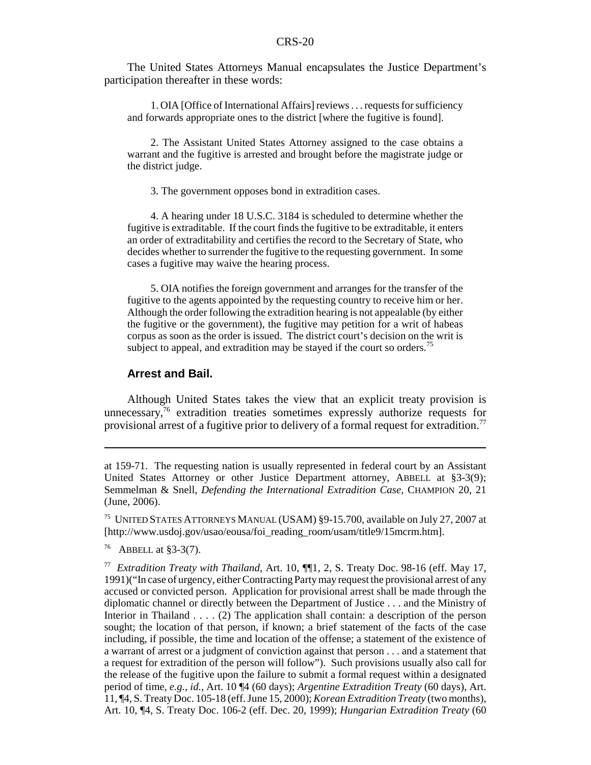The United States Attorneys Manual encapsulates the Justice Department's participation thereafter in these words:

> 1. OIA [Office of International Affairs] reviews . . . requests for sufficiency and forwards appropriate ones to the district [where the fugitive is found].
>
> 2. The Assistant United States Attorney assigned to the case obtains a warrant and the fugitive is arrested and brought before the magistrate judge or the district judge.
>
> 3. The government opposes bond in extradition cases.
>
> 4. A hearing under 18 U.S.C. 3184 is scheduled to determine whether the fugitive is extraditable. If the court finds the fugitive to be extraditable, it enters an order of extraditability and certifies the record to the Secretary of State, who decides whether to surrender the fugitive to the requesting government. In some cases a fugitive may waive the hearing process.
>
> 5. OIA notifies the foreign government and arranges for the transfer of the fugitive to the agents appointed by the requesting country to receive him or her. Although the order following the extradition hearing is not appealable (by either the fugitive or the government), the fugitive may petition for a writ of habeas corpus as soon as the order is issued. The district court's decision on the writ is subject to appeal, and extradition may be stayed if the court so orders.[75]

### Arrest and Bail.

Although United States takes the view that an explicit treaty provision is unnecessary,[76] extradition treaties sometimes expressly authorize requests for provisional arrest of a fugitive prior to delivery of a formal request for extradition.[77]

---

at 159-71. The requesting nation is usually represented in federal court by an Assistant United States Attorney or other Justice Department attorney, ABBELL at §3-3(9); Semmelman & Snell, *Defending the International Extradition Case*, CHAMPION 20, 21 (June, 2006).

[75] UNITED STATES ATTORNEYS MANUAL (USAM) §9-15.700, available on July 27, 2007 at [http://www.usdoj.gov/usao/eousa/foi_reading_room/usam/title9/15mcrm.htm].

[76] ABBELL at §3-3(7).

[77] *Extradition Treaty with Thailand*, Art. 10, ¶¶1, 2, S. Treaty Doc. 98-16 (eff. May 17, 1991)("In case of urgency, either Contracting Party may request the provisional arrest of any accused or convicted person. Application for provisional arrest shall be made through the diplomatic channel or directly between the Department of Justice . . . and the Ministry of Interior in Thailand . . . . (2) The application shall contain: a description of the person sought; the location of that person, if known; a brief statement of the facts of the case including, if possible, the time and location of the offense; a statement of the existence of a warrant of arrest or a judgment of conviction against that person . . . and a statement that a request for extradition of the person will follow"). Such provisions usually also call for the release of the fugitive upon the failure to submit a formal request within a designated period of time, *e.g.*, *id.*, Art. 10 ¶4 (60 days); *Argentine Extradition Treaty* (60 days), Art. 11, ¶4, S. Treaty Doc. 105-18 (eff. June 15, 2000); *Korean Extradition Treaty* (two months), Art. 10, ¶4, S. Treaty Doc. 106-2 (eff. Dec. 20, 1999); *Hungarian Extradition Treaty* (60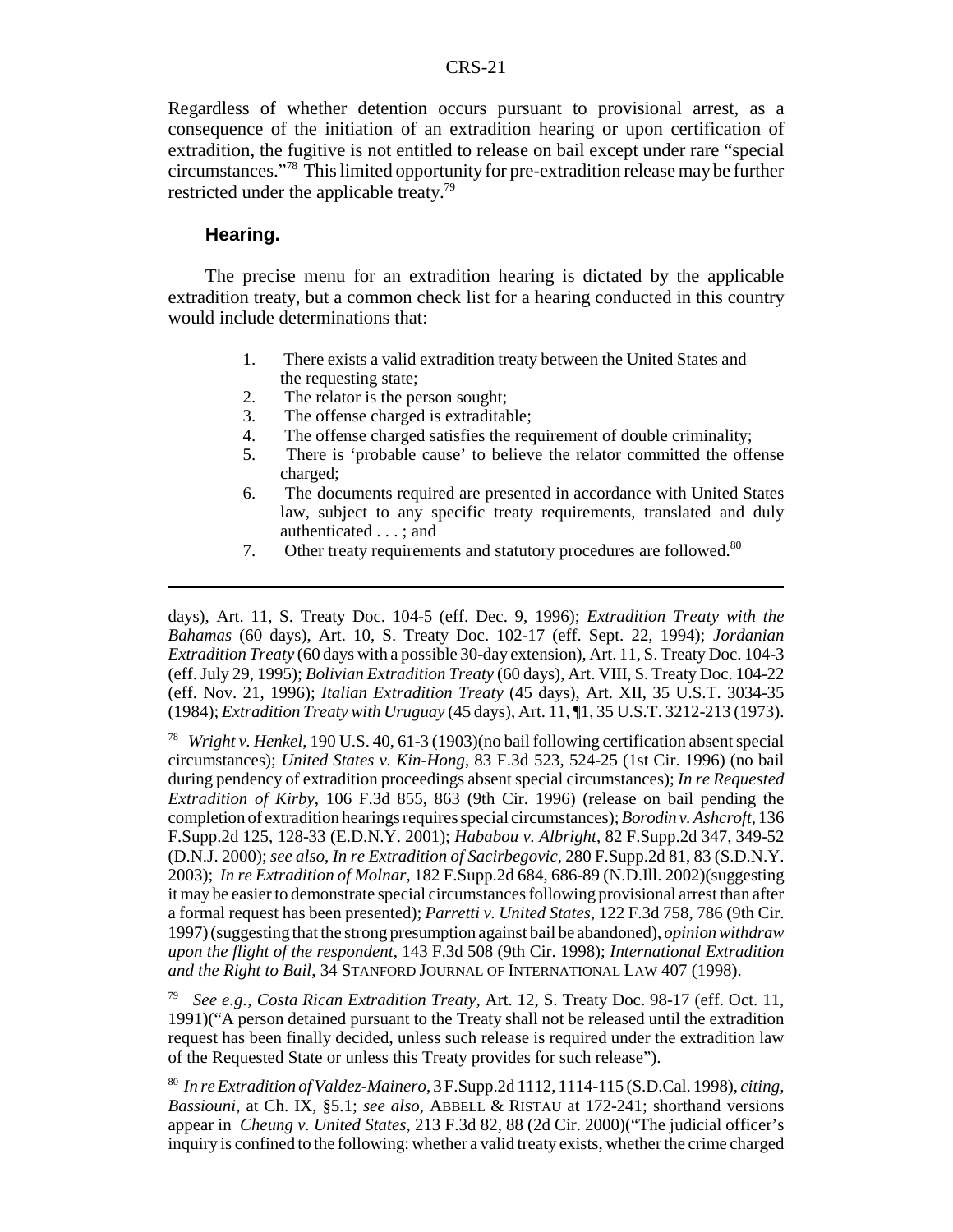Regardless of whether detention occurs pursuant to provisional arrest, as a consequence of the initiation of an extradition hearing or upon certification of extradition, the fugitive is not entitled to release on bail except under rare "special circumstances."[78] This limited opportunity for pre-extradition release may be further restricted under the applicable treaty.[79]

### Hearing.

The precise menu for an extradition hearing is dictated by the applicable extradition treaty, but a common check list for a hearing conducted in this country would include determinations that:

1. There exists a valid extradition treaty between the United States and the requesting state;
2. The relator is the person sought;
3. The offense charged is extraditable;
4. The offense charged satisfies the requirement of double criminality;
5. There is 'probable cause' to believe the relator committed the offense charged;
6. The documents required are presented in accordance with United States law, subject to any specific treaty requirements, translated and duly authenticated . . . ; and
7. Other treaty requirements and statutory procedures are followed.[80]

---

days), Art. 11, S. Treaty Doc. 104-5 (eff. Dec. 9, 1996); *Extradition Treaty with the Bahamas* (60 days), Art. 10, S. Treaty Doc. 102-17 (eff. Sept. 22, 1994); *Jordanian Extradition Treaty* (60 days with a possible 30-day extension), Art. 11, S. Treaty Doc. 104-3 (eff. July 29, 1995); *Bolivian Extradition Treaty* (60 days), Art. VIII, S. Treaty Doc. 104-22 (eff. Nov. 21, 1996); *Italian Extradition Treaty* (45 days), Art. XII, 35 U.S.T. 3034-35 (1984); *Extradition Treaty with Uruguay* (45 days), Art. 11, ¶1, 35 U.S.T. 3212-213 (1973).

[78] *Wright v. Henkel*, 190 U.S. 40, 61-3 (1903)(no bail following certification absent special circumstances); *United States v. Kin-Hong*, 83 F.3d 523, 524-25 (1st Cir. 1996) (no bail during pendency of extradition proceedings absent special circumstances); *In re Requested Extradition of Kirby*, 106 F.3d 855, 863 (9th Cir. 1996) (release on bail pending the completion of extradition hearings requires special circumstances); *Borodin v. Ashcroft*, 136 F.Supp.2d 125, 128-33 (E.D.N.Y. 2001); *Hababou v. Albright*, 82 F.Supp.2d 347, 349-52 (D.N.J. 2000); *see also*, *In re Extradition of Sacirbegovic*, 280 F.Supp.2d 81, 83 (S.D.N.Y. 2003); *In re Extradition of Molnar*, 182 F.Supp.2d 684, 686-89 (N.D.Ill. 2002)(suggesting it may be easier to demonstrate special circumstances following provisional arrest than after a formal request has been presented); *Parretti v. United States*, 122 F.3d 758, 786 (9th Cir. 1997) (suggesting that the strong presumption against bail be abandoned), *opinion withdraw upon the flight of the respondent*, 143 F.3d 508 (9th Cir. 1998); *International Extradition and the Right to Bail*, 34 STANFORD JOURNAL OF INTERNATIONAL LAW 407 (1998).

[79] *See e.g.*, *Costa Rican Extradition Treaty*, Art. 12, S. Treaty Doc. 98-17 (eff. Oct. 11, 1991)("A person detained pursuant to the Treaty shall not be released until the extradition request has been finally decided, unless such release is required under the extradition law of the Requested State or unless this Treaty provides for such release").

[80] *In re Extradition of Valdez-Mainero*, 3 F.Supp.2d 1112, 1114-115 (S.D.Cal. 1998), *citing*, *Bassiouni*, at Ch. IX, §5.1; *see also*, ABBELL & RISTAU at 172-241; shorthand versions appear in *Cheung v. United States*, 213 F.3d 82, 88 (2d Cir. 2000)("The judicial officer's inquiry is confined to the following: whether a valid treaty exists, whether the crime charged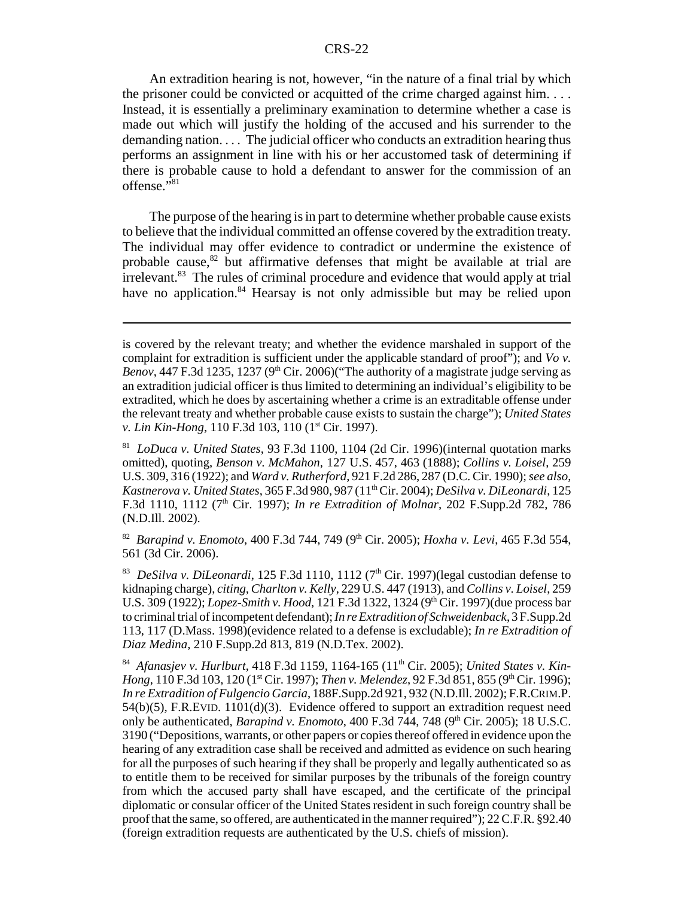An extradition hearing is not, however, "in the nature of a final trial by which the prisoner could be convicted or acquitted of the crime charged against him. . . . Instead, it is essentially a preliminary examination to determine whether a case is made out which will justify the holding of the accused and his surrender to the demanding nation. . . . The judicial officer who conducts an extradition hearing thus performs an assignment in line with his or her accustomed task of determining if there is probable cause to hold a defendant to answer for the commission of an offense."[81]

The purpose of the hearing is in part to determine whether probable cause exists to believe that the individual committed an offense covered by the extradition treaty. The individual may offer evidence to contradict or undermine the existence of probable cause,[82] but affirmative defenses that might be available at trial are irrelevant.[83] The rules of criminal procedure and evidence that would apply at trial have no application.[84] Hearsay is not only admissible but may be relied upon

---

is covered by the relevant treaty; and whether the evidence marshaled in support of the complaint for extradition is sufficient under the applicable standard of proof"); and *Vo v. Benov*, 447 F.3d 1235, 1237 (9th Cir. 2006)("The authority of a magistrate judge serving as an extradition judicial officer is thus limited to determining an individual's eligibility to be extradited, which he does by ascertaining whether a crime is an extraditable offense under the relevant treaty and whether probable cause exists to sustain the charge"); *United States v. Lin Kin-Hong*, 110 F.3d 103, 110 (1st Cir. 1997).

[81] *LoDuca v. United States*, 93 F.3d 1100, 1104 (2d Cir. 1996)(internal quotation marks omitted), quoting, *Benson v. McMahon*, 127 U.S. 457, 463 (1888); *Collins v. Loisel*, 259 U.S. 309, 316 (1922); and *Ward v. Rutherford*, 921 F.2d 286, 287 (D.C. Cir. 1990); *see also, Kastnerova v. United States*, 365 F.3d 980, 987 (11th Cir. 2004); *DeSilva v. DiLeonardi*, 125 F.3d 1110, 1112 (7th Cir. 1997); *In re Extradition of Molnar*, 202 F.Supp.2d 782, 786 (N.D.Ill. 2002).

[82] *Barapind v. Enomoto*, 400 F.3d 744, 749 (9th Cir. 2005); *Hoxha v. Levi*, 465 F.3d 554, 561 (3d Cir. 2006).

[83] *DeSilva v. DiLeonardi*, 125 F.3d 1110, 1112 (7th Cir. 1997)(legal custodian defense to kidnaping charge), *citing, Charlton v. Kelly*, 229 U.S. 447 (1913), and *Collins v. Loisel*, 259 U.S. 309 (1922); *Lopez-Smith v. Hood*, 121 F.3d 1322, 1324 (9th Cir. 1997)(due process bar to criminal trial of incompetent defendant); *In re Extradition of Schweidenback*, 3 F.Supp.2d 113, 117 (D.Mass. 1998)(evidence related to a defense is excludable); *In re Extradition of Diaz Medina*, 210 F.Supp.2d 813, 819 (N.D.Tex. 2002).

[84] *Afanasjev v. Hurlburt*, 418 F.3d 1159, 1164-165 (11th Cir. 2005); *United States v. Kin-Hong*, 110 F.3d 103, 120 (1st Cir. 1997); *Then v. Melendez*, 92 F.3d 851, 855 (9th Cir. 1996); *In re Extradition of Fulgencio Garcia*, 188F.Supp.2d 921, 932 (N.D.Ill. 2002); F.R.CRIM.P. 54(b)(5), F.R.EVID. 1101(d)(3). Evidence offered to support an extradition request need only be authenticated, *Barapind v. Enomoto*, 400 F.3d 744, 748 (9th Cir. 2005); 18 U.S.C. 3190 ("Depositions, warrants, or other papers or copies thereof offered in evidence upon the hearing of any extradition case shall be received and admitted as evidence on such hearing for all the purposes of such hearing if they shall be properly and legally authenticated so as to entitle them to be received for similar purposes by the tribunals of the foreign country from which the accused party shall have escaped, and the certificate of the principal diplomatic or consular officer of the United States resident in such foreign country shall be proof that the same, so offered, are authenticated in the manner required"); 22 C.F.R. §92.40 (foreign extradition requests are authenticated by the U.S. chiefs of mission).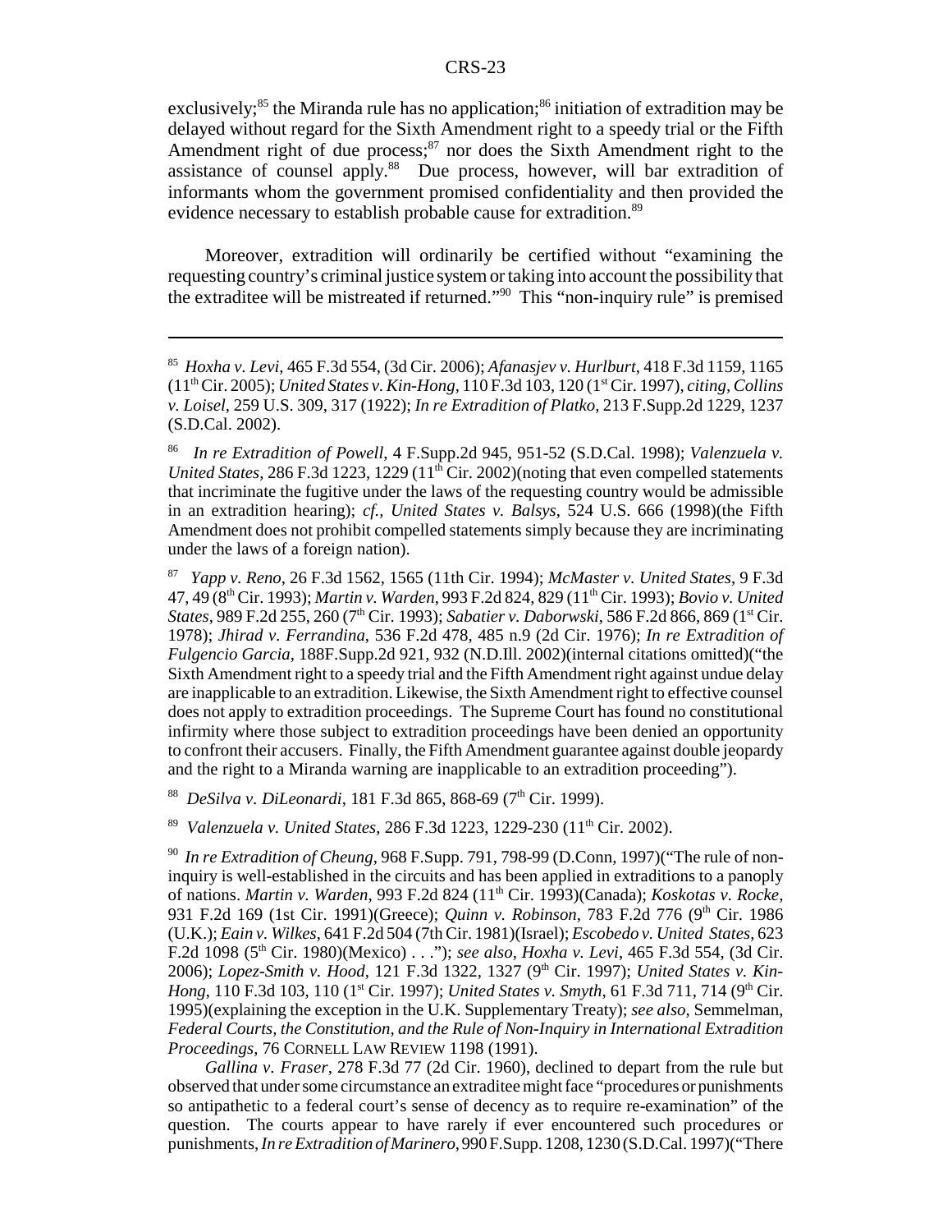exclusively;[85] the Miranda rule has no application;[86] initiation of extradition may be delayed without regard for the Sixth Amendment right to a speedy trial or the Fifth Amendment right of due process;[87] nor does the Sixth Amendment right to the assistance of counsel apply.[88] Due process, however, will bar extradition of informants whom the government promised confidentiality and then provided the evidence necessary to establish probable cause for extradition.[89]

Moreover, extradition will ordinarily be certified without "examining the requesting country's criminal justice system or taking into account the possibility that the extraditee will be mistreated if returned."[90] This "non-inquiry rule" is premised

---

[85] *Hoxha v. Levi*, 465 F.3d 554, (3d Cir. 2006); *Afanasjev v. Hurlburt*, 418 F.3d 1159, 1165 (11th Cir. 2005); *United States v. Kin-Hong*, 110 F.3d 103, 120 (1st Cir. 1997), *citing*, *Collins v. Loisel*, 259 U.S. 309, 317 (1922); *In re Extradition of Platko*, 213 F.Supp.2d 1229, 1237 (S.D.Cal. 2002).

[86] *In re Extradition of Powell*, 4 F.Supp.2d 945, 951-52 (S.D.Cal. 1998); *Valenzuela v. United States*, 286 F.3d 1223, 1229 (11th Cir. 2002)(noting that even compelled statements that incriminate the fugitive under the laws of the requesting country would be admissible in an extradition hearing); *cf., United States v. Balsys*, 524 U.S. 666 (1998)(the Fifth Amendment does not prohibit compelled statements simply because they are incriminating under the laws of a foreign nation).

[87] *Yapp v. Reno*, 26 F.3d 1562, 1565 (11th Cir. 1994); *McMaster v. United States*, 9 F.3d 47, 49 (8th Cir. 1993); *Martin v. Warden*, 993 F.2d 824, 829 (11th Cir. 1993); *Bovio v. United States*, 989 F.2d 255, 260 (7th Cir. 1993); *Sabatier v. Daborwski*, 586 F.2d 866, 869 (1st Cir. 1978); *Jhirad v. Ferrandina*, 536 F.2d 478, 485 n.9 (2d Cir. 1976); *In re Extradition of Fulgencio Garcia*, 188F.Supp.2d 921, 932 (N.D.Ill. 2002)(internal citations omitted)("the Sixth Amendment right to a speedy trial and the Fifth Amendment right against undue delay are inapplicable to an extradition. Likewise, the Sixth Amendment right to effective counsel does not apply to extradition proceedings. The Supreme Court has found no constitutional infirmity where those subject to extradition proceedings have been denied an opportunity to confront their accusers. Finally, the Fifth Amendment guarantee against double jeopardy and the right to a Miranda warning are inapplicable to an extradition proceeding").

[88] *DeSilva v. DiLeonardi*, 181 F.3d 865, 868-69 (7th Cir. 1999).

[89] *Valenzuela v. United States*, 286 F.3d 1223, 1229-230 (11th Cir. 2002).

[90] *In re Extradition of Cheung*, 968 F.Supp. 791, 798-99 (D.Conn, 1997)("The rule of non-inquiry is well-established in the circuits and has been applied in extraditions to a panoply of nations. *Martin v. Warden*, 993 F.2d 824 (11th Cir. 1993)(Canada); *Koskotas v. Rocke*, 931 F.2d 169 (1st Cir. 1991)(Greece); *Quinn v. Robinson*, 783 F.2d 776 (9th Cir. 1986 (U.K.); *Eain v. Wilkes*, 641 F.2d 504 (7th Cir. 1981)(Israel); *Escobedo v. United States*, 623 F.2d 1098 (5th Cir. 1980)(Mexico) . . ."); *see also*, *Hoxha v. Levi*, 465 F.3d 554, (3d Cir. 2006); *Lopez-Smith v. Hood*, 121 F.3d 1322, 1327 (9th Cir. 1997); *United States v. Kin-Hong*, 110 F.3d 103, 110 (1st Cir. 1997); *United States v. Smyth*, 61 F.3d 711, 714 (9th Cir. 1995)(explaining the exception in the U.K. Supplementary Treaty); *see also*, Semmelman, *Federal Courts, the Constitution, and the Rule of Non-Inquiry in International Extradition Proceedings*, 76 CORNELL LAW REVIEW 1198 (1991).

*Gallina v. Fraser*, 278 F.3d 77 (2d Cir. 1960), declined to depart from the rule but observed that under some circumstance an extraditee might face "procedures or punishments so antipathetic to a federal court's sense of decency as to require re-examination" of the question. The courts appear to have rarely if ever encountered such procedures or punishments, *In re Extradition of Marinero*, 990 F.Supp. 1208, 1230 (S.D.Cal. 1997)("There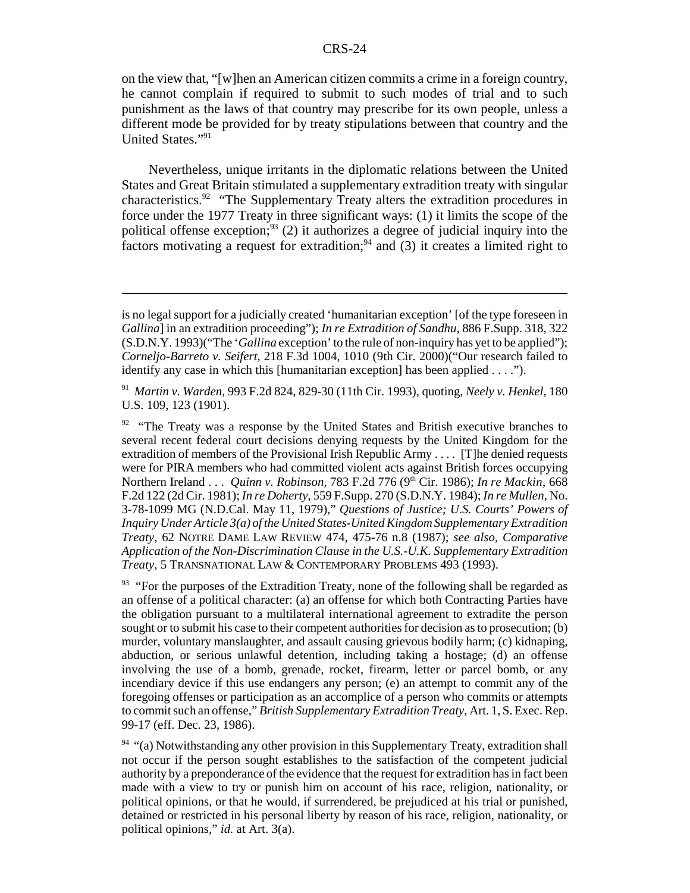on the view that, "[w]hen an American citizen commits a crime in a foreign country, he cannot complain if required to submit to such modes of trial and to such punishment as the laws of that country may prescribe for its own people, unless a different mode be provided for by treaty stipulations between that country and the United States."[91]

Nevertheless, unique irritants in the diplomatic relations between the United States and Great Britain stimulated a supplementary extradition treaty with singular characteristics.[92] "The Supplementary Treaty alters the extradition procedures in force under the 1977 Treaty in three significant ways: (1) it limits the scope of the political offense exception;[93] (2) it authorizes a degree of judicial inquiry into the factors motivating a request for extradition;[94] and (3) it creates a limited right to

---

is no legal support for a judicially created 'humanitarian exception' [of the type foreseen in *Gallina*] in an extradition proceeding"); *In re Extradition of Sandhu*, 886 F.Supp. 318, 322 (S.D.N.Y. 1993)("The '*Gallina* exception' to the rule of non-inquiry has yet to be applied"); *Corneljo-Barreto v. Seifert*, 218 F.3d 1004, 1010 (9th Cir. 2000)("Our research failed to identify any case in which this [humanitarian exception] has been applied . . . .").

[91] *Martin v. Warden*, 993 F.2d 824, 829-30 (11th Cir. 1993), quoting, *Neely v. Henkel*, 180 U.S. 109, 123 (1901).

[92] "The Treaty was a response by the United States and British executive branches to several recent federal court decisions denying requests by the United Kingdom for the extradition of members of the Provisional Irish Republic Army . . . . [T]he denied requests were for PIRA members who had committed violent acts against British forces occupying Northern Ireland . . . *Quinn v. Robinson*, 783 F.2d 776 (9th Cir. 1986); *In re Mackin*, 668 F.2d 122 (2d Cir. 1981); *In re Doherty*, 559 F.Supp. 270 (S.D.N.Y. 1984); *In re Mullen*, No. 3-78-1099 MG (N.D.Cal. May 11, 1979)," *Questions of Justice; U.S. Courts' Powers of Inquiry Under Article 3(a) of the United States-United Kingdom Supplementary Extradition Treaty*, 62 NOTRE DAME LAW REVIEW 474, 475-76 n.8 (1987); *see also*, *Comparative Application of the Non-Discrimination Clause in the U.S.-U.K. Supplementary Extradition Treaty*, 5 TRANSNATIONAL LAW & CONTEMPORARY PROBLEMS 493 (1993).

[93] "For the purposes of the Extradition Treaty, none of the following shall be regarded as an offense of a political character: (a) an offense for which both Contracting Parties have the obligation pursuant to a multilateral international agreement to extradite the person sought or to submit his case to their competent authorities for decision as to prosecution; (b) murder, voluntary manslaughter, and assault causing grievous bodily harm; (c) kidnaping, abduction, or serious unlawful detention, including taking a hostage; (d) an offense involving the use of a bomb, grenade, rocket, firearm, letter or parcel bomb, or any incendiary device if this use endangers any person; (e) an attempt to commit any of the foregoing offenses or participation as an accomplice of a person who commits or attempts to commit such an offense," *British Supplementary Extradition Treaty*, Art. 1, S. Exec. Rep. 99-17 (eff. Dec. 23, 1986).

[94] "(a) Notwithstanding any other provision in this Supplementary Treaty, extradition shall not occur if the person sought establishes to the satisfaction of the competent judicial authority by a preponderance of the evidence that the request for extradition has in fact been made with a view to try or punish him on account of his race, religion, nationality, or political opinions, or that he would, if surrendered, be prejudiced at his trial or punished, detained or restricted in his personal liberty by reason of his race, religion, nationality, or political opinions," *id.* at Art. 3(a).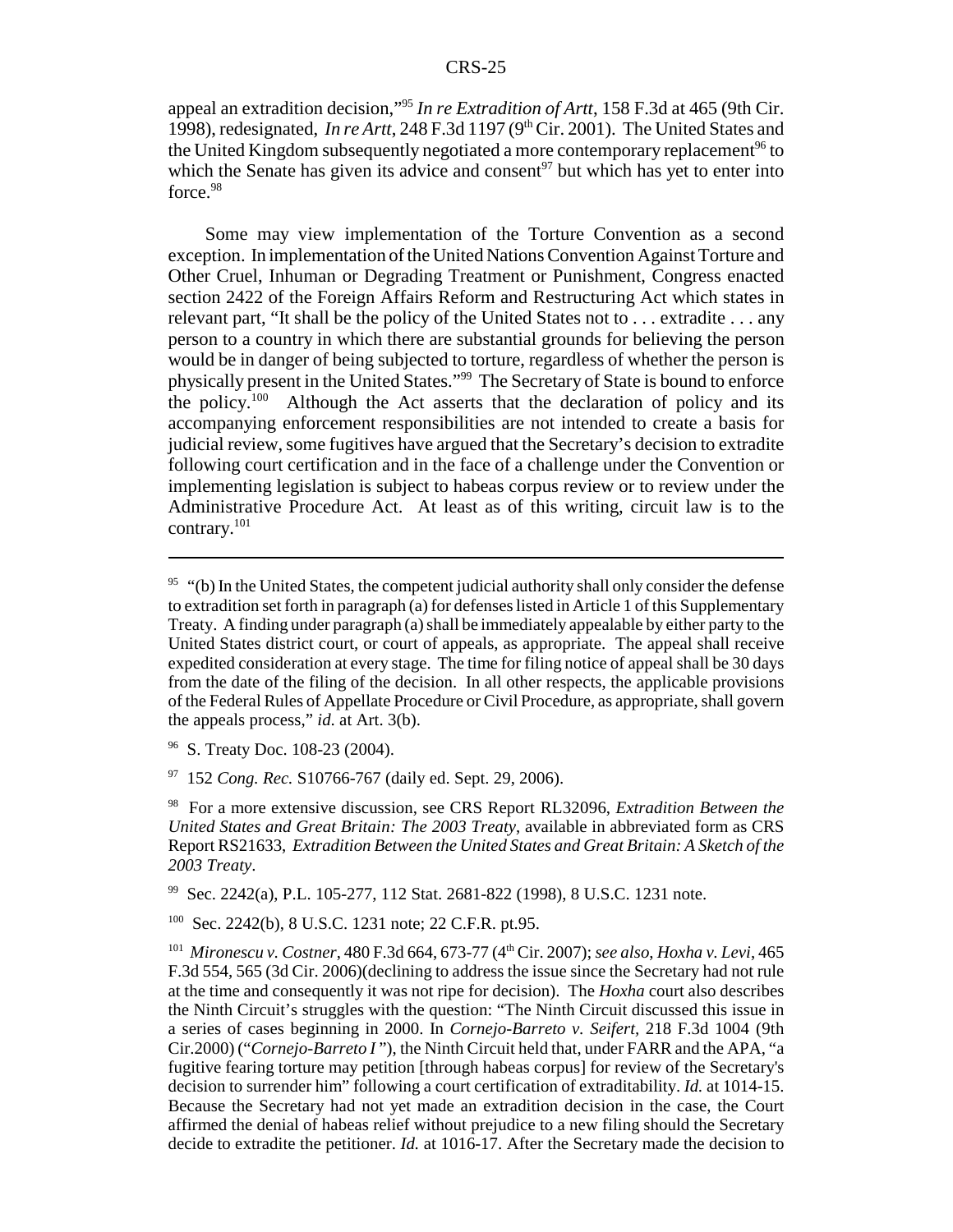appeal an extradition decision,"[95] *In re Extradition of Artt*, 158 F.3d at 465 (9th Cir. 1998), redesignated, *In re Artt*, 248 F.3d 1197 (9th Cir. 2001). The United States and the United Kingdom subsequently negotiated a more contemporary replacement[96] to which the Senate has given its advice and consent[97] but which has yet to enter into force.[98]

Some may view implementation of the Torture Convention as a second exception. In implementation of the United Nations Convention Against Torture and Other Cruel, Inhuman or Degrading Treatment or Punishment, Congress enacted section 2422 of the Foreign Affairs Reform and Restructuring Act which states in relevant part, "It shall be the policy of the United States not to . . . extradite . . . any person to a country in which there are substantial grounds for believing the person would be in danger of being subjected to torture, regardless of whether the person is physically present in the United States."[99] The Secretary of State is bound to enforce the policy.[100] Although the Act asserts that the declaration of policy and its accompanying enforcement responsibilities are not intended to create a basis for judicial review, some fugitives have argued that the Secretary's decision to extradite following court certification and in the face of a challenge under the Convention or implementing legislation is subject to habeas corpus review or to review under the Administrative Procedure Act. At least as of this writing, circuit law is to the contrary.[101]

---

[95] "(b) In the United States, the competent judicial authority shall only consider the defense to extradition set forth in paragraph (a) for defenses listed in Article 1 of this Supplementary Treaty. A finding under paragraph (a) shall be immediately appealable by either party to the United States district court, or court of appeals, as appropriate. The appeal shall receive expedited consideration at every stage. The time for filing notice of appeal shall be 30 days from the date of the filing of the decision. In all other respects, the applicable provisions of the Federal Rules of Appellate Procedure or Civil Procedure, as appropriate, shall govern the appeals process," *id.* at Art. 3(b).

[96] S. Treaty Doc. 108-23 (2004).

[97] 152 *Cong. Rec.* S10766-767 (daily ed. Sept. 29, 2006).

[98] For a more extensive discussion, see CRS Report RL32096, *Extradition Between the United States and Great Britain: The 2003 Treaty*, available in abbreviated form as CRS Report RS21633, *Extradition Between the United States and Great Britain: A Sketch of the 2003 Treaty*.

[99] Sec. 2242(a), P.L. 105-277, 112 Stat. 2681-822 (1998), 8 U.S.C. 1231 note.

[100] Sec. 2242(b), 8 U.S.C. 1231 note; 22 C.F.R. pt.95.

[101] *Mironescu v. Costner*, 480 F.3d 664, 673-77 (4th Cir. 2007); *see also, Hoxha v. Levi*, 465 F.3d 554, 565 (3d Cir. 2006)(declining to address the issue since the Secretary had not rule at the time and consequently it was not ripe for decision). The *Hoxha* court also describes the Ninth Circuit's struggles with the question: "The Ninth Circuit discussed this issue in a series of cases beginning in 2000. In *Cornejo-Barreto v. Seifert*, 218 F.3d 1004 (9th Cir.2000) ("*Cornejo-Barreto I*"), the Ninth Circuit held that, under FARR and the APA, "a fugitive fearing torture may petition [through habeas corpus] for review of the Secretary's decision to surrender him" following a court certification of extraditability. *Id.* at 1014-15. Because the Secretary had not yet made an extradition decision in the case, the Court affirmed the denial of habeas relief without prejudice to a new filing should the Secretary decide to extradite the petitioner. *Id.* at 1016-17. After the Secretary made the decision to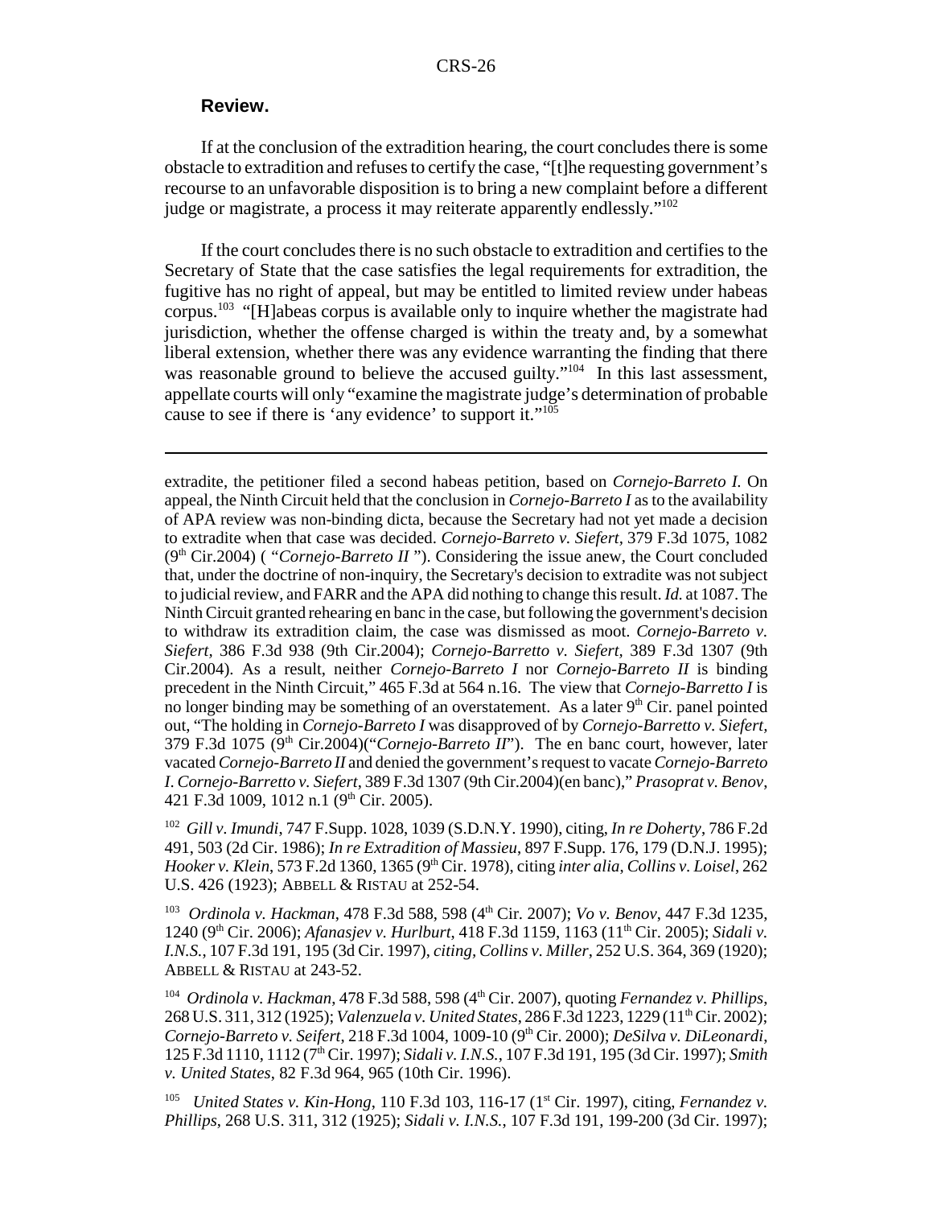### Review.

If at the conclusion of the extradition hearing, the court concludes there is some obstacle to extradition and refuses to certify the case, "[t]he requesting government's recourse to an unfavorable disposition is to bring a new complaint before a different judge or magistrate, a process it may reiterate apparently endlessly."[102]

If the court concludes there is no such obstacle to extradition and certifies to the Secretary of State that the case satisfies the legal requirements for extradition, the fugitive has no right of appeal, but may be entitled to limited review under habeas corpus.[103] "[H]abeas corpus is available only to inquire whether the magistrate had jurisdiction, whether the offense charged is within the treaty and, by a somewhat liberal extension, whether there was any evidence warranting the finding that there was reasonable ground to believe the accused guilty."[104] In this last assessment, appellate courts will only "examine the magistrate judge's determination of probable cause to see if there is 'any evidence' to support it."[105]

---

extradite, the petitioner filed a second habeas petition, based on *Cornejo-Barreto I*. On appeal, the Ninth Circuit held that the conclusion in *Cornejo-Barreto I* as to the availability of APA review was non-binding dicta, because the Secretary had not yet made a decision to extradite when that case was decided. *Cornejo-Barreto v. Siefert*, 379 F.3d 1075, 1082 (9th Cir.2004) ( *"Cornejo-Barreto II"*). Considering the issue anew, the Court concluded that, under the doctrine of non-inquiry, the Secretary's decision to extradite was not subject to judicial review, and FARR and the APA did nothing to change this result. *Id.* at 1087. The Ninth Circuit granted rehearing en banc in the case, but following the government's decision to withdraw its extradition claim, the case was dismissed as moot. *Cornejo-Barreto v. Siefert*, 386 F.3d 938 (9th Cir.2004); *Cornejo-Barretto v. Siefert*, 389 F.3d 1307 (9th Cir.2004). As a result, neither *Cornejo-Barreto I* nor *Cornejo-Barreto II* is binding precedent in the Ninth Circuit," 465 F.3d at 564 n.16. The view that *Cornejo-Barretto I* is no longer binding may be something of an overstatement. As a later 9th Cir. panel pointed out, "The holding in *Cornejo-Barreto I* was disapproved of by *Cornejo-Barretto v. Siefert*, 379 F.3d 1075 (9th Cir.2004)("*Cornejo-Barreto II*"). The en banc court, however, later vacated *Cornejo-Barreto II* and denied the government's request to vacate *Cornejo-Barreto I*. *Cornejo-Barretto v. Siefert*, 389 F.3d 1307 (9th Cir.2004)(en banc)," *Prasoprat v. Benov*, 421 F.3d 1009, 1012 n.1 (9th Cir. 2005).

[102] *Gill v. Imundi*, 747 F.Supp. 1028, 1039 (S.D.N.Y. 1990), citing, *In re Doherty*, 786 F.2d 491, 503 (2d Cir. 1986); *In re Extradition of Massieu*, 897 F.Supp. 176, 179 (D.N.J. 1995); *Hooker v. Klein*, 573 F.2d 1360, 1365 (9th Cir. 1978), citing *inter alia*, *Collins v. Loisel*, 262 U.S. 426 (1923); ABBELL & RISTAU at 252-54.

[103] *Ordinola v. Hackman*, 478 F.3d 588, 598 (4th Cir. 2007); *Vo v. Benov*, 447 F.3d 1235, 1240 (9th Cir. 2006); *Afanasjev v. Hurlburt*, 418 F.3d 1159, 1163 (11th Cir. 2005); *Sidali v. I.N.S.*, 107 F.3d 191, 195 (3d Cir. 1997), *citing*, *Collins v. Miller*, 252 U.S. 364, 369 (1920); ABBELL & RISTAU at 243-52.

[104] *Ordinola v. Hackman*, 478 F.3d 588, 598 (4th Cir. 2007), quoting *Fernandez v. Phillips*, 268 U.S. 311, 312 (1925); *Valenzuela v. United States*, 286 F.3d 1223, 1229 (11th Cir. 2002); *Cornejo-Barreto v. Seifert*, 218 F.3d 1004, 1009-10 (9th Cir. 2000); *DeSilva v. DiLeonardi*, 125 F.3d 1110, 1112 (7th Cir. 1997); *Sidali v. I.N.S.*, 107 F.3d 191, 195 (3d Cir. 1997); *Smith v. United States*, 82 F.3d 964, 965 (10th Cir. 1996).

[105] *United States v. Kin-Hong*, 110 F.3d 103, 116-17 (1st Cir. 1997), citing, *Fernandez v. Phillips*, 268 U.S. 311, 312 (1925); *Sidali v. I.N.S.*, 107 F.3d 191, 199-200 (3d Cir. 1997);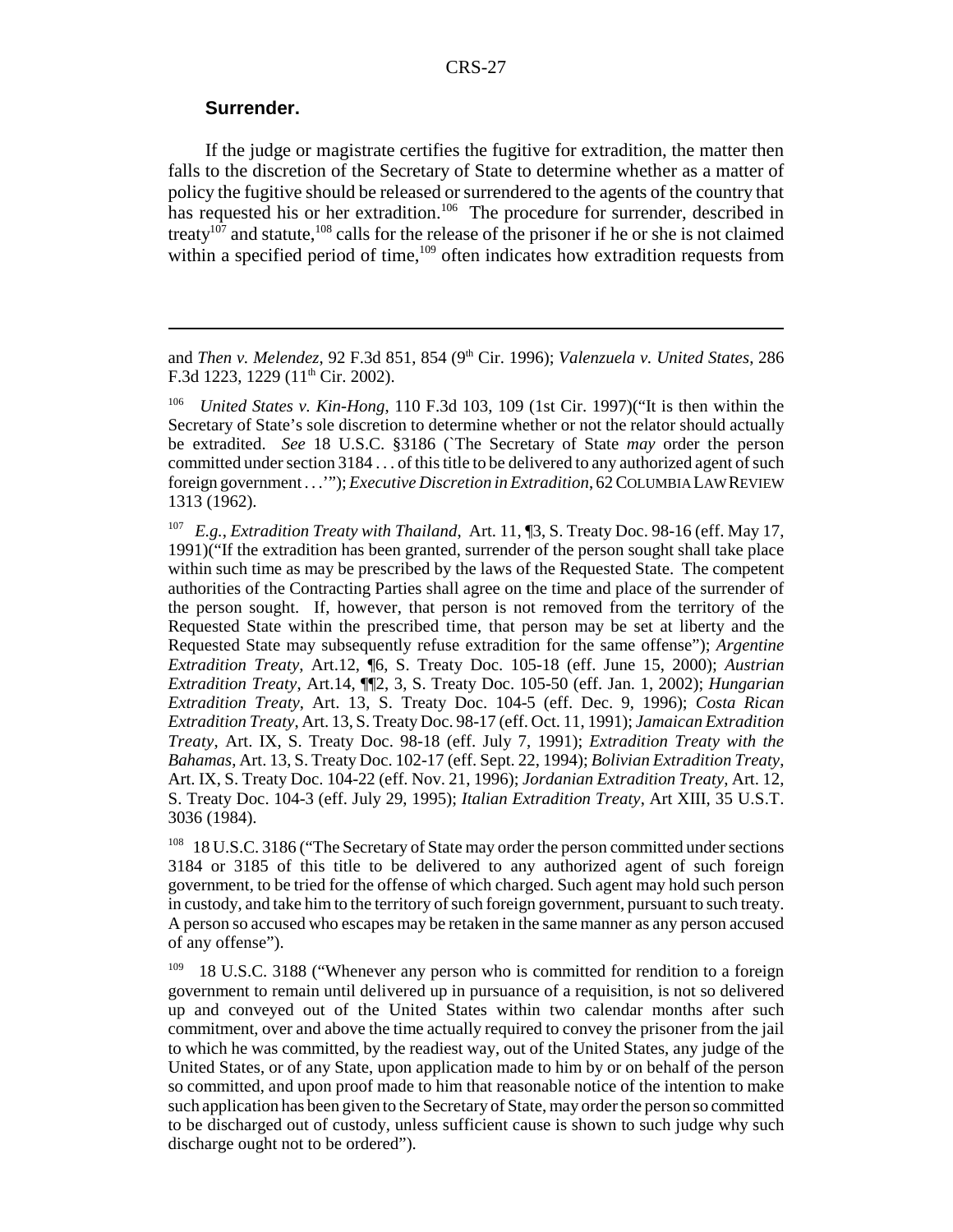### Surrender.

If the judge or magistrate certifies the fugitive for extradition, the matter then falls to the discretion of the Secretary of State to determine whether as a matter of policy the fugitive should be released or surrendered to the agents of the country that has requested his or her extradition.[106] The procedure for surrender, described in treaty[107] and statute,[108] calls for the release of the prisoner if he or she is not claimed within a specified period of time,[109] often indicates how extradition requests from

---

and *Then v. Melendez*, 92 F.3d 851, 854 (9th Cir. 1996); *Valenzuela v. United States*, 286 F.3d 1223, 1229 (11th Cir. 2002).

[106] *United States v. Kin-Hong*, 110 F.3d 103, 109 (1st Cir. 1997)("It is then within the Secretary of State's sole discretion to determine whether or not the relator should actually be extradited. *See* 18 U.S.C. §3186 (`The Secretary of State *may* order the person committed under section 3184 . . . of this title to be delivered to any authorized agent of such foreign government . . .'"); *Executive Discretion in Extradition*, 62 COLUMBIA LAW REVIEW 1313 (1962).

[107] *E.g.*, *Extradition Treaty with Thailand*, Art. 11, ¶3, S. Treaty Doc. 98-16 (eff. May 17, 1991)("If the extradition has been granted, surrender of the person sought shall take place within such time as may be prescribed by the laws of the Requested State. The competent authorities of the Contracting Parties shall agree on the time and place of the surrender of the person sought. If, however, that person is not removed from the territory of the Requested State within the prescribed time, that person may be set at liberty and the Requested State may subsequently refuse extradition for the same offense"); *Argentine Extradition Treaty*, Art.12, ¶6, S. Treaty Doc. 105-18 (eff. June 15, 2000); *Austrian Extradition Treaty*, Art.14, ¶¶2, 3, S. Treaty Doc. 105-50 (eff. Jan. 1, 2002); *Hungarian Extradition Treaty*, Art. 13, S. Treaty Doc. 104-5 (eff. Dec. 9, 1996); *Costa Rican Extradition Treaty*, Art. 13, S. Treaty Doc. 98-17 (eff. Oct. 11, 1991); *Jamaican Extradition Treaty*, Art. IX, S. Treaty Doc. 98-18 (eff. July 7, 1991); *Extradition Treaty with the Bahamas*, Art. 13, S. Treaty Doc. 102-17 (eff. Sept. 22, 1994); *Bolivian Extradition Treaty*, Art. IX, S. Treaty Doc. 104-22 (eff. Nov. 21, 1996); *Jordanian Extradition Treaty*, Art. 12, S. Treaty Doc. 104-3 (eff. July 29, 1995); *Italian Extradition Treaty*, Art XIII, 35 U.S.T. 3036 (1984).

[108] 18 U.S.C. 3186 ("The Secretary of State may order the person committed under sections 3184 or 3185 of this title to be delivered to any authorized agent of such foreign government, to be tried for the offense of which charged. Such agent may hold such person in custody, and take him to the territory of such foreign government, pursuant to such treaty. A person so accused who escapes may be retaken in the same manner as any person accused of any offense").

[109] 18 U.S.C. 3188 ("Whenever any person who is committed for rendition to a foreign government to remain until delivered up in pursuance of a requisition, is not so delivered up and conveyed out of the United States within two calendar months after such commitment, over and above the time actually required to convey the prisoner from the jail to which he was committed, by the readiest way, out of the United States, any judge of the United States, or of any State, upon application made to him by or on behalf of the person so committed, and upon proof made to him that reasonable notice of the intention to make such application has been given to the Secretary of State, may order the person so committed to be discharged out of custody, unless sufficient cause is shown to such judge why such discharge ought not to be ordered").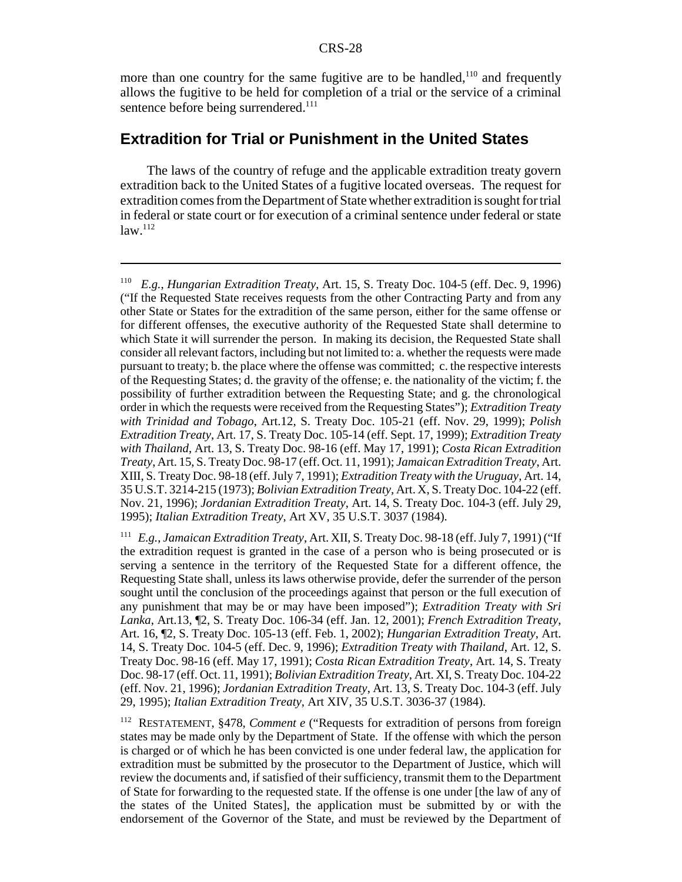more than one country for the same fugitive are to be handled,[110] and frequently allows the fugitive to be held for completion of a trial or the service of a criminal sentence before being surrendered.[111]

## Extradition for Trial or Punishment in the United States

The laws of the country of refuge and the applicable extradition treaty govern extradition back to the United States of a fugitive located overseas. The request for extradition comes from the Department of State whether extradition is sought for trial in federal or state court or for execution of a criminal sentence under federal or state law.[112]

---

[110] *E.g.*, *Hungarian Extradition Treaty*, Art. 15, S. Treaty Doc. 104-5 (eff. Dec. 9, 1996) ("If the Requested State receives requests from the other Contracting Party and from any other State or States for the extradition of the same person, either for the same offense or for different offenses, the executive authority of the Requested State shall determine to which State it will surrender the person. In making its decision, the Requested State shall consider all relevant factors, including but not limited to: a. whether the requests were made pursuant to treaty; b. the place where the offense was committed; c. the respective interests of the Requesting States; d. the gravity of the offense; e. the nationality of the victim; f. the possibility of further extradition between the Requesting State; and g. the chronological order in which the requests were received from the Requesting States"); *Extradition Treaty with Trinidad and Tobago*, Art.12, S. Treaty Doc. 105-21 (eff. Nov. 29, 1999); *Polish Extradition Treaty*, Art. 17, S. Treaty Doc. 105-14 (eff. Sept. 17, 1999); *Extradition Treaty with Thailand*, Art. 13, S. Treaty Doc. 98-16 (eff. May 17, 1991); *Costa Rican Extradition Treaty*, Art. 15, S. Treaty Doc. 98-17 (eff. Oct. 11, 1991); *Jamaican Extradition Treaty*, Art. XIII, S. Treaty Doc. 98-18 (eff. July 7, 1991); *Extradition Treaty with the Uruguay*, Art. 14, 35 U.S.T. 3214-215 (1973); *Bolivian Extradition Treaty*, Art. X, S. Treaty Doc. 104-22 (eff. Nov. 21, 1996); *Jordanian Extradition Treaty*, Art. 14, S. Treaty Doc. 104-3 (eff. July 29, 1995); *Italian Extradition Treaty*, Art XV, 35 U.S.T. 3037 (1984).

[111] *E.g.*, *Jamaican Extradition Treaty*, Art. XII, S. Treaty Doc. 98-18 (eff. July 7, 1991) ("If the extradition request is granted in the case of a person who is being prosecuted or is serving a sentence in the territory of the Requested State for a different offence, the Requesting State shall, unless its laws otherwise provide, defer the surrender of the person sought until the conclusion of the proceedings against that person or the full execution of any punishment that may be or may have been imposed"); *Extradition Treaty with Sri Lanka*, Art.13, ¶2, S. Treaty Doc. 106-34 (eff. Jan. 12, 2001); *French Extradition Treaty*, Art. 16, ¶2, S. Treaty Doc. 105-13 (eff. Feb. 1, 2002); *Hungarian Extradition Treaty*, Art. 14, S. Treaty Doc. 104-5 (eff. Dec. 9, 1996); *Extradition Treaty with Thailand*, Art. 12, S. Treaty Doc. 98-16 (eff. May 17, 1991); *Costa Rican Extradition Treaty*, Art. 14, S. Treaty Doc. 98-17 (eff. Oct. 11, 1991); *Bolivian Extradition Treaty*, Art. XI, S. Treaty Doc. 104-22 (eff. Nov. 21, 1996); *Jordanian Extradition Treaty*, Art. 13, S. Treaty Doc. 104-3 (eff. July 29, 1995); *Italian Extradition Treaty*, Art XIV, 35 U.S.T. 3036-37 (1984).

[112] RESTATEMENT, §478, *Comment e* ("Requests for extradition of persons from foreign states may be made only by the Department of State. If the offense with which the person is charged or of which he has been convicted is one under federal law, the application for extradition must be submitted by the prosecutor to the Department of Justice, which will review the documents and, if satisfied of their sufficiency, transmit them to the Department of State for forwarding to the requested state. If the offense is one under [the law of any of the states of the United States], the application must be submitted by or with the endorsement of the Governor of the State, and must be reviewed by the Department of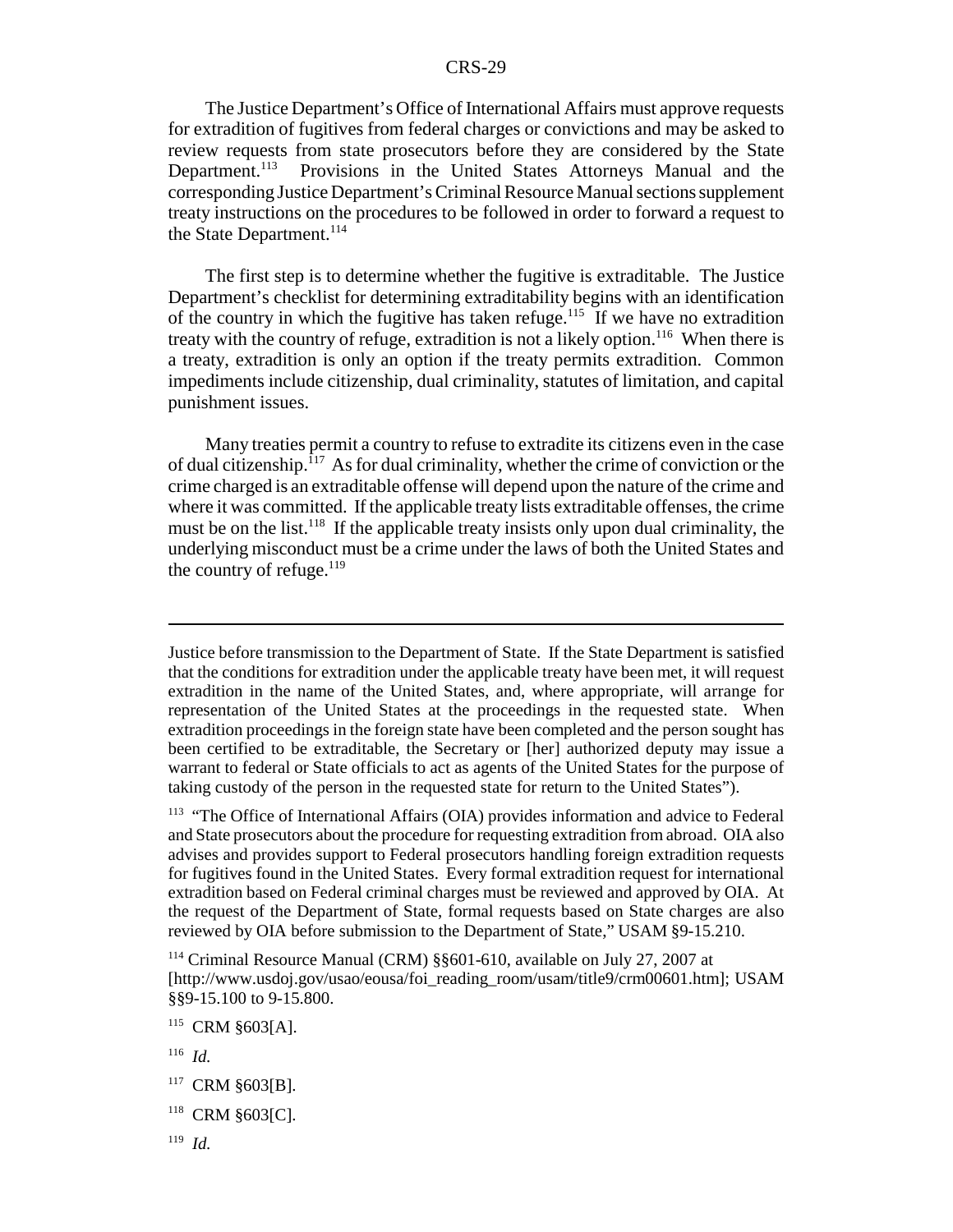The Justice Department's Office of International Affairs must approve requests for extradition of fugitives from federal charges or convictions and may be asked to review requests from state prosecutors before they are considered by the State Department.[113] Provisions in the United States Attorneys Manual and the corresponding Justice Department's Criminal Resource Manual sections supplement treaty instructions on the procedures to be followed in order to forward a request to the State Department.[114]

The first step is to determine whether the fugitive is extraditable. The Justice Department's checklist for determining extraditability begins with an identification of the country in which the fugitive has taken refuge.[115] If we have no extradition treaty with the country of refuge, extradition is not a likely option.[116] When there is a treaty, extradition is only an option if the treaty permits extradition. Common impediments include citizenship, dual criminality, statutes of limitation, and capital punishment issues.

Many treaties permit a country to refuse to extradite its citizens even in the case of dual citizenship.[117] As for dual criminality, whether the crime of conviction or the crime charged is an extraditable offense will depend upon the nature of the crime and where it was committed. If the applicable treaty lists extraditable offenses, the crime must be on the list.[118] If the applicable treaty insists only upon dual criminality, the underlying misconduct must be a crime under the laws of both the United States and the country of refuge.[119]

---

Justice before transmission to the Department of State. If the State Department is satisfied that the conditions for extradition under the applicable treaty have been met, it will request extradition in the name of the United States, and, where appropriate, will arrange for representation of the United States at the proceedings in the requested state. When extradition proceedings in the foreign state have been completed and the person sought has been certified to be extraditable, the Secretary or [her] authorized deputy may issue a warrant to federal or State officials to act as agents of the United States for the purpose of taking custody of the person in the requested state for return to the United States").

[113] "The Office of International Affairs (OIA) provides information and advice to Federal and State prosecutors about the procedure for requesting extradition from abroad. OIA also advises and provides support to Federal prosecutors handling foreign extradition requests for fugitives found in the United States. Every formal extradition request for international extradition based on Federal criminal charges must be reviewed and approved by OIA. At the request of the Department of State, formal requests based on State charges are also reviewed by OIA before submission to the Department of State," USAM §9-15.210.

[114] Criminal Resource Manual (CRM) §§601-610, available on July 27, 2007 at [http://www.usdoj.gov/usao/eousa/foi_reading_room/usam/title9/crm00601.htm]; USAM §§9-15.100 to 9-15.800.

[115] CRM §603[A].

[116] *Id.*

[117] CRM §603[B].

[118] CRM §603[C].

[119] *Id.*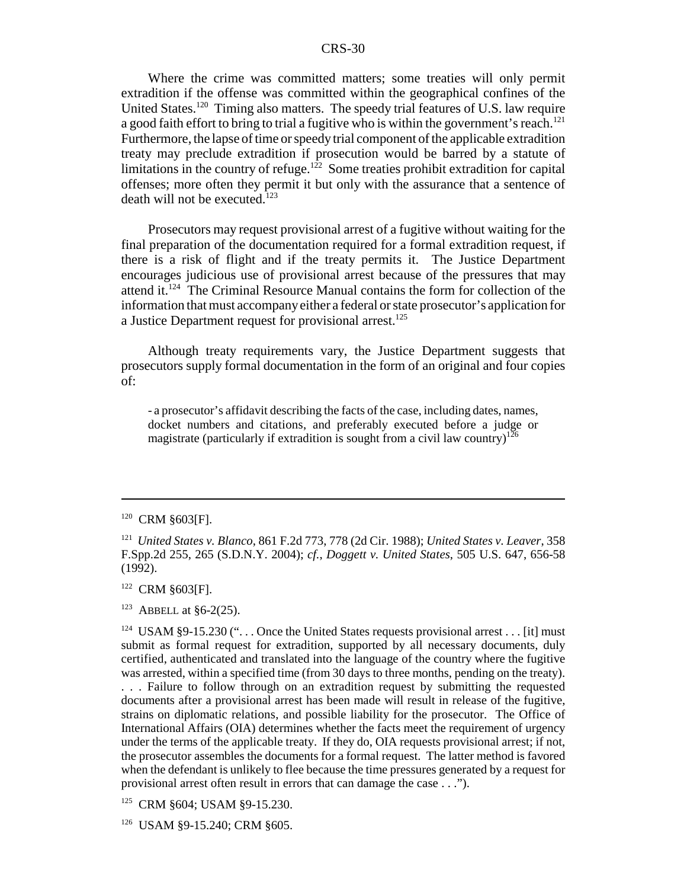Where the crime was committed matters; some treaties will only permit extradition if the offense was committed within the geographical confines of the United States.[120] Timing also matters. The speedy trial features of U.S. law require a good faith effort to bring to trial a fugitive who is within the government's reach.[121] Furthermore, the lapse of time or speedy trial component of the applicable extradition treaty may preclude extradition if prosecution would be barred by a statute of limitations in the country of refuge.[122] Some treaties prohibit extradition for capital offenses; more often they permit it but only with the assurance that a sentence of death will not be executed.[123]

Prosecutors may request provisional arrest of a fugitive without waiting for the final preparation of the documentation required for a formal extradition request, if there is a risk of flight and if the treaty permits it. The Justice Department encourages judicious use of provisional arrest because of the pressures that may attend it.[124] The Criminal Resource Manual contains the form for collection of the information that must accompany either a federal or state prosecutor's application for a Justice Department request for provisional arrest.[125]

Although treaty requirements vary, the Justice Department suggests that prosecutors supply formal documentation in the form of an original and four copies of:

- a prosecutor's affidavit describing the facts of the case, including dates, names, docket numbers and citations, and preferably executed before a judge or magistrate (particularly if extradition is sought from a civil law country)[126]

---

[120] CRM §603[F].

[121] *United States v. Blanco*, 861 F.2d 773, 778 (2d Cir. 1988); *United States v. Leaver*, 358 F.Spp.2d 255, 265 (S.D.N.Y. 2004); *cf., Doggett v. United States*, 505 U.S. 647, 656-58 (1992).

[122] CRM §603[F].

[123] ABBELL at §6-2(25).

[124] USAM §9-15.230 (". . . Once the United States requests provisional arrest . . . [it] must submit as formal request for extradition, supported by all necessary documents, duly certified, authenticated and translated into the language of the country where the fugitive was arrested, within a specified time (from 30 days to three months, pending on the treaty). . . . Failure to follow through on an extradition request by submitting the requested documents after a provisional arrest has been made will result in release of the fugitive, strains on diplomatic relations, and possible liability for the prosecutor. The Office of International Affairs (OIA) determines whether the facts meet the requirement of urgency under the terms of the applicable treaty. If they do, OIA requests provisional arrest; if not, the prosecutor assembles the documents for a formal request. The latter method is favored when the defendant is unlikely to flee because the time pressures generated by a request for provisional arrest often result in errors that can damage the case . . .").

[125] CRM §604; USAM §9-15.230.

[126] USAM §9-15.240; CRM §605.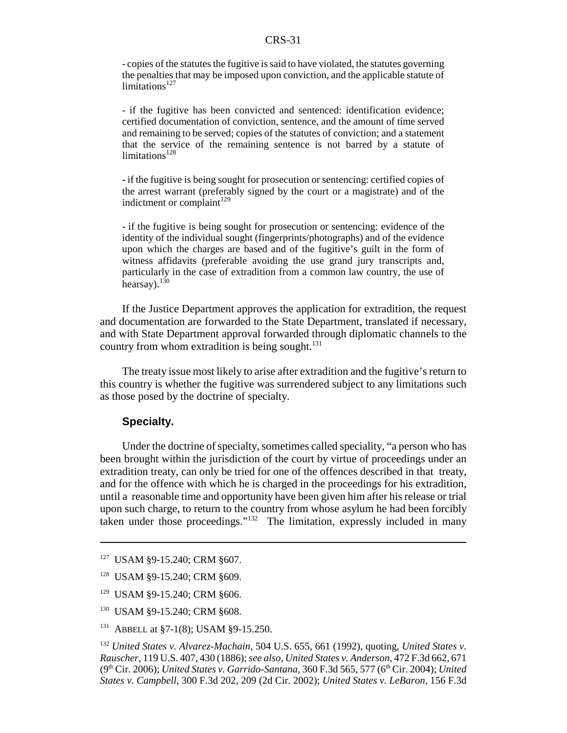- copies of the statutes the fugitive is said to have violated, the statutes governing the penalties that may be imposed upon conviction, and the applicable statute of limitations[127]

- if the fugitive has been convicted and sentenced: identification evidence; certified documentation of conviction, sentence, and the amount of time served and remaining to be served; copies of the statutes of conviction; and a statement that the service of the remaining sentence is not barred by a statute of limitations[128]

- if the fugitive is being sought for prosecution or sentencing: certified copies of the arrest warrant (preferably signed by the court or a magistrate) and of the indictment or complaint[129]

- if the fugitive is being sought for prosecution or sentencing: evidence of the identity of the individual sought (fingerprints/photographs) and of the evidence upon which the charges are based and of the fugitive's guilt in the form of witness affidavits (preferable avoiding the use grand jury transcripts and, particularly in the case of extradition from a common law country, the use of hearsay).[130]

If the Justice Department approves the application for extradition, the request and documentation are forwarded to the State Department, translated if necessary, and with State Department approval forwarded through diplomatic channels to the country from whom extradition is being sought.[131]

The treaty issue most likely to arise after extradition and the fugitive's return to this country is whether the fugitive was surrendered subject to any limitations such as those posed by the doctrine of specialty.

### Specialty.

Under the doctrine of specialty, sometimes called speciality, "a person who has been brought within the jurisdiction of the court by virtue of proceedings under an extradition treaty, can only be tried for one of the offences described in that treaty, and for the offence with which he is charged in the proceedings for his extradition, until a reasonable time and opportunity have been given him after his release or trial upon such charge, to return to the country from whose asylum he had been forcibly taken under those proceedings."[132] The limitation, expressly included in many

---

[127] USAM §9-15.240; CRM §607.

[128] USAM §9-15.240; CRM §609.

[129] USAM §9-15.240; CRM §606.

[130] USAM §9-15.240; CRM §608.

[131] ABBELL at §7-1(8); USAM §9-15.250.

[132] *United States v. Alvarez-Machain*, 504 U.S. 655, 661 (1992), quoting, *United States v. Rauscher*, 119 U.S. 407, 430 (1886); *see also*, *United States v. Anderson*, 472 F.3d 662, 671 (9th Cir. 2006); *United States v. Garrido-Santana*, 360 F.3d 565, 577 (6th Cir. 2004); *United States v. Campbell*, 300 F.3d 202, 209 (2d Cir. 2002); *United States v. LeBaron*, 156 F.3d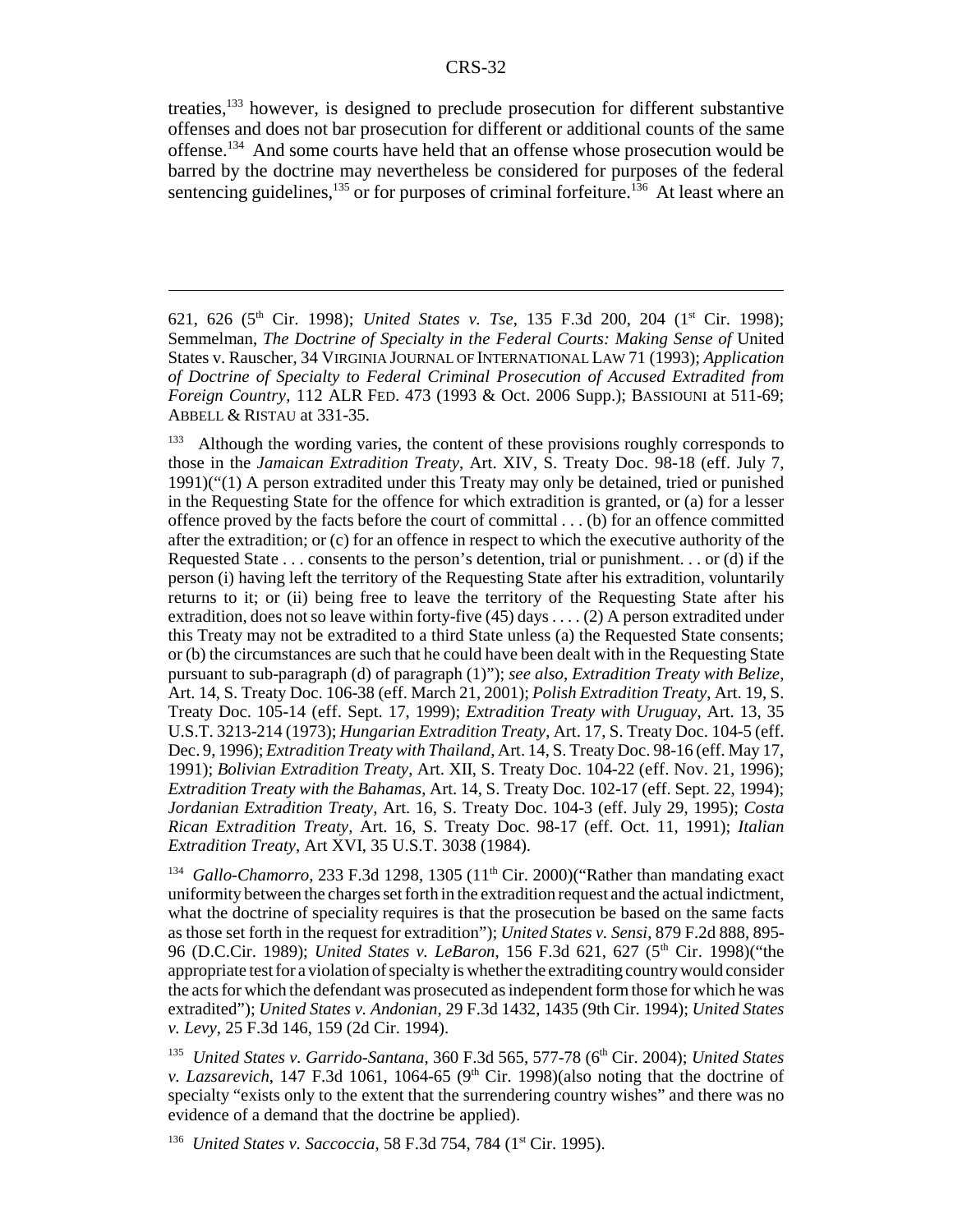treaties,[133] however, is designed to preclude prosecution for different substantive offenses and does not bar prosecution for different or additional counts of the same offense.[134] And some courts have held that an offense whose prosecution would be barred by the doctrine may nevertheless be considered for purposes of the federal sentencing guidelines,[135] or for purposes of criminal forfeiture.[136] At least where an

---

621, 626 (5th Cir. 1998); *United States v. Tse*, 135 F.3d 200, 204 (1st Cir. 1998); Semmelman, *The Doctrine of Specialty in the Federal Courts: Making Sense of* United States v. Rauscher, 34 VIRGINIA JOURNAL OF INTERNATIONAL LAW 71 (1993); *Application of Doctrine of Specialty to Federal Criminal Prosecution of Accused Extradited from Foreign Country*, 112 ALR FED. 473 (1993 & Oct. 2006 Supp.); BASSIOUNI at 511-69; ABBELL & RISTAU at 331-35.

[133] Although the wording varies, the content of these provisions roughly corresponds to those in the *Jamaican Extradition Treaty*, Art. XIV, S. Treaty Doc. 98-18 (eff. July 7, 1991)("(1) A person extradited under this Treaty may only be detained, tried or punished in the Requesting State for the offence for which extradition is granted, or (a) for a lesser offence proved by the facts before the court of committal . . . (b) for an offence committed after the extradition; or (c) for an offence in respect to which the executive authority of the Requested State . . . consents to the person's detention, trial or punishment. . . or (d) if the person (i) having left the territory of the Requesting State after his extradition, voluntarily returns to it; or (ii) being free to leave the territory of the Requesting State after his extradition, does not so leave within forty-five (45) days . . . . (2) A person extradited under this Treaty may not be extradited to a third State unless (a) the Requested State consents; or (b) the circumstances are such that he could have been dealt with in the Requesting State pursuant to sub-paragraph (d) of paragraph (1)"); *see also*, *Extradition Treaty with Belize*, Art. 14, S. Treaty Doc. 106-38 (eff. March 21, 2001); *Polish Extradition Treaty*, Art. 19, S. Treaty Doc. 105-14 (eff. Sept. 17, 1999); *Extradition Treaty with Uruguay*, Art. 13, 35 U.S.T. 3213-214 (1973); *Hungarian Extradition Treaty*, Art. 17, S. Treaty Doc. 104-5 (eff. Dec. 9, 1996); *Extradition Treaty with Thailand*, Art. 14, S. Treaty Doc. 98-16 (eff. May 17, 1991); *Bolivian Extradition Treaty*, Art. XII, S. Treaty Doc. 104-22 (eff. Nov. 21, 1996); *Extradition Treaty with the Bahamas*, Art. 14, S. Treaty Doc. 102-17 (eff. Sept. 22, 1994); *Jordanian Extradition Treaty*, Art. 16, S. Treaty Doc. 104-3 (eff. July 29, 1995); *Costa Rican Extradition Treaty*, Art. 16, S. Treaty Doc. 98-17 (eff. Oct. 11, 1991); *Italian Extradition Treaty*, Art XVI, 35 U.S.T. 3038 (1984).

[134] *Gallo-Chamorro*, 233 F.3d 1298, 1305 (11th Cir. 2000)("Rather than mandating exact uniformity between the charges set forth in the extradition request and the actual indictment, what the doctrine of speciality requires is that the prosecution be based on the same facts as those set forth in the request for extradition"); *United States v. Sensi*, 879 F.2d 888, 895-96 (D.C.Cir. 1989); *United States v. LeBaron*, 156 F.3d 621, 627 (5th Cir. 1998)("the appropriate test for a violation of specialty is whether the extraditing country would consider the acts for which the defendant was prosecuted as independent form those for which he was extradited"); *United States v. Andonian*, 29 F.3d 1432, 1435 (9th Cir. 1994); *United States v. Levy*, 25 F.3d 146, 159 (2d Cir. 1994).

[135] *United States v. Garrido-Santana*, 360 F.3d 565, 577-78 (6th Cir. 2004); *United States v. Lazsarevich*, 147 F.3d 1061, 1064-65 (9th Cir. 1998)(also noting that the doctrine of specialty "exists only to the extent that the surrendering country wishes" and there was no evidence of a demand that the doctrine be applied).

[136] *United States v. Saccoccia*, 58 F.3d 754, 784 (1st Cir. 1995).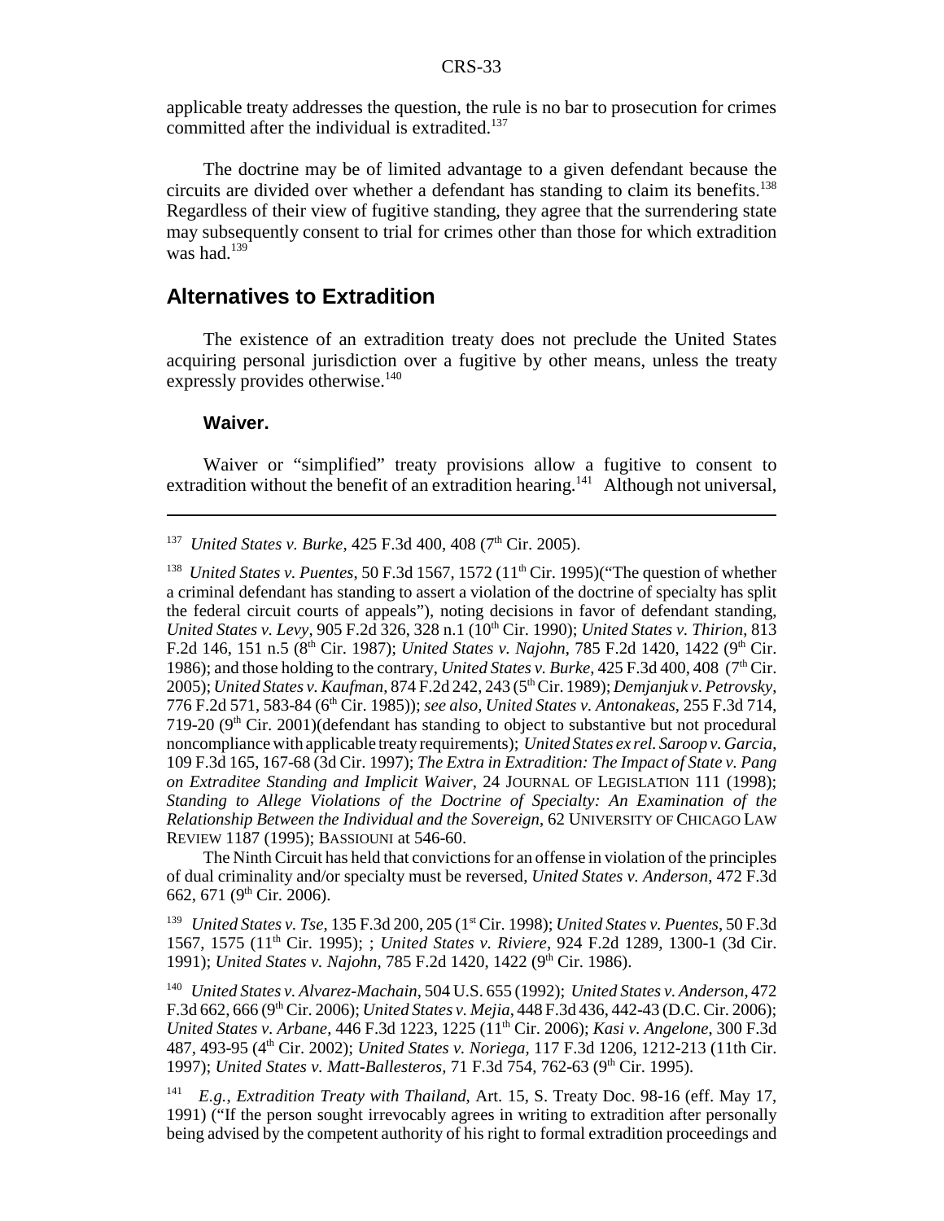applicable treaty addresses the question, the rule is no bar to prosecution for crimes committed after the individual is extradited.[137]

The doctrine may be of limited advantage to a given defendant because the circuits are divided over whether a defendant has standing to claim its benefits.[138] Regardless of their view of fugitive standing, they agree that the surrendering state may subsequently consent to trial for crimes other than those for which extradition was had.[139]

## Alternatives to Extradition

The existence of an extradition treaty does not preclude the United States acquiring personal jurisdiction over a fugitive by other means, unless the treaty expressly provides otherwise.[140]

### Waiver.

Waiver or "simplified" treaty provisions allow a fugitive to consent to extradition without the benefit of an extradition hearing.[141] Although not universal,

---

[137] *United States v. Burke*, 425 F.3d 400, 408 (7th Cir. 2005).

[138] *United States v. Puentes*, 50 F.3d 1567, 1572 (11th Cir. 1995)("The question of whether a criminal defendant has standing to assert a violation of the doctrine of specialty has split the federal circuit courts of appeals"), noting decisions in favor of defendant standing, *United States v. Levy*, 905 F.2d 326, 328 n.1 (10th Cir. 1990); *United States v. Thirion*, 813 F.2d 146, 151 n.5 (8th Cir. 1987); *United States v. Najohn*, 785 F.2d 1420, 1422 (9th Cir. 1986); and those holding to the contrary, *United States v. Burke*, 425 F.3d 400, 408 (7th Cir. 2005); *United States v. Kaufman*, 874 F.2d 242, 243 (5th Cir. 1989); *Demjanjuk v. Petrovsky*, 776 F.2d 571, 583-84 (6th Cir. 1985)); *see also, United States v. Antonakeas*, 255 F.3d 714, 719-20 (9th Cir. 2001)(defendant has standing to object to substantive but not procedural noncompliance with applicable treaty requirements); *United States ex rel. Saroop v. Garcia*, 109 F.3d 165, 167-68 (3d Cir. 1997); *The Extra in Extradition: The Impact of State v. Pang on Extraditee Standing and Implicit Waiver*, 24 JOURNAL OF LEGISLATION 111 (1998); *Standing to Allege Violations of the Doctrine of Specialty: An Examination of the Relationship Between the Individual and the Sovereign*, 62 UNIVERSITY OF CHICAGO LAW REVIEW 1187 (1995); BASSIOUNI at 546-60.

The Ninth Circuit has held that convictions for an offense in violation of the principles of dual criminality and/or specialty must be reversed, *United States v. Anderson*, 472 F.3d 662, 671 (9th Cir. 2006).

[139] *United States v. Tse*, 135 F.3d 200, 205 (1st Cir. 1998); *United States v. Puentes*, 50 F.3d 1567, 1575 (11th Cir. 1995); ; *United States v. Riviere*, 924 F.2d 1289, 1300-1 (3d Cir. 1991); *United States v. Najohn*, 785 F.2d 1420, 1422 (9th Cir. 1986).

[140] *United States v. Alvarez-Machain*, 504 U.S. 655 (1992); *United States v. Anderson*, 472 F.3d 662, 666 (9th Cir. 2006); *United States v. Mejia*, 448 F.3d 436, 442-43 (D.C. Cir. 2006); *United States v. Arbane*, 446 F.3d 1223, 1225 (11th Cir. 2006); *Kasi v. Angelone*, 300 F.3d 487, 493-95 (4th Cir. 2002); *United States v. Noriega*, 117 F.3d 1206, 1212-213 (11th Cir. 1997); *United States v. Matt-Ballesteros*, 71 F.3d 754, 762-63 (9th Cir. 1995).

[141] *E.g., Extradition Treaty with Thailand*, Art. 15, S. Treaty Doc. 98-16 (eff. May 17, 1991) ("If the person sought irrevocably agrees in writing to extradition after personally being advised by the competent authority of his right to formal extradition proceedings and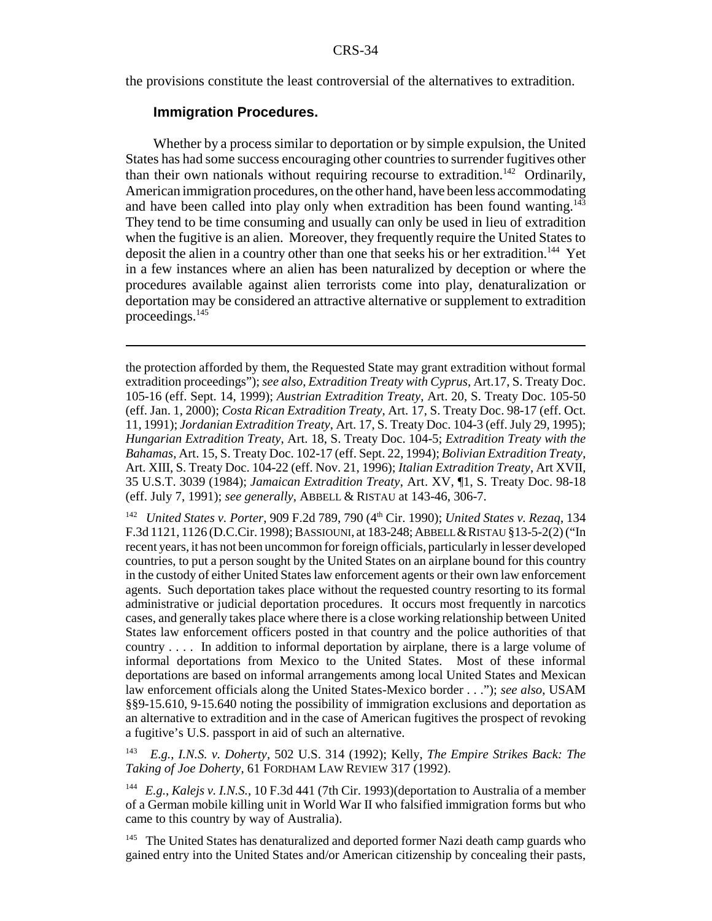the provisions constitute the least controversial of the alternatives to extradition.

### Immigration Procedures.

Whether by a process similar to deportation or by simple expulsion, the United States has had some success encouraging other countries to surrender fugitives other than their own nationals without requiring recourse to extradition.[142] Ordinarily, American immigration procedures, on the other hand, have been less accommodating and have been called into play only when extradition has been found wanting.[143] They tend to be time consuming and usually can only be used in lieu of extradition when the fugitive is an alien. Moreover, they frequently require the United States to deposit the alien in a country other than one that seeks his or her extradition.[144] Yet in a few instances where an alien has been naturalized by deception or where the procedures available against alien terrorists come into play, denaturalization or deportation may be considered an attractive alternative or supplement to extradition proceedings.[145]

---

the protection afforded by them, the Requested State may grant extradition without formal extradition proceedings"); *see also*, *Extradition Treaty with Cyprus*, Art.17, S. Treaty Doc. 105-16 (eff. Sept. 14, 1999); *Austrian Extradition Treaty*, Art. 20, S. Treaty Doc. 105-50 (eff. Jan. 1, 2000); *Costa Rican Extradition Treaty*, Art. 17, S. Treaty Doc. 98-17 (eff. Oct. 11, 1991); *Jordanian Extradition Treaty*, Art. 17, S. Treaty Doc. 104-3 (eff. July 29, 1995); *Hungarian Extradition Treaty*, Art. 18, S. Treaty Doc. 104-5; *Extradition Treaty with the Bahamas*, Art. 15, S. Treaty Doc. 102-17 (eff. Sept. 22, 1994); *Bolivian Extradition Treaty*, Art. XIII, S. Treaty Doc. 104-22 (eff. Nov. 21, 1996); *Italian Extradition Treaty*, Art XVII, 35 U.S.T. 3039 (1984); *Jamaican Extradition Treaty*, Art. XV, ¶1, S. Treaty Doc. 98-18 (eff. July 7, 1991); *see generally*, ABBELL & RISTAU at 143-46, 306-7.

[142] *United States v. Porter*, 909 F.2d 789, 790 (4th Cir. 1990); *United States v. Rezaq*, 134 F.3d 1121, 1126 (D.C.Cir. 1998); BASSIOUNI, at 183-248; ABBELL & RISTAU §13-5-2(2) ("In recent years, it has not been uncommon for foreign officials, particularly in lesser developed countries, to put a person sought by the United States on an airplane bound for this country in the custody of either United States law enforcement agents or their own law enforcement agents. Such deportation takes place without the requested country resorting to its formal administrative or judicial deportation procedures. It occurs most frequently in narcotics cases, and generally takes place where there is a close working relationship between United States law enforcement officers posted in that country and the police authorities of that country . . . . In addition to informal deportation by airplane, there is a large volume of informal deportations from Mexico to the United States. Most of these informal deportations are based on informal arrangements among local United States and Mexican law enforcement officials along the United States-Mexico border . . ."); *see also*, USAM §§9-15.610, 9-15.640 noting the possibility of immigration exclusions and deportation as an alternative to extradition and in the case of American fugitives the prospect of revoking a fugitive's U.S. passport in aid of such an alternative.

[143] *E.g., I.N.S. v. Doherty*, 502 U.S. 314 (1992); Kelly, *The Empire Strikes Back: The Taking of Joe Doherty*, 61 FORDHAM LAW REVIEW 317 (1992).

[144] *E.g., Kalejs v. I.N.S.*, 10 F.3d 441 (7th Cir. 1993)(deportation to Australia of a member of a German mobile killing unit in World War II who falsified immigration forms but who came to this country by way of Australia).

[145] The United States has denaturalized and deported former Nazi death camp guards who gained entry into the United States and/or American citizenship by concealing their pasts,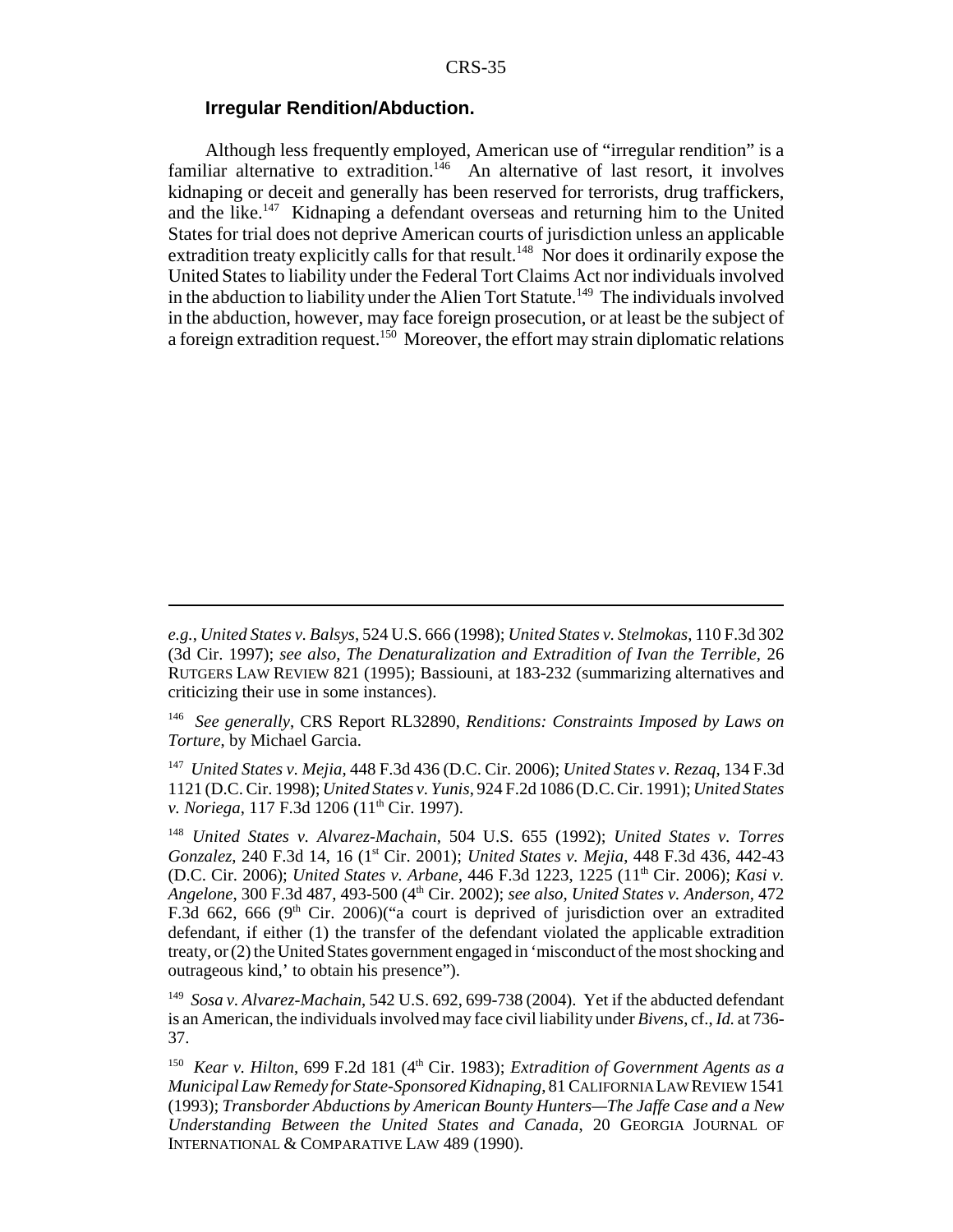### Irregular Rendition/Abduction.

Although less frequently employed, American use of "irregular rendition" is a familiar alternative to extradition.[146] An alternative of last resort, it involves kidnaping or deceit and generally has been reserved for terrorists, drug traffickers, and the like.[147] Kidnaping a defendant overseas and returning him to the United States for trial does not deprive American courts of jurisdiction unless an applicable extradition treaty explicitly calls for that result.[148] Nor does it ordinarily expose the United States to liability under the Federal Tort Claims Act nor individuals involved in the abduction to liability under the Alien Tort Statute.[149] The individuals involved in the abduction, however, may face foreign prosecution, or at least be the subject of a foreign extradition request.[150] Moreover, the effort may strain diplomatic relations

---

*e.g.*, *United States v. Balsys*, 524 U.S. 666 (1998); *United States v. Stelmokas*, 110 F.3d 302 (3d Cir. 1997); *see also*, *The Denaturalization and Extradition of Ivan the Terrible*, 26 RUTGERS LAW REVIEW 821 (1995); Bassiouni, at 183-232 (summarizing alternatives and criticizing their use in some instances).

[146] *See generally*, CRS Report RL32890, *Renditions: Constraints Imposed by Laws on Torture*, by Michael Garcia.

[147] *United States v. Mejia*, 448 F.3d 436 (D.C. Cir. 2006); *United States v. Rezaq*, 134 F.3d 1121 (D.C. Cir. 1998); *United States v. Yunis*, 924 F.2d 1086 (D.C. Cir. 1991); *United States v. Noriega*, 117 F.3d 1206 (11th Cir. 1997).

[148] *United States v. Alvarez-Machain*, 504 U.S. 655 (1992); *United States v. Torres Gonzalez*, 240 F.3d 14, 16 (1st Cir. 2001); *United States v. Mejia*, 448 F.3d 436, 442-43 (D.C. Cir. 2006); *United States v. Arbane*, 446 F.3d 1223, 1225 (11th Cir. 2006); *Kasi v. Angelone*, 300 F.3d 487, 493-500 (4th Cir. 2002); *see also*, *United States v. Anderson*, 472 F.3d 662, 666 (9th Cir. 2006)("a court is deprived of jurisdiction over an extradited defendant, if either (1) the transfer of the defendant violated the applicable extradition treaty, or (2) the United States government engaged in 'misconduct of the most shocking and outrageous kind,' to obtain his presence").

[149] *Sosa v. Alvarez-Machain*, 542 U.S. 692, 699-738 (2004). Yet if the abducted defendant is an American, the individuals involved may face civil liability under *Bivens*, cf., *Id.* at 736-37.

[150] *Kear v. Hilton*, 699 F.2d 181 (4th Cir. 1983); *Extradition of Government Agents as a Municipal Law Remedy for State-Sponsored Kidnaping*, 81 CALIFORNIA LAW REVIEW 1541 (1993); *Transborder Abductions by American Bounty Hunters—The Jaffe Case and a New Understanding Between the United States and Canada*, 20 GEORGIA JOURNAL OF INTERNATIONAL & COMPARATIVE LAW 489 (1990).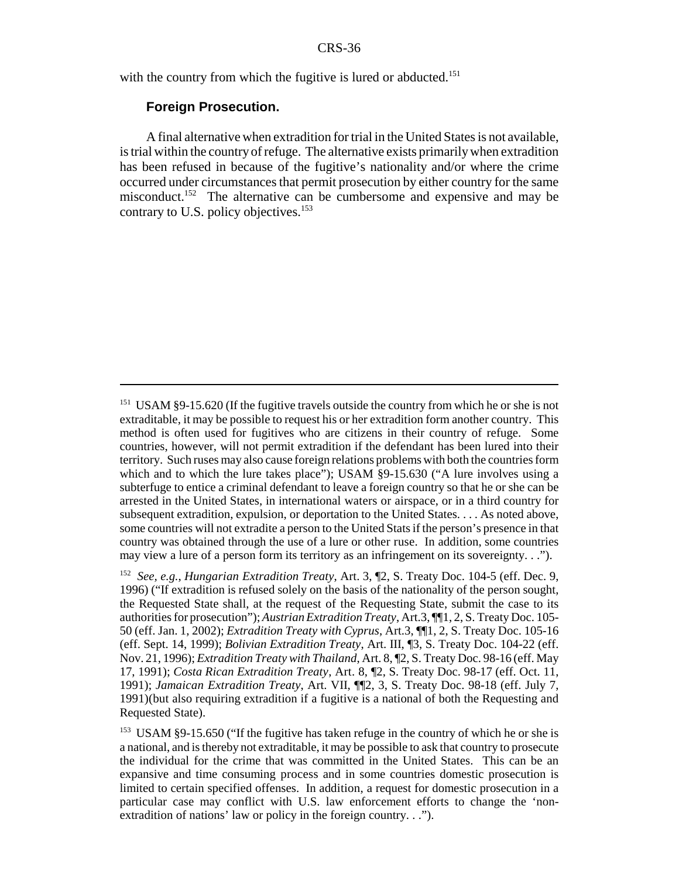with the country from which the fugitive is lured or abducted.[151]

### Foreign Prosecution.

A final alternative when extradition for trial in the United States is not available, is trial within the country of refuge. The alternative exists primarily when extradition has been refused in because of the fugitive's nationality and/or where the crime occurred under circumstances that permit prosecution by either country for the same misconduct.[152] The alternative can be cumbersome and expensive and may be contrary to U.S. policy objectives.[153]

---

[151] USAM §9-15.620 (If the fugitive travels outside the country from which he or she is not extraditable, it may be possible to request his or her extradition form another country. This method is often used for fugitives who are citizens in their country of refuge. Some countries, however, will not permit extradition if the defendant has been lured into their territory. Such ruses may also cause foreign relations problems with both the countries form which and to which the lure takes place"); USAM §9-15.630 ("A lure involves using a subterfuge to entice a criminal defendant to leave a foreign country so that he or she can be arrested in the United States, in international waters or airspace, or in a third country for subsequent extradition, expulsion, or deportation to the United States. . . . As noted above, some countries will not extradite a person to the United Stats if the person's presence in that country was obtained through the use of a lure or other ruse. In addition, some countries may view a lure of a person form its territory as an infringement on its sovereignty. . .").

[152] *See, e.g., Hungarian Extradition Treaty*, Art. 3, ¶2, S. Treaty Doc. 104-5 (eff. Dec. 9, 1996) ("If extradition is refused solely on the basis of the nationality of the person sought, the Requested State shall, at the request of the Requesting State, submit the case to its authorities for prosecution"); *Austrian Extradition Treaty*, Art.3, ¶¶1, 2, S. Treaty Doc. 105-50 (eff. Jan. 1, 2002); *Extradition Treaty with Cyprus*, Art.3, ¶¶1, 2, S. Treaty Doc. 105-16 (eff. Sept. 14, 1999); *Bolivian Extradition Treaty*, Art. III, ¶3, S. Treaty Doc. 104-22 (eff. Nov. 21, 1996); *Extradition Treaty with Thailand*, Art. 8, ¶2, S. Treaty Doc. 98-16 (eff. May 17, 1991); *Costa Rican Extradition Treaty*, Art. 8, ¶2, S. Treaty Doc. 98-17 (eff. Oct. 11, 1991); *Jamaican Extradition Treaty*, Art. VII, ¶¶2, 3, S. Treaty Doc. 98-18 (eff. July 7, 1991)(but also requiring extradition if a fugitive is a national of both the Requesting and Requested State).

[153] USAM §9-15.650 ("If the fugitive has taken refuge in the country of which he or she is a national, and is thereby not extraditable, it may be possible to ask that country to prosecute the individual for the crime that was committed in the United States. This can be an expansive and time consuming process and in some countries domestic prosecution is limited to certain specified offenses. In addition, a request for domestic prosecution in a particular case may conflict with U.S. law enforcement efforts to change the 'non-extradition of nations' law or policy in the foreign country. . .").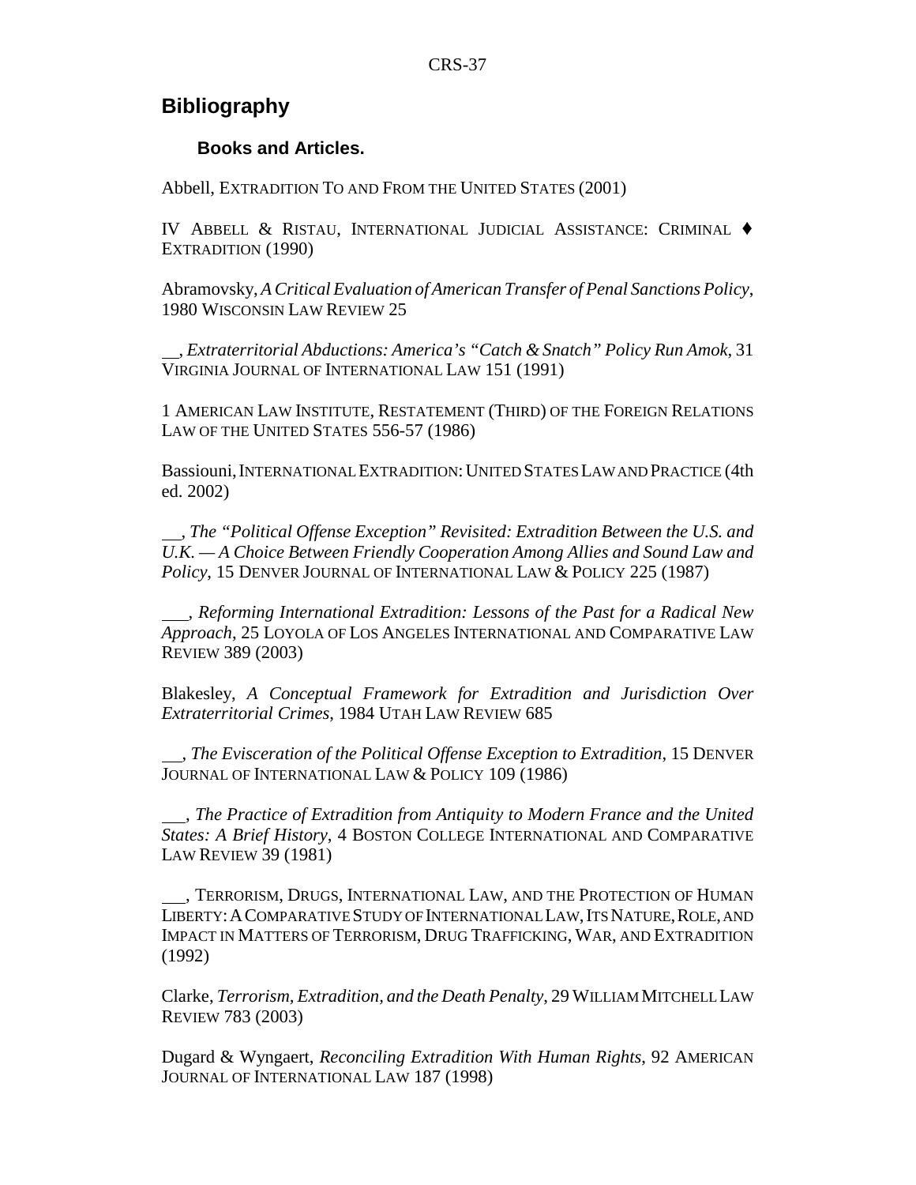## Bibliography

### Books and Articles.

Abbell, EXTRADITION TO AND FROM THE UNITED STATES (2001)

IV ABBELL & RISTAU, INTERNATIONAL JUDICIAL ASSISTANCE: CRIMINAL ♦ EXTRADITION (1990)

Abramovsky, *A Critical Evaluation of American Transfer of Penal Sanctions Policy*, 1980 WISCONSIN LAW REVIEW 25

___, *Extraterritorial Abductions: America's "Catch & Snatch" Policy Run Amok*, 31 VIRGINIA JOURNAL OF INTERNATIONAL LAW 151 (1991)

1 AMERICAN LAW INSTITUTE, RESTATEMENT (THIRD) OF THE FOREIGN RELATIONS LAW OF THE UNITED STATES 556-57 (1986)

Bassiouni, INTERNATIONAL EXTRADITION: UNITED STATES LAW AND PRACTICE (4th ed. 2002)

___, *The "Political Offense Exception" Revisited: Extradition Between the U.S. and U.K. — A Choice Between Friendly Cooperation Among Allies and Sound Law and Policy*, 15 DENVER JOURNAL OF INTERNATIONAL LAW & POLICY 225 (1987)

___, *Reforming International Extradition: Lessons of the Past for a Radical New Approach*, 25 LOYOLA OF LOS ANGELES INTERNATIONAL AND COMPARATIVE LAW REVIEW 389 (2003)

Blakesley, *A Conceptual Framework for Extradition and Jurisdiction Over Extraterritorial Crimes*, 1984 UTAH LAW REVIEW 685

___, *The Evisceration of the Political Offense Exception to Extradition*, 15 DENVER JOURNAL OF INTERNATIONAL LAW & POLICY 109 (1986)

___, *The Practice of Extradition from Antiquity to Modern France and the United States: A Brief History*, 4 BOSTON COLLEGE INTERNATIONAL AND COMPARATIVE LAW REVIEW 39 (1981)

___, TERRORISM, DRUGS, INTERNATIONAL LAW, AND THE PROTECTION OF HUMAN LIBERTY: A COMPARATIVE STUDY OF INTERNATIONAL LAW, ITS NATURE, ROLE, AND IMPACT IN MATTERS OF TERRORISM, DRUG TRAFFICKING, WAR, AND EXTRADITION (1992)

Clarke, *Terrorism, Extradition, and the Death Penalty*, 29 WILLIAM MITCHELL LAW REVIEW 783 (2003)

Dugard & Wyngaert, *Reconciling Extradition With Human Rights*, 92 AMERICAN JOURNAL OF INTERNATIONAL LAW 187 (1998)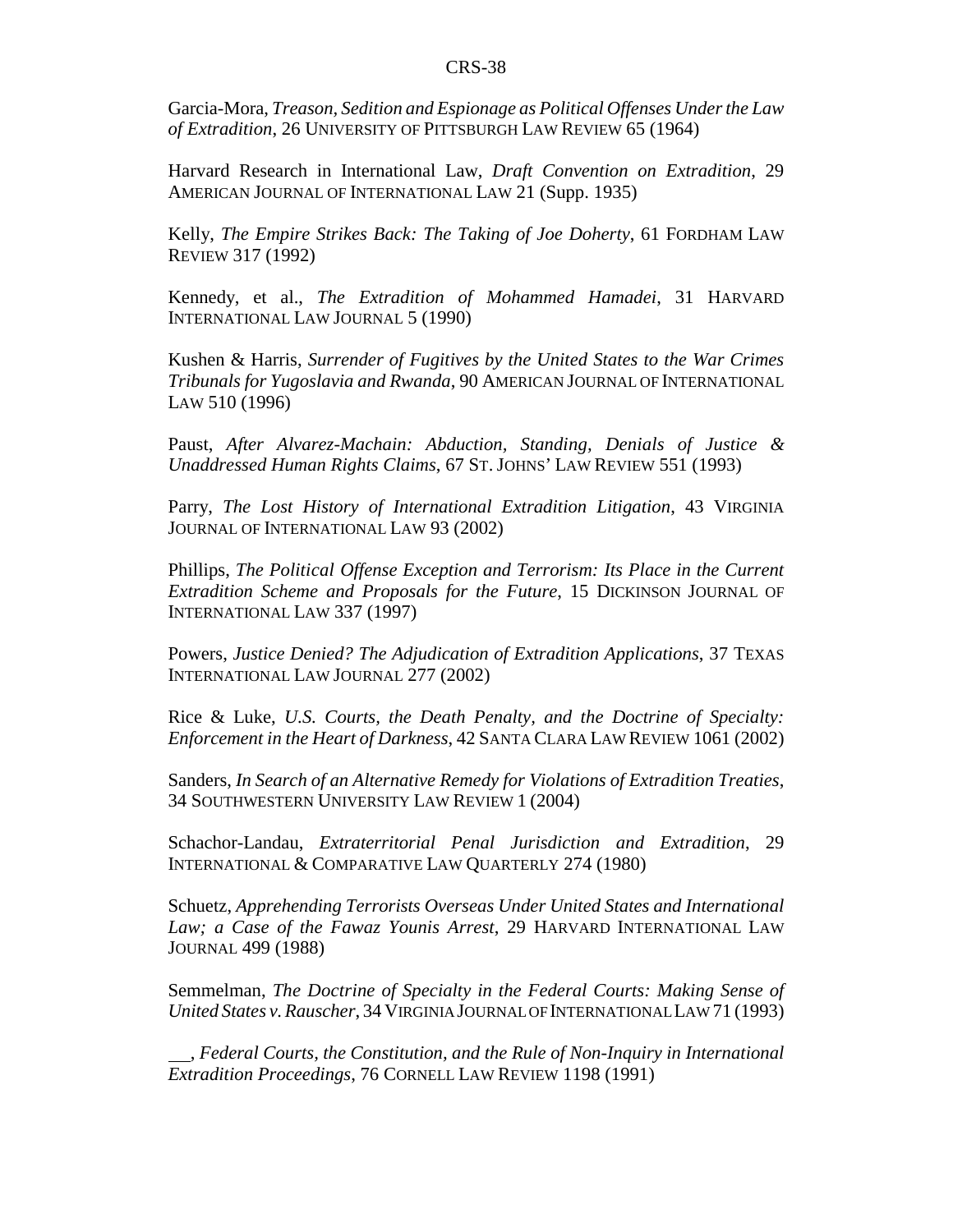Garcia-Mora, *Treason, Sedition and Espionage as Political Offenses Under the Law of Extradition*, 26 UNIVERSITY OF PITTSBURGH LAW REVIEW 65 (1964)

Harvard Research in International Law, *Draft Convention on Extradition*, 29 AMERICAN JOURNAL OF INTERNATIONAL LAW 21 (Supp. 1935)

Kelly, *The Empire Strikes Back: The Taking of Joe Doherty*, 61 FORDHAM LAW REVIEW 317 (1992)

Kennedy, et al., *The Extradition of Mohammed Hamadei*, 31 HARVARD INTERNATIONAL LAW JOURNAL 5 (1990)

Kushen & Harris, *Surrender of Fugitives by the United States to the War Crimes Tribunals for Yugoslavia and Rwanda*, 90 AMERICAN JOURNAL OF INTERNATIONAL LAW 510 (1996)

Paust, *After Alvarez-Machain: Abduction, Standing, Denials of Justice & Unaddressed Human Rights Claims*, 67 ST. JOHNS' LAW REVIEW 551 (1993)

Parry, *The Lost History of International Extradition Litigation*, 43 VIRGINIA JOURNAL OF INTERNATIONAL LAW 93 (2002)

Phillips, *The Political Offense Exception and Terrorism: Its Place in the Current Extradition Scheme and Proposals for the Future*, 15 DICKINSON JOURNAL OF INTERNATIONAL LAW 337 (1997)

Powers, *Justice Denied? The Adjudication of Extradition Applications*, 37 TEXAS INTERNATIONAL LAW JOURNAL 277 (2002)

Rice & Luke, *U.S. Courts, the Death Penalty, and the Doctrine of Specialty: Enforcement in the Heart of Darkness*, 42 SANTA CLARA LAW REVIEW 1061 (2002)

Sanders, *In Search of an Alternative Remedy for Violations of Extradition Treaties*, 34 SOUTHWESTERN UNIVERSITY LAW REVIEW 1 (2004)

Schachor-Landau, *Extraterritorial Penal Jurisdiction and Extradition*, 29 INTERNATIONAL & COMPARATIVE LAW QUARTERLY 274 (1980)

Schuetz, *Apprehending Terrorists Overseas Under United States and International Law; a Case of the Fawaz Younis Arrest*, 29 HARVARD INTERNATIONAL LAW JOURNAL 499 (1988)

Semmelman, *The Doctrine of Specialty in the Federal Courts: Making Sense of United States v. Rauscher*, 34 VIRGINIA JOURNAL OF INTERNATIONAL LAW 71 (1993)

\_\_, *Federal Courts, the Constitution, and the Rule of Non-Inquiry in International Extradition Proceedings*, 76 CORNELL LAW REVIEW 1198 (1991)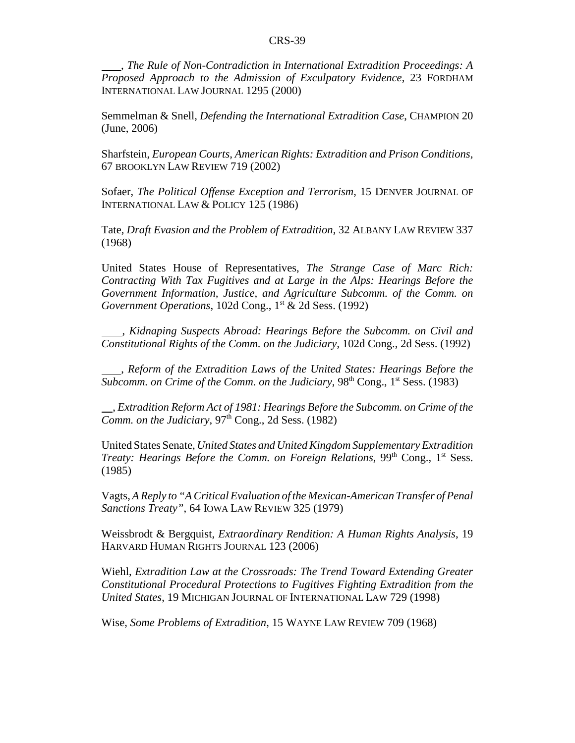\_\_\_, *The Rule of Non-Contradiction in International Extradition Proceedings: A Proposed Approach to the Admission of Exculpatory Evidence*, 23 FORDHAM INTERNATIONAL LAW JOURNAL 1295 (2000)

Semmelman & Snell, *Defending the International Extradition Case*, CHAMPION 20 (June, 2006)

Sharfstein, *European Courts, American Rights: Extradition and Prison Conditions*, 67 BROOKLYN LAW REVIEW 719 (2002)

Sofaer, *The Political Offense Exception and Terrorism*, 15 DENVER JOURNAL OF INTERNATIONAL LAW & POLICY 125 (1986)

Tate, *Draft Evasion and the Problem of Extradition*, 32 ALBANY LAW REVIEW 337 (1968)

United States House of Representatives, *The Strange Case of Marc Rich: Contracting With Tax Fugitives and at Large in the Alps: Hearings Before the Government Information, Justice, and Agriculture Subcomm. of the Comm. on Government Operations*, 102d Cong., 1st & 2d Sess. (1992)

\_\_\_, *Kidnaping Suspects Abroad: Hearings Before the Subcomm. on Civil and Constitutional Rights of the Comm. on the Judiciary*, 102d Cong., 2d Sess. (1992)

\_\_\_, *Reform of the Extradition Laws of the United States: Hearings Before the Subcomm. on Crime of the Comm. on the Judiciary*, 98th Cong., 1st Sess. (1983)

\_\_, *Extradition Reform Act of 1981: Hearings Before the Subcomm. on Crime of the Comm. on the Judiciary*, 97th Cong., 2d Sess. (1982)

United States Senate, *United States and United Kingdom Supplementary Extradition Treaty: Hearings Before the Comm. on Foreign Relations*, 99th Cong., 1st Sess. (1985)

Vagts, *A Reply to "A Critical Evaluation of the Mexican-American Transfer of Penal Sanctions Treaty"*, 64 IOWA LAW REVIEW 325 (1979)

Weissbrodt & Bergquist, *Extraordinary Rendition: A Human Rights Analysis*, 19 HARVARD HUMAN RIGHTS JOURNAL 123 (2006)

Wiehl, *Extradition Law at the Crossroads: The Trend Toward Extending Greater Constitutional Procedural Protections to Fugitives Fighting Extradition from the United States*, 19 MICHIGAN JOURNAL OF INTERNATIONAL LAW 729 (1998)

Wise, *Some Problems of Extradition*, 15 WAYNE LAW REVIEW 709 (1968)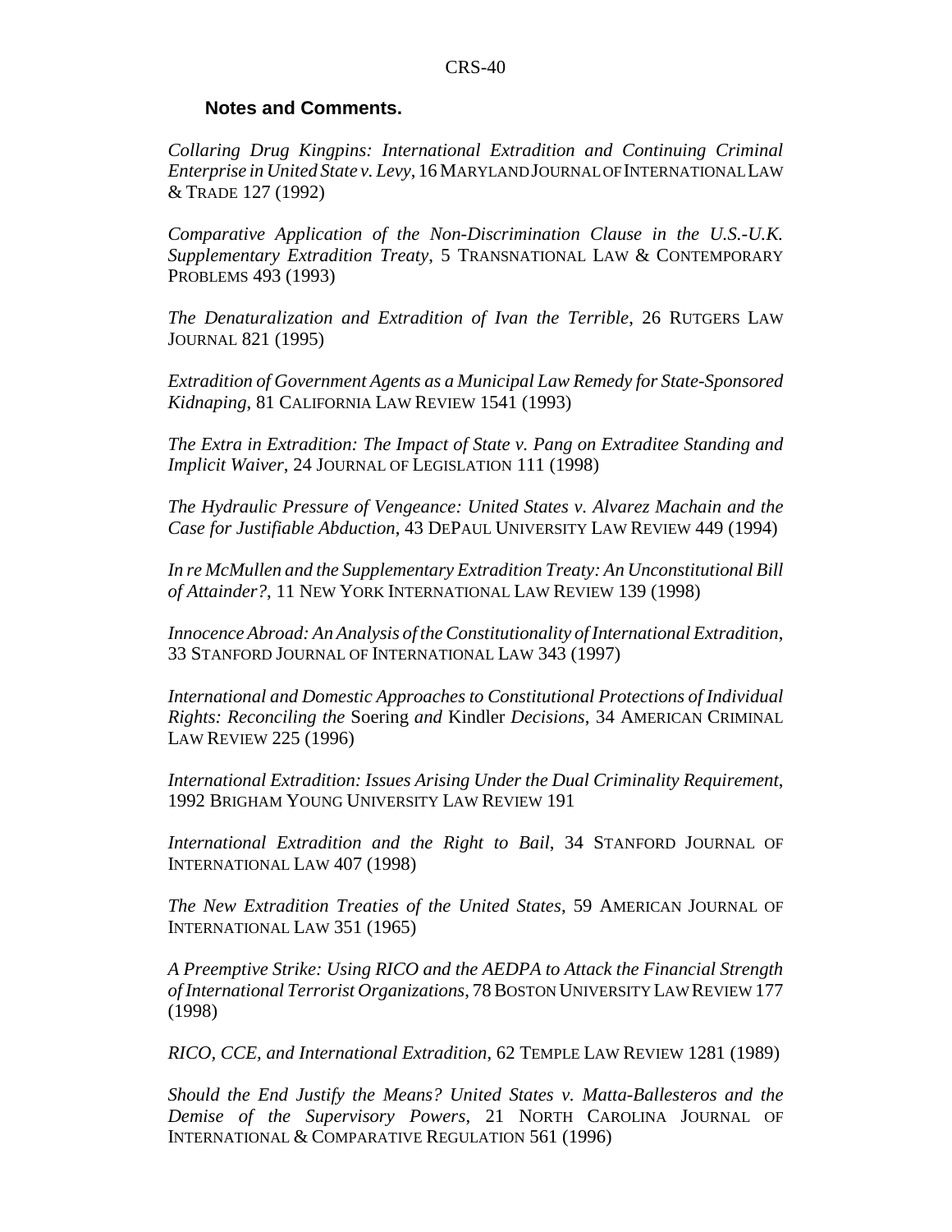**Notes and Comments.**

*Collaring Drug Kingpins: International Extradition and Continuing Criminal Enterprise in United State v. Levy*, 16 MARYLAND JOURNAL OF INTERNATIONAL LAW & TRADE 127 (1992)

*Comparative Application of the Non-Discrimination Clause in the U.S.-U.K. Supplementary Extradition Treaty*, 5 TRANSNATIONAL LAW & CONTEMPORARY PROBLEMS 493 (1993)

*The Denaturalization and Extradition of Ivan the Terrible*, 26 RUTGERS LAW JOURNAL 821 (1995)

*Extradition of Government Agents as a Municipal Law Remedy for State-Sponsored Kidnaping*, 81 CALIFORNIA LAW REVIEW 1541 (1993)

*The Extra in Extradition: The Impact of State v. Pang on Extraditee Standing and Implicit Waiver*, 24 JOURNAL OF LEGISLATION 111 (1998)

*The Hydraulic Pressure of Vengeance: United States v. Alvarez Machain and the Case for Justifiable Abduction*, 43 DEPAUL UNIVERSITY LAW REVIEW 449 (1994)

*In re McMullen and the Supplementary Extradition Treaty: An Unconstitutional Bill of Attainder?*, 11 NEW YORK INTERNATIONAL LAW REVIEW 139 (1998)

*Innocence Abroad: An Analysis of the Constitutionality of International Extradition*, 33 STANFORD JOURNAL OF INTERNATIONAL LAW 343 (1997)

*International and Domestic Approaches to Constitutional Protections of Individual Rights: Reconciling the* Soering *and* Kindler *Decisions*, 34 AMERICAN CRIMINAL LAW REVIEW 225 (1996)

*International Extradition: Issues Arising Under the Dual Criminality Requirement*, 1992 BRIGHAM YOUNG UNIVERSITY LAW REVIEW 191

*International Extradition and the Right to Bail*, 34 STANFORD JOURNAL OF INTERNATIONAL LAW 407 (1998)

*The New Extradition Treaties of the United States*, 59 AMERICAN JOURNAL OF INTERNATIONAL LAW 351 (1965)

*A Preemptive Strike: Using RICO and the AEDPA to Attack the Financial Strength of International Terrorist Organizations*, 78 BOSTON UNIVERSITY LAW REVIEW 177 (1998)

*RICO, CCE, and International Extradition*, 62 TEMPLE LAW REVIEW 1281 (1989)

*Should the End Justify the Means? United States v. Matta-Ballesteros and the Demise of the Supervisory Powers*, 21 NORTH CAROLINA JOURNAL OF INTERNATIONAL & COMPARATIVE REGULATION 561 (1996)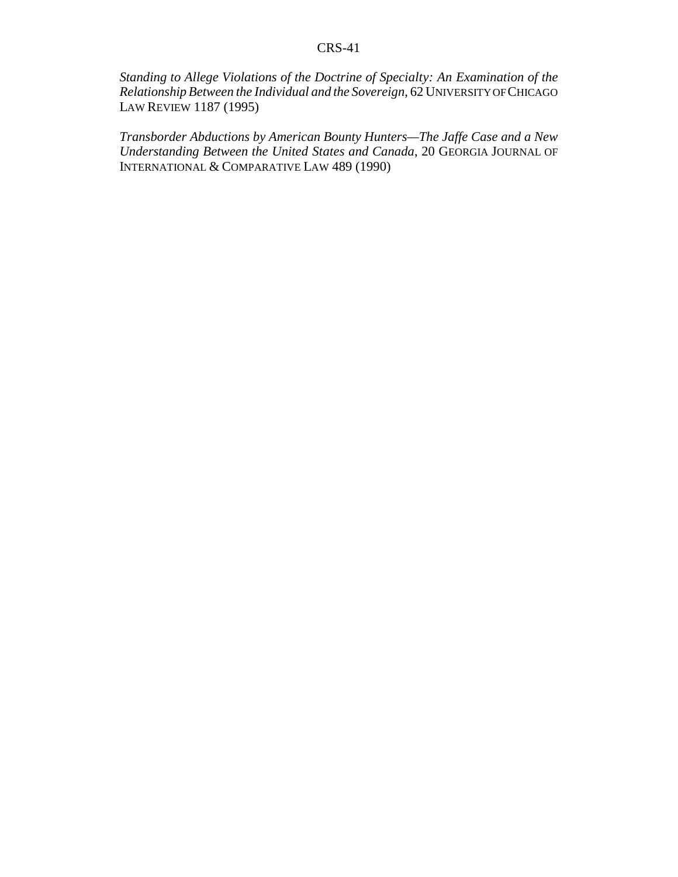*Standing to Allege Violations of the Doctrine of Specialty: An Examination of the Relationship Between the Individual and the Sovereign*, 62 UNIVERSITY OF CHICAGO LAW REVIEW 1187 (1995)

*Transborder Abductions by American Bounty Hunters—The Jaffe Case and a New Understanding Between the United States and Canada*, 20 GEORGIA JOURNAL OF INTERNATIONAL & COMPARATIVE LAW 489 (1990)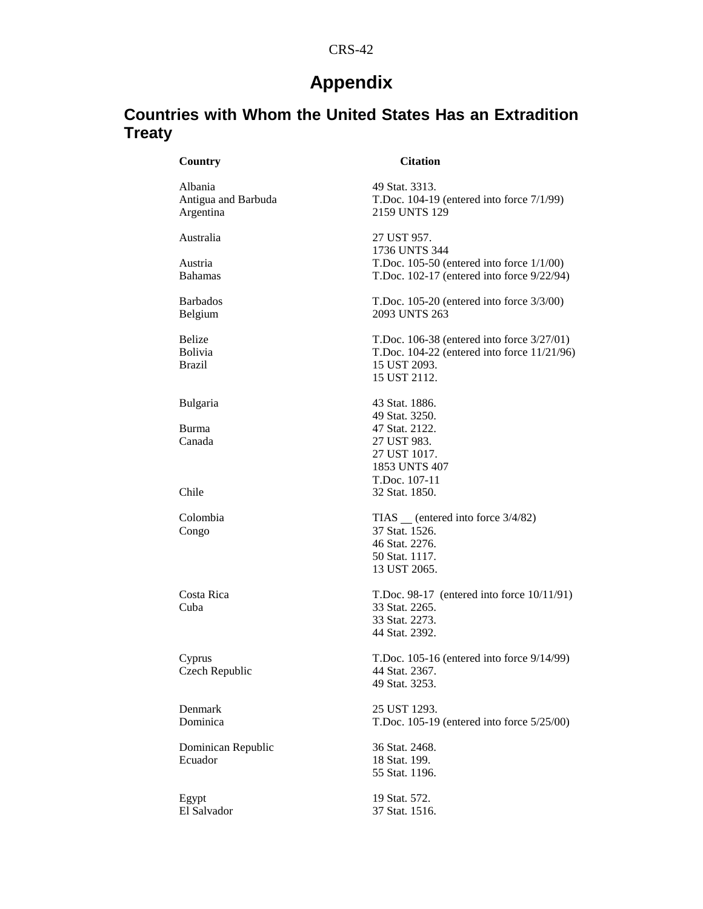# Appendix

## Countries with Whom the United States Has an Extradition Treaty

| Country | Citation |
|---|---|
| Albania | 49 Stat. 3313. |
| Antigua and Barbuda | T.Doc. 104-19 (entered into force 7/1/99) |
| Argentina | 2159 UNTS 129 |
| Australia | 27 UST 957. |
| | 1736 UNTS 344 |
| Austria | T.Doc. 105-50 (entered into force 1/1/00) |
| Bahamas | T.Doc. 102-17 (entered into force 9/22/94) |
| Barbados | T.Doc. 105-20 (entered into force 3/3/00) |
| Belgium | 2093 UNTS 263 |
| Belize | T.Doc. 106-38 (entered into force 3/27/01) |
| Bolivia | T.Doc. 104-22 (entered into force 11/21/96) |
| Brazil | 15 UST 2093. |
| | 15 UST 2112. |
| Bulgaria | 43 Stat. 1886. |
| | 49 Stat. 3250. |
| Burma | 47 Stat. 2122. |
| Canada | 27 UST 983. |
| | 27 UST 1017. |
| | 1853 UNTS 407 |
| | T.Doc. 107-11 |
| Chile | 32 Stat. 1850. |
| Colombia | TIAS __ (entered into force 3/4/82) |
| Congo | 37 Stat. 1526. |
| | 46 Stat. 2276. |
| | 50 Stat. 1117. |
| | 13 UST 2065. |
| Costa Rica | T.Doc. 98-17 (entered into force 10/11/91) |
| Cuba | 33 Stat. 2265. |
| | 33 Stat. 2273. |
| | 44 Stat. 2392. |
| Cyprus | T.Doc. 105-16 (entered into force 9/14/99) |
| Czech Republic | 44 Stat. 2367. |
| | 49 Stat. 3253. |
| Denmark | 25 UST 1293. |
| Dominica | T.Doc. 105-19 (entered into force 5/25/00) |
| Dominican Republic | 36 Stat. 2468. |
| Ecuador | 18 Stat. 199. |
| | 55 Stat. 1196. |
| Egypt | 19 Stat. 572. |
| El Salvador | 37 Stat. 1516. |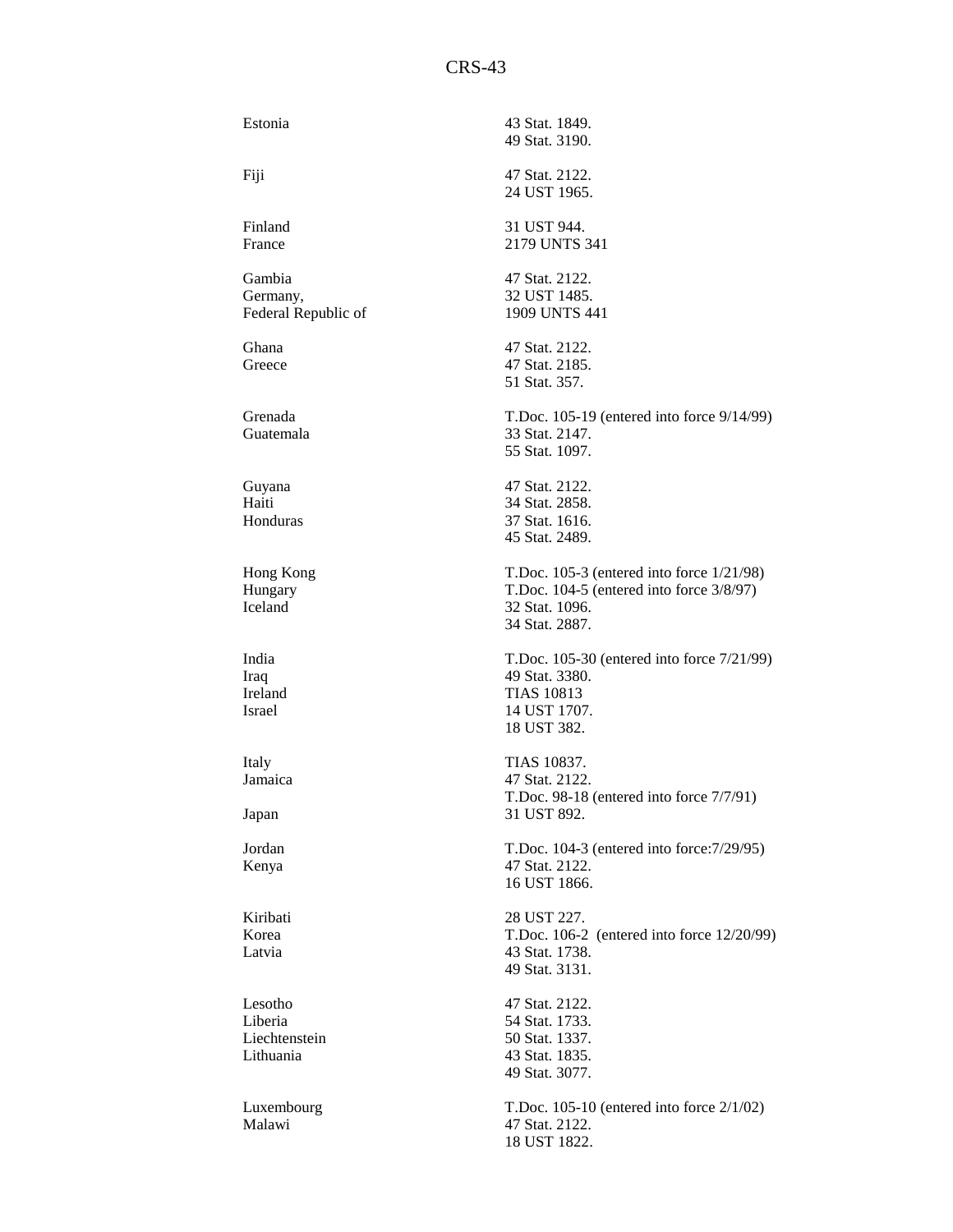| | |
|---|---|
| Estonia | 43 Stat. 1849.<br>49 Stat. 3190. |
| Fiji | 47 Stat. 2122.<br>24 UST 1965. |
| Finland | 31 UST 944. |
| France | 2179 UNTS 341 |
| Gambia | 47 Stat. 2122. |
| Germany,<br>Federal Republic of | 32 UST 1485.<br>1909 UNTS 441 |
| Ghana | 47 Stat. 2122. |
| Greece | 47 Stat. 2185.<br>51 Stat. 357. |
| Grenada | T.Doc. 105-19 (entered into force 9/14/99) |
| Guatemala | 33 Stat. 2147.<br>55 Stat. 1097. |
| Guyana | 47 Stat. 2122. |
| Haiti | 34 Stat. 2858. |
| Honduras | 37 Stat. 1616.<br>45 Stat. 2489. |
| Hong Kong | T.Doc. 105-3 (entered into force 1/21/98) |
| Hungary | T.Doc. 104-5 (entered into force 3/8/97) |
| Iceland | 32 Stat. 1096.<br>34 Stat. 2887. |
| India | T.Doc. 105-30 (entered into force 7/21/99) |
| Iraq | 49 Stat. 3380. |
| Ireland | TIAS 10813 |
| Israel | 14 UST 1707.<br>18 UST 382. |
| Italy | TIAS 10837. |
| Jamaica | 47 Stat. 2122.<br>T.Doc. 98-18 (entered into force 7/7/91) |
| Japan | 31 UST 892. |
| Jordan | T.Doc. 104-3 (entered into force:7/29/95) |
| Kenya | 47 Stat. 2122.<br>16 UST 1866. |
| Kiribati | 28 UST 227. |
| Korea | T.Doc. 106-2 (entered into force 12/20/99) |
| Latvia | 43 Stat. 1738.<br>49 Stat. 3131. |
| Lesotho | 47 Stat. 2122. |
| Liberia | 54 Stat. 1733. |
| Liechtenstein | 50 Stat. 1337. |
| Lithuania | 43 Stat. 1835.<br>49 Stat. 3077. |
| Luxembourg | T.Doc. 105-10 (entered into force 2/1/02) |
| Malawi | 47 Stat. 2122.<br>18 UST 1822. |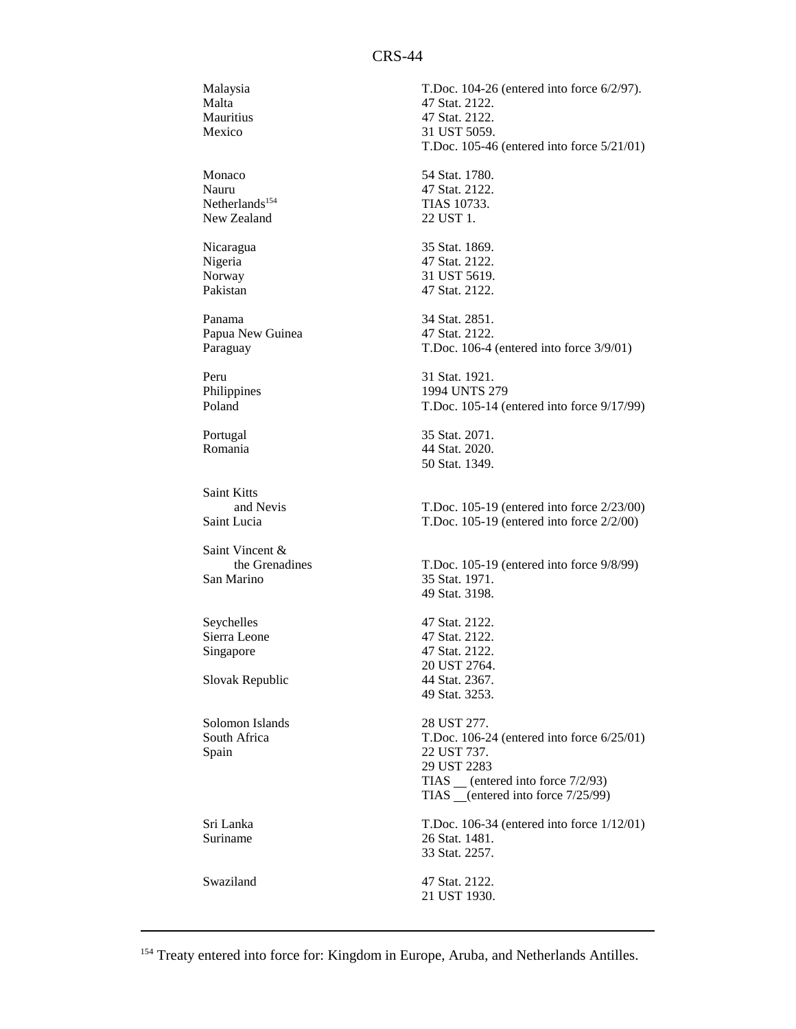| | |
|---|---|
| Malaysia | T.Doc. 104-26 (entered into force 6/2/97). |
| Malta | 47 Stat. 2122. |
| Mauritius | 47 Stat. 2122. |
| Mexico | 31 UST 5059.<br>T.Doc. 105-46 (entered into force 5/21/01) |
| Monaco | 54 Stat. 1780. |
| Nauru | 47 Stat. 2122. |
| Netherlands[154] | TIAS 10733. |
| New Zealand | 22 UST 1. |
| Nicaragua | 35 Stat. 1869. |
| Nigeria | 47 Stat. 2122. |
| Norway | 31 UST 5619. |
| Pakistan | 47 Stat. 2122. |
| Panama | 34 Stat. 2851. |
| Papua New Guinea | 47 Stat. 2122. |
| Paraguay | T.Doc. 106-4 (entered into force 3/9/01) |
| Peru | 31 Stat. 1921. |
| Philippines | 1994 UNTS 279 |
| Poland | T.Doc. 105-14 (entered into force 9/17/99) |
| Portugal | 35 Stat. 2071. |
| Romania | 44 Stat. 2020.<br>50 Stat. 1349. |
| Saint Kitts and Nevis | T.Doc. 105-19 (entered into force 2/23/00) |
| Saint Lucia | T.Doc. 105-19 (entered into force 2/2/00) |
| Saint Vincent & the Grenadines | T.Doc. 105-19 (entered into force 9/8/99) |
| San Marino | 35 Stat. 1971.<br>49 Stat. 3198. |
| Seychelles | 47 Stat. 2122. |
| Sierra Leone | 47 Stat. 2122. |
| Singapore | 47 Stat. 2122.<br>20 UST 2764. |
| Slovak Republic | 44 Stat. 2367.<br>49 Stat. 3253. |
| Solomon Islands | 28 UST 277. |
| South Africa | T.Doc. 106-24 (entered into force 6/25/01) |
| Spain | 22 UST 737.<br>29 UST 2283<br>TIAS __ (entered into force 7/2/93)<br>TIAS __(entered into force 7/25/99) |
| Sri Lanka | T.Doc. 106-34 (entered into force 1/12/01) |
| Suriname | 26 Stat. 1481.<br>33 Stat. 2257. |
| Swaziland | 47 Stat. 2122.<br>21 UST 1930. |

[154] Treaty entered into force for: Kingdom in Europe, Aruba, and Netherlands Antilles.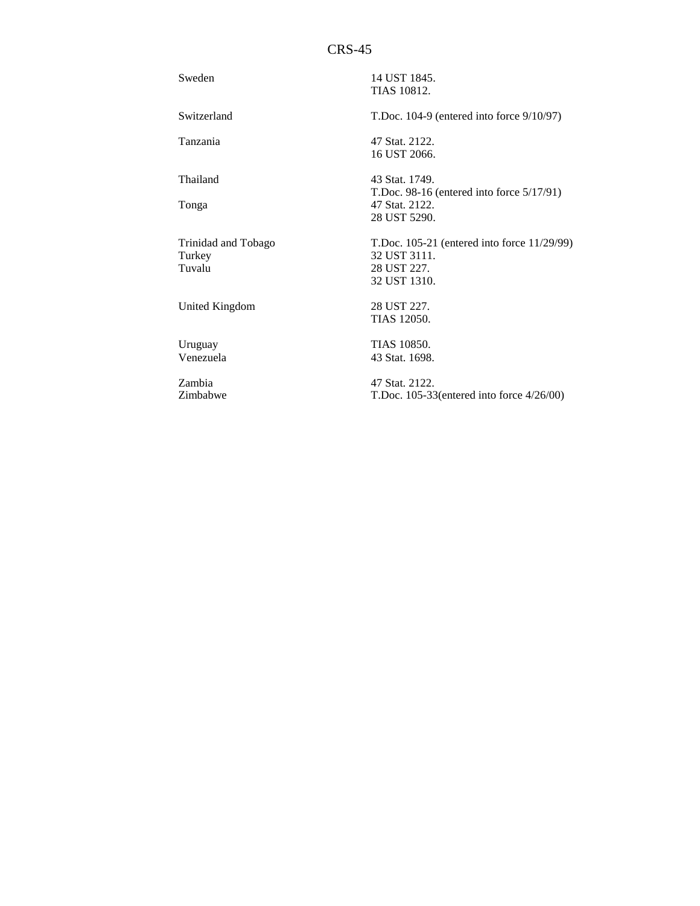| | |
|---|---|
| Sweden | 14 UST 1845.<br>TIAS 10812. |
| Switzerland | T.Doc. 104-9 (entered into force 9/10/97) |
| Tanzania | 47 Stat. 2122.<br>16 UST 2066. |
| Thailand | 43 Stat. 1749.<br>T.Doc. 98-16 (entered into force 5/17/91) |
| Tonga | 47 Stat. 2122.<br>28 UST 5290. |
| Trinidad and Tobago | T.Doc. 105-21 (entered into force 11/29/99) |
| Turkey | 32 UST 3111. |
| Tuvalu | 28 UST 227.<br>32 UST 1310. |
| United Kingdom | 28 UST 227.<br>TIAS 12050. |
| Uruguay | TIAS 10850. |
| Venezuela | 43 Stat. 1698. |
| Zambia | 47 Stat. 2122. |
| Zimbabwe | T.Doc. 105-33(entered into force 4/26/00) |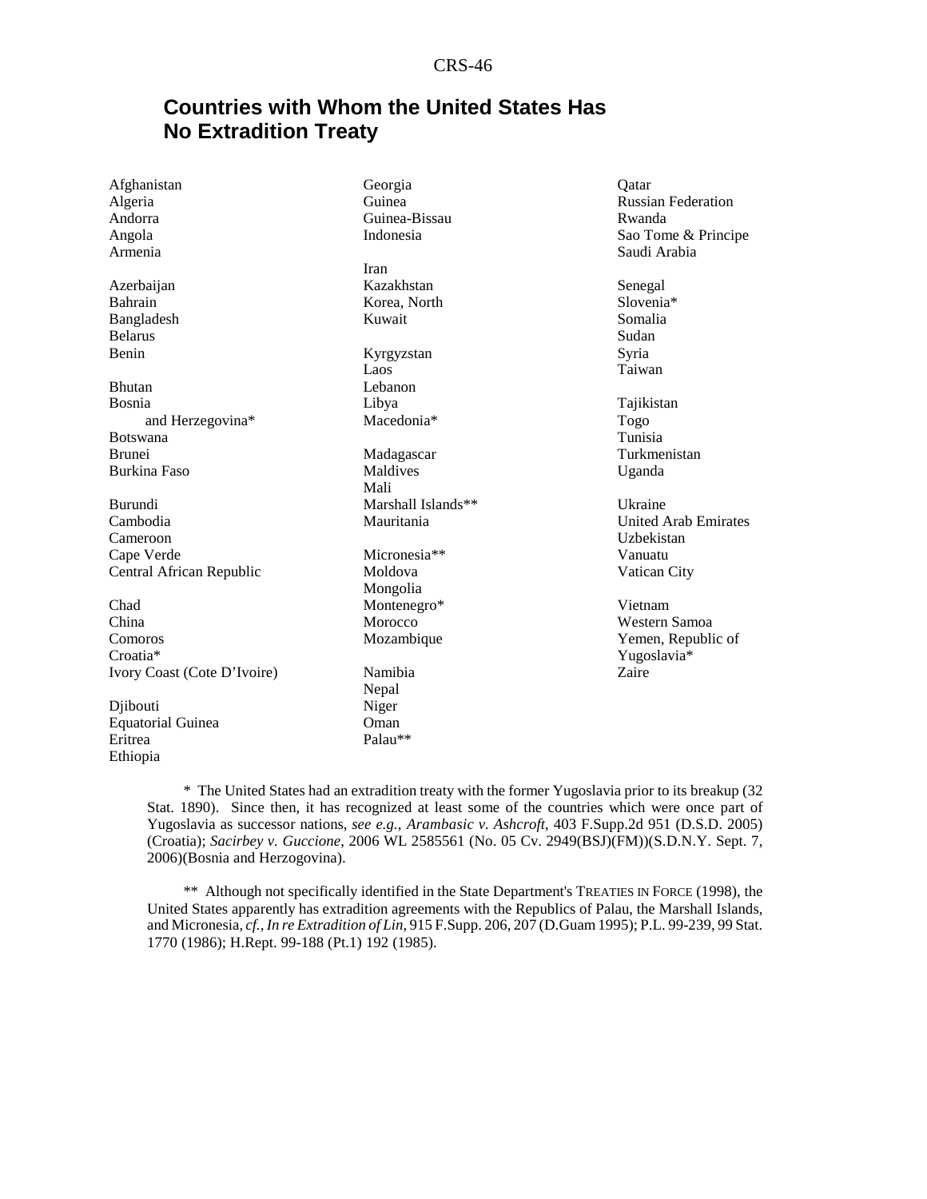## Countries with Whom the United States Has No Extradition Treaty

Afghanistan
Algeria
Andorra
Angola
Armenia

Azerbaijan
Bahrain
Bangladesh
Belarus
Benin

Bhutan
Bosnia
and Herzegovina*
Botswana
Brunei
Burkina Faso

Burundi
Cambodia
Cameroon
Cape Verde
Central African Republic

Chad
China
Comoros
Croatia*
Ivory Coast (Cote D'Ivoire)

Djibouti
Equatorial Guinea
Eritrea
Ethiopia

Georgia
Guinea
Guinea-Bissau
Indonesia

Iran
Kazakhstan
Korea, North
Kuwait

Kyrgyzstan
Laos
Lebanon
Libya
Macedonia*

Madagascar
Maldives
Mali
Marshall Islands**
Mauritania

Micronesia**
Moldova
Mongolia
Montenegro*
Morocco
Mozambique

Namibia
Nepal
Niger
Oman
Palau**

Qatar
Russian Federation
Rwanda
Sao Tome & Principe
Saudi Arabia

Senegal
Slovenia*
Somalia
Sudan
Syria
Taiwan

Tajikistan
Togo
Tunisia
Turkmenistan
Uganda

Ukraine
United Arab Emirates
Uzbekistan
Vanuatu
Vatican City

Vietnam
Western Samoa
Yemen, Republic of
Yugoslavia*
Zaire

\* The United States had an extradition treaty with the former Yugoslavia prior to its breakup (32 Stat. 1890). Since then, it has recognized at least some of the countries which were once part of Yugoslavia as successor nations, *see e.g., Arambasic v. Ashcroft*, 403 F.Supp.2d 951 (D.S.D. 2005) (Croatia); *Sacirbey v. Guccione*, 2006 WL 2585561 (No. 05 Cv. 2949(BSJ)(FM))(S.D.N.Y. Sept. 7, 2006)(Bosnia and Herzogovina).

\** Although not specifically identified in the State Department's TREATIES IN FORCE (1998), the United States apparently has extradition agreements with the Republics of Palau, the Marshall Islands, and Micronesia, *cf., In re Extradition of Lin*, 915 F.Supp. 206, 207 (D.Guam 1995); P.L. 99-239, 99 Stat. 1770 (1986); H.Rept. 99-188 (Pt.1) 192 (1985).